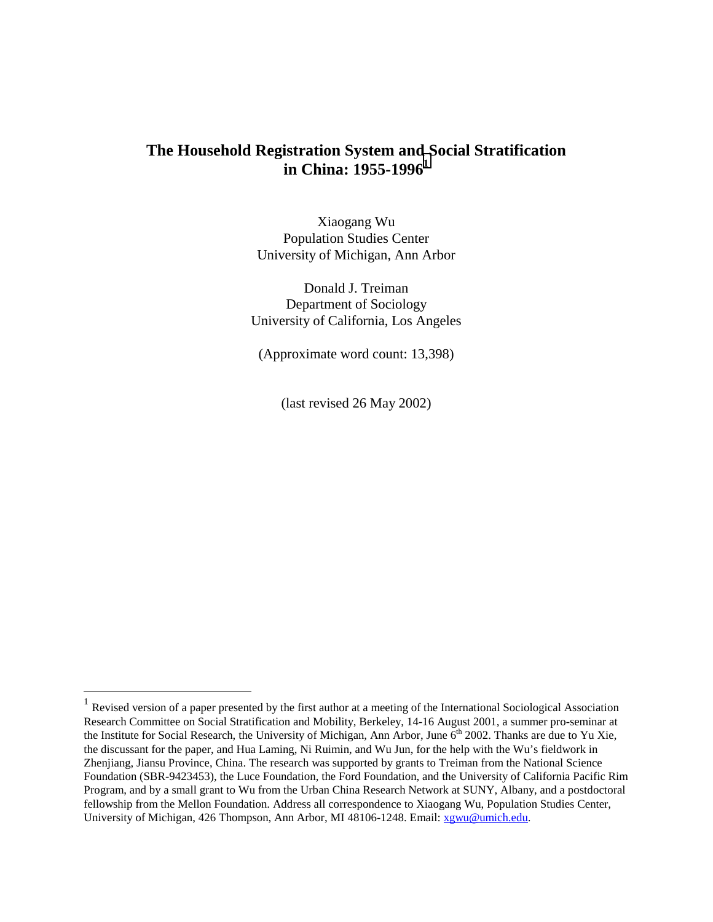# The Household Registration System and Social Stratification in China: 1955-1996[1]

Xiaogang Wu
Population Studies Center
University of Michigan, Ann Arbor

Donald J. Treiman
Department of Sociology
University of California, Los Angeles

(Approximate word count: 13,398)

(last revised 26 May 2002)

---

[1] Revised version of a paper presented by the first author at a meeting of the International Sociological Association Research Committee on Social Stratification and Mobility, Berkeley, 14-16 August 2001, a summer pro-seminar at the Institute for Social Research, the University of Michigan, Ann Arbor, June 6th 2002. Thanks are due to Yu Xie, the discussant for the paper, and Hua Laming, Ni Ruimin, and Wu Jun, for the help with the Wu's fieldwork in Zhenjiang, Jiansu Province, China. The research was supported by grants to Treiman from the National Science Foundation (SBR-9423453), the Luce Foundation, the Ford Foundation, and the University of California Pacific Rim Program, and by a small grant to Wu from the Urban China Research Network at SUNY, Albany, and a postdoctoral fellowship from the Mellon Foundation. Address all correspondence to Xiaogang Wu, Population Studies Center, University of Michigan, 426 Thompson, Ann Arbor, MI 48106-1248. Email: xgwu@umich.edu.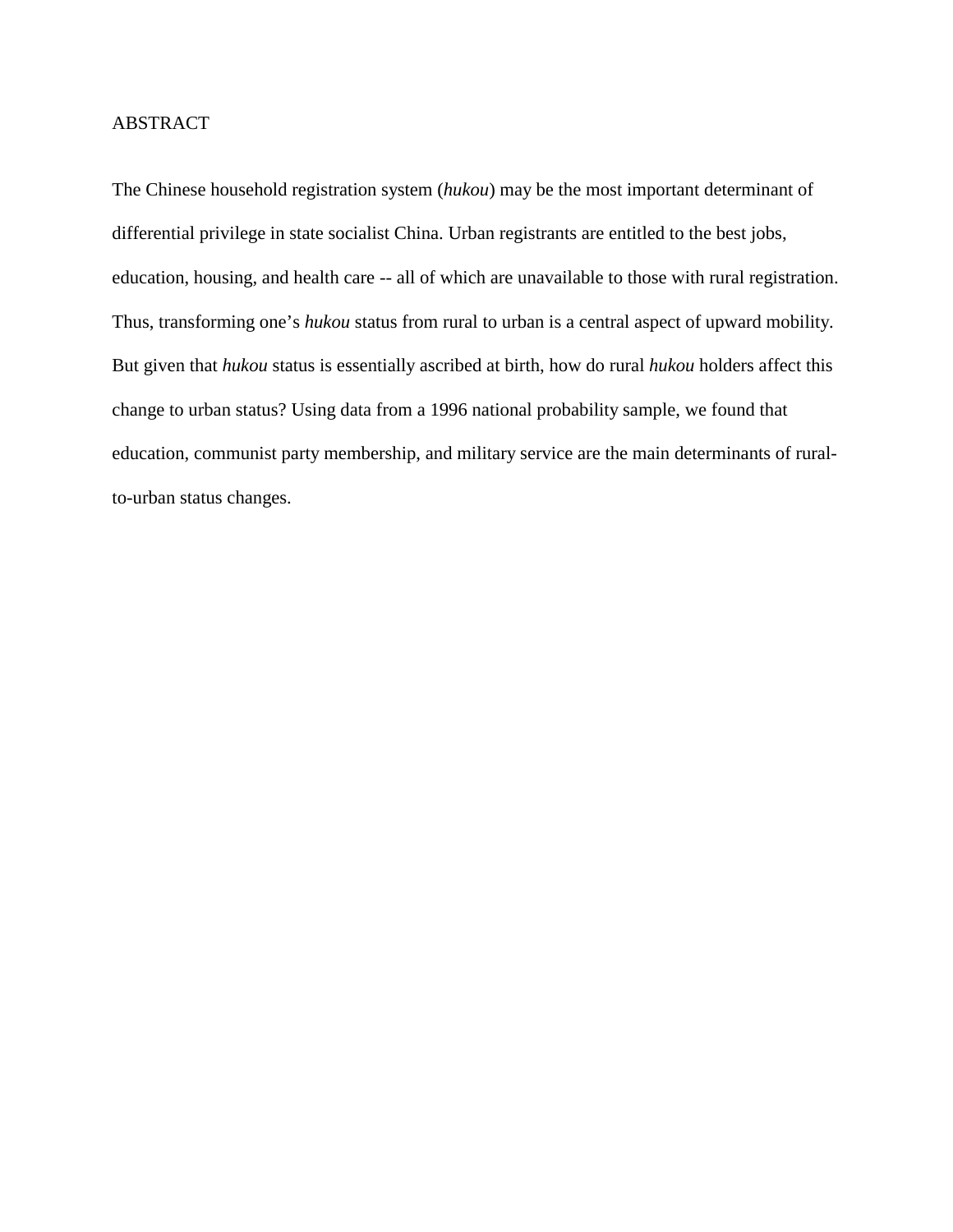# ABSTRACT

The Chinese household registration system (*hukou*) may be the most important determinant of differential privilege in state socialist China. Urban registrants are entitled to the best jobs, education, housing, and health care -- all of which are unavailable to those with rural registration. Thus, transforming one's *hukou* status from rural to urban is a central aspect of upward mobility. But given that *hukou* status is essentially ascribed at birth, how do rural *hukou* holders affect this change to urban status? Using data from a 1996 national probability sample, we found that education, communist party membership, and military service are the main determinants of rural-to-urban status changes.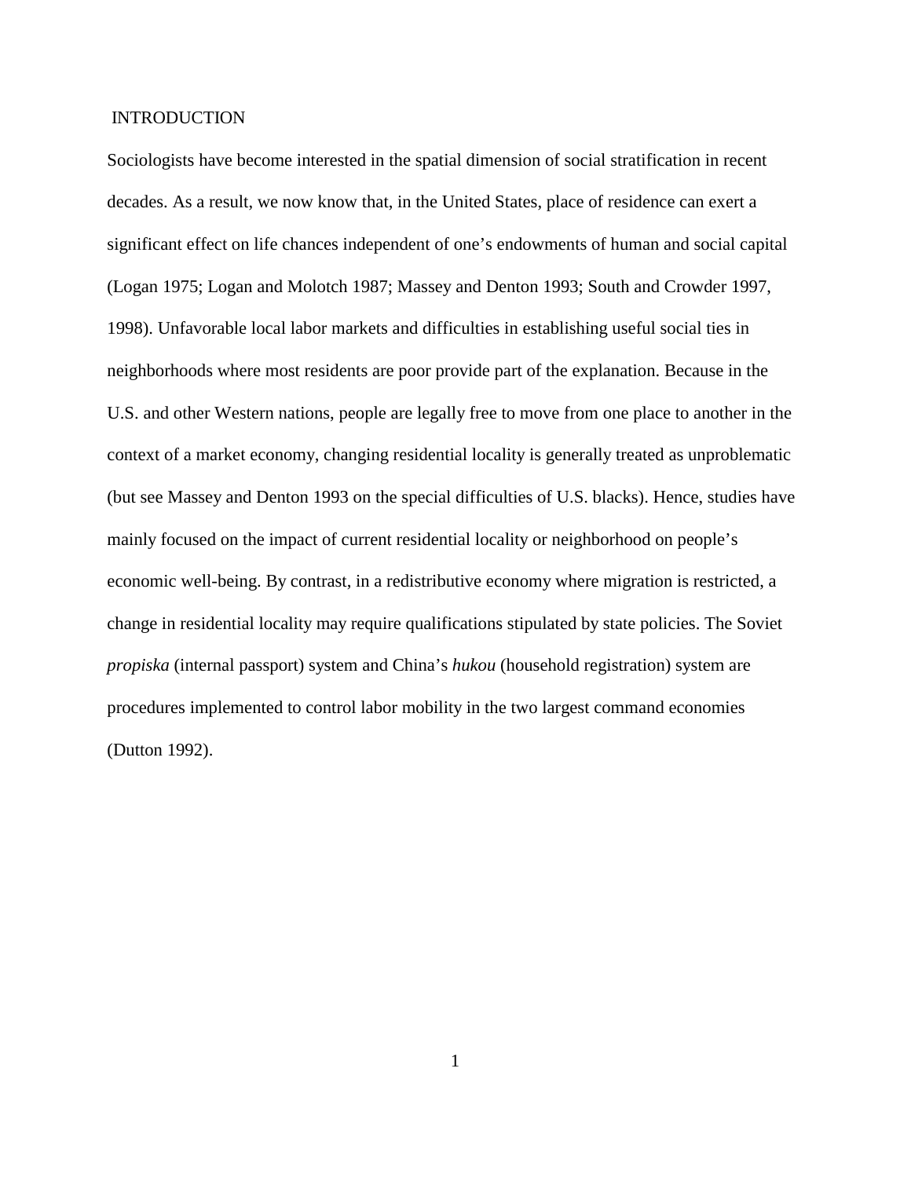## INTRODUCTION

Sociologists have become interested in the spatial dimension of social stratification in recent decades. As a result, we now know that, in the United States, place of residence can exert a significant effect on life chances independent of one's endowments of human and social capital (Logan 1975; Logan and Molotch 1987; Massey and Denton 1993; South and Crowder 1997, 1998). Unfavorable local labor markets and difficulties in establishing useful social ties in neighborhoods where most residents are poor provide part of the explanation. Because in the U.S. and other Western nations, people are legally free to move from one place to another in the context of a market economy, changing residential locality is generally treated as unproblematic (but see Massey and Denton 1993 on the special difficulties of U.S. blacks). Hence, studies have mainly focused on the impact of current residential locality or neighborhood on people's economic well-being. By contrast, in a redistributive economy where migration is restricted, a change in residential locality may require qualifications stipulated by state policies. The Soviet *propiska* (internal passport) system and China's *hukou* (household registration) system are procedures implemented to control labor mobility in the two largest command economies (Dutton 1992).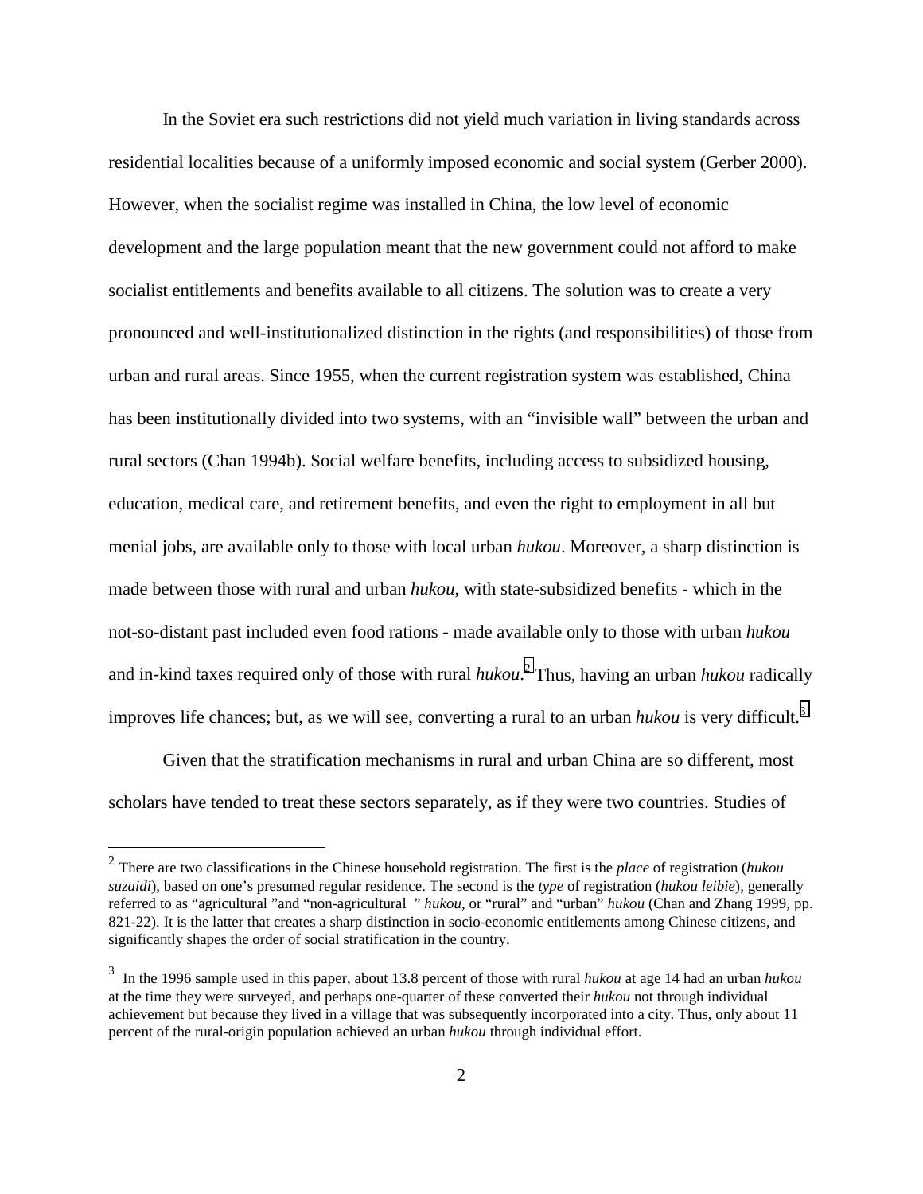In the Soviet era such restrictions did not yield much variation in living standards across residential localities because of a uniformly imposed economic and social system (Gerber 2000). However, when the socialist regime was installed in China, the low level of economic development and the large population meant that the new government could not afford to make socialist entitlements and benefits available to all citizens. The solution was to create a very pronounced and well-institutionalized distinction in the rights (and responsibilities) of those from urban and rural areas. Since 1955, when the current registration system was established, China has been institutionally divided into two systems, with an "invisible wall" between the urban and rural sectors (Chan 1994b). Social welfare benefits, including access to subsidized housing, education, medical care, and retirement benefits, and even the right to employment in all but menial jobs, are available only to those with local urban *hukou*. Moreover, a sharp distinction is made between those with rural and urban *hukou*, with state-subsidized benefits - which in the not-so-distant past included even food rations - made available only to those with urban *hukou* and in-kind taxes required only of those with rural *hukou*.[2] Thus, having an urban *hukou* radically improves life chances; but, as we will see, converting a rural to an urban *hukou* is very difficult.[3]

Given that the stratification mechanisms in rural and urban China are so different, most scholars have tended to treat these sectors separately, as if they were two countries. Studies of

---

[2] There are two classifications in the Chinese household registration. The first is the *place* of registration (*hukou suzaidi*), based on one's presumed regular residence. The second is the *type* of registration (*hukou leibie*), generally referred to as "agricultural "and "non-agricultural " *hukou*, or "rural" and "urban" *hukou* (Chan and Zhang 1999, pp. 821-22). It is the latter that creates a sharp distinction in socio-economic entitlements among Chinese citizens, and significantly shapes the order of social stratification in the country.

[3] In the 1996 sample used in this paper, about 13.8 percent of those with rural *hukou* at age 14 had an urban *hukou* at the time they were surveyed, and perhaps one-quarter of these converted their *hukou* not through individual achievement but because they lived in a village that was subsequently incorporated into a city. Thus, only about 11 percent of the rural-origin population achieved an urban *hukou* through individual effort.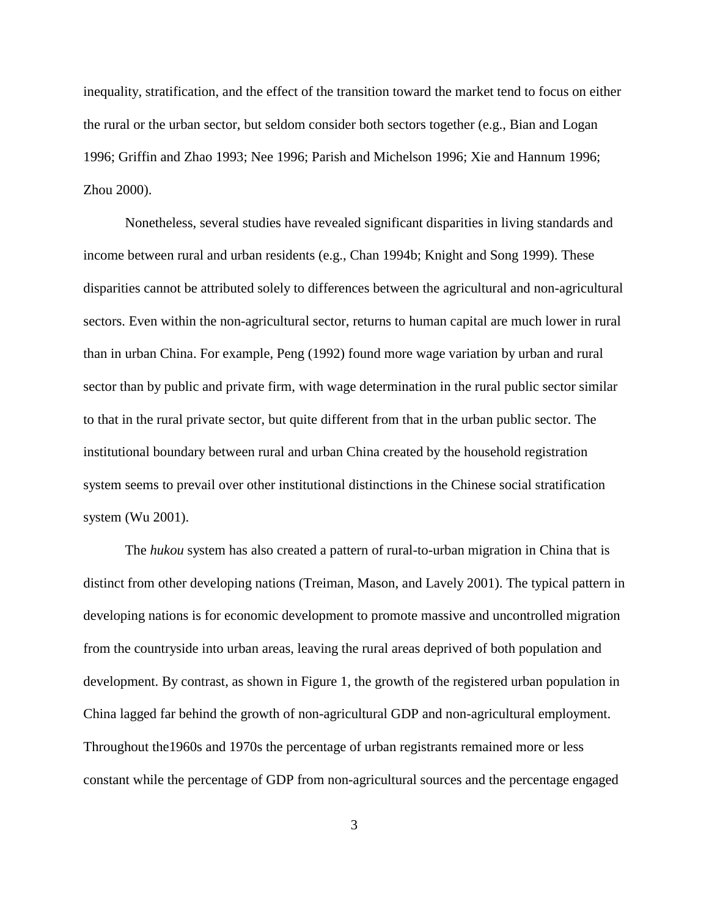inequality, stratification, and the effect of the transition toward the market tend to focus on either the rural or the urban sector, but seldom consider both sectors together (e.g., Bian and Logan 1996; Griffin and Zhao 1993; Nee 1996; Parish and Michelson 1996; Xie and Hannum 1996; Zhou 2000).

Nonetheless, several studies have revealed significant disparities in living standards and income between rural and urban residents (e.g., Chan 1994b; Knight and Song 1999). These disparities cannot be attributed solely to differences between the agricultural and non-agricultural sectors. Even within the non-agricultural sector, returns to human capital are much lower in rural than in urban China. For example, Peng (1992) found more wage variation by urban and rural sector than by public and private firm, with wage determination in the rural public sector similar to that in the rural private sector, but quite different from that in the urban public sector. The institutional boundary between rural and urban China created by the household registration system seems to prevail over other institutional distinctions in the Chinese social stratification system (Wu 2001).

The *hukou* system has also created a pattern of rural-to-urban migration in China that is distinct from other developing nations (Treiman, Mason, and Lavely 2001). The typical pattern in developing nations is for economic development to promote massive and uncontrolled migration from the countryside into urban areas, leaving the rural areas deprived of both population and development. By contrast, as shown in Figure 1, the growth of the registered urban population in China lagged far behind the growth of non-agricultural GDP and non-agricultural employment. Throughout the1960s and 1970s the percentage of urban registrants remained more or less constant while the percentage of GDP from non-agricultural sources and the percentage engaged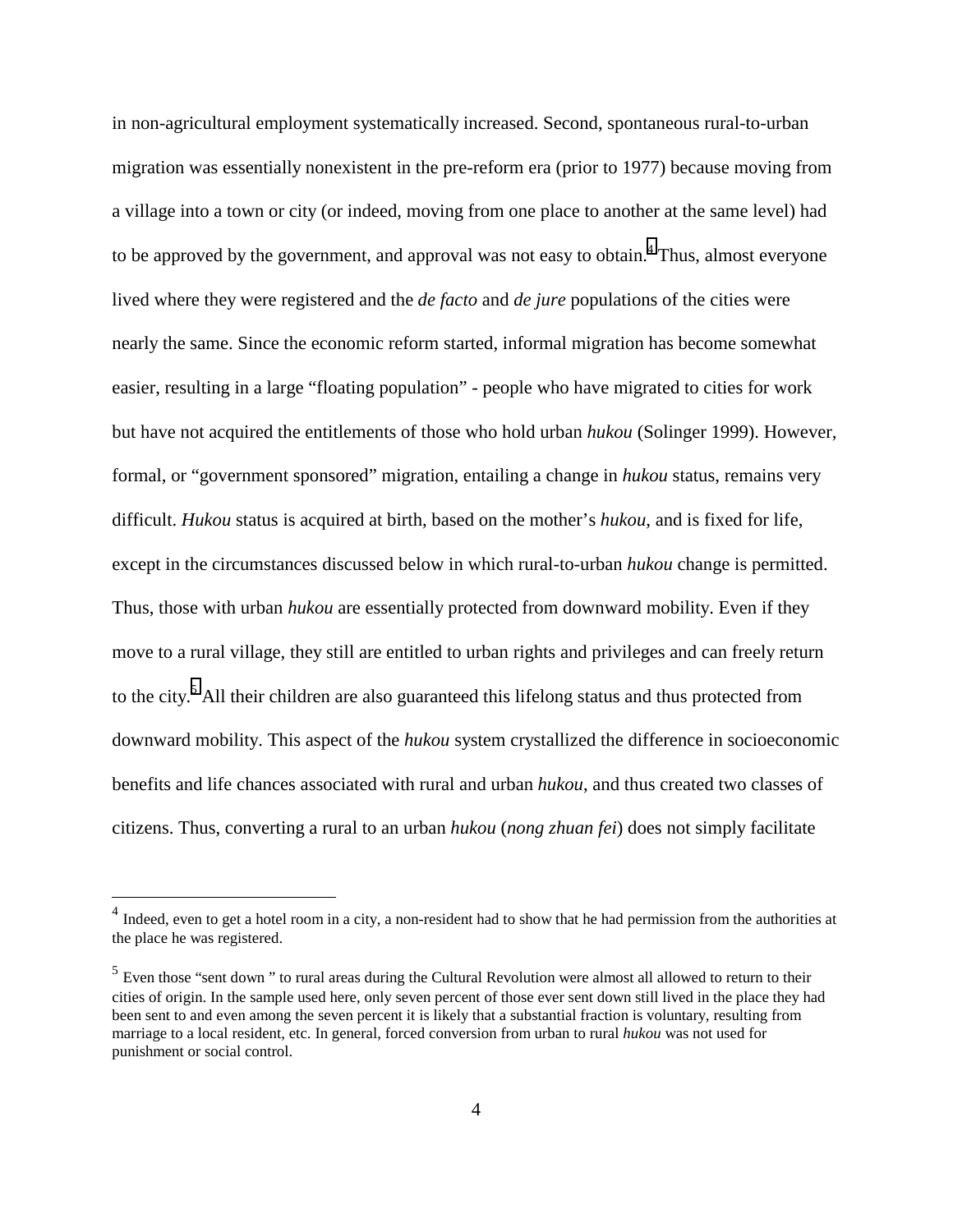in non-agricultural employment systematically increased. Second, spontaneous rural-to-urban migration was essentially nonexistent in the pre-reform era (prior to 1977) because moving from a village into a town or city (or indeed, moving from one place to another at the same level) had to be approved by the government, and approval was not easy to obtain.[4] Thus, almost everyone lived where they were registered and the *de facto* and *de jure* populations of the cities were nearly the same. Since the economic reform started, informal migration has become somewhat easier, resulting in a large "floating population" - people who have migrated to cities for work but have not acquired the entitlements of those who hold urban *hukou* (Solinger 1999). However, formal, or "government sponsored" migration, entailing a change in *hukou* status, remains very difficult. *Hukou* status is acquired at birth, based on the mother's *hukou*, and is fixed for life, except in the circumstances discussed below in which rural-to-urban *hukou* change is permitted. Thus, those with urban *hukou* are essentially protected from downward mobility. Even if they move to a rural village, they still are entitled to urban rights and privileges and can freely return to the city.[5] All their children are also guaranteed this lifelong status and thus protected from downward mobility. This aspect of the *hukou* system crystallized the difference in socioeconomic benefits and life chances associated with rural and urban *hukou*, and thus created two classes of citizens. Thus, converting a rural to an urban *hukou* (*nong zhuan fei*) does not simply facilitate

---

[4] Indeed, even to get a hotel room in a city, a non-resident had to show that he had permission from the authorities at the place he was registered.

[5] Even those "sent down " to rural areas during the Cultural Revolution were almost all allowed to return to their cities of origin. In the sample used here, only seven percent of those ever sent down still lived in the place they had been sent to and even among the seven percent it is likely that a substantial fraction is voluntary, resulting from marriage to a local resident, etc. In general, forced conversion from urban to rural *hukou* was not used for punishment or social control.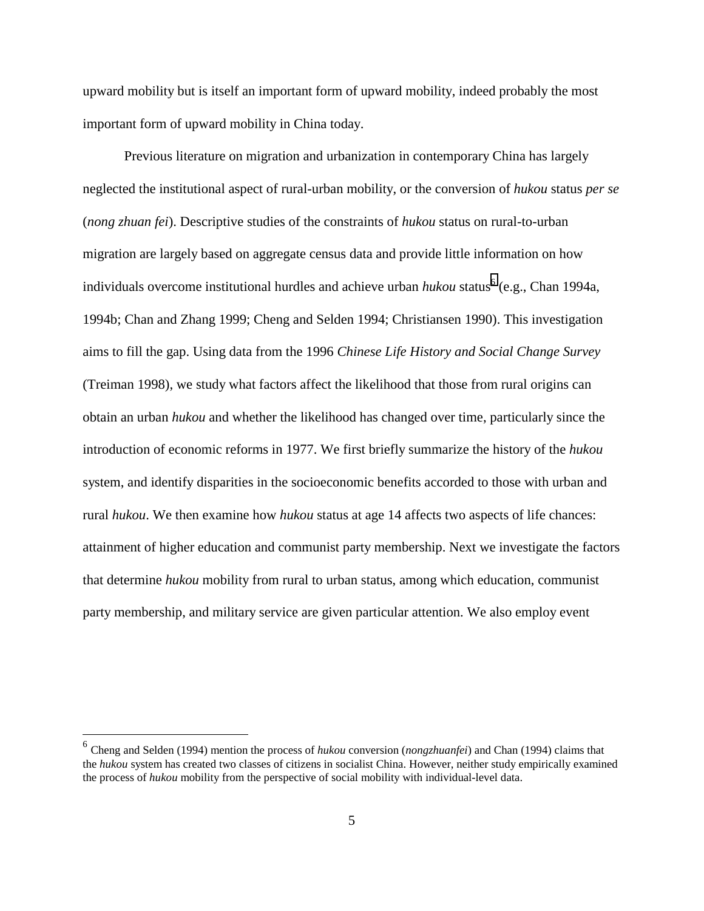upward mobility but is itself an important form of upward mobility, indeed probably the most important form of upward mobility in China today.

Previous literature on migration and urbanization in contemporary China has largely neglected the institutional aspect of rural-urban mobility, or the conversion of *hukou* status *per se* (*nong zhuan fei*). Descriptive studies of the constraints of *hukou* status on rural-to-urban migration are largely based on aggregate census data and provide little information on how individuals overcome institutional hurdles and achieve urban *hukou* status[6] (e.g., Chan 1994a, 1994b; Chan and Zhang 1999; Cheng and Selden 1994; Christiansen 1990). This investigation aims to fill the gap. Using data from the 1996 *Chinese Life History and Social Change Survey* (Treiman 1998), we study what factors affect the likelihood that those from rural origins can obtain an urban *hukou* and whether the likelihood has changed over time, particularly since the introduction of economic reforms in 1977. We first briefly summarize the history of the *hukou* system, and identify disparities in the socioeconomic benefits accorded to those with urban and rural *hukou*. We then examine how *hukou* status at age 14 affects two aspects of life chances: attainment of higher education and communist party membership. Next we investigate the factors that determine *hukou* mobility from rural to urban status, among which education, communist party membership, and military service are given particular attention. We also employ event

[6] Cheng and Selden (1994) mention the process of *hukou* conversion (*nongzhuanfei*) and Chan (1994) claims that the *hukou* system has created two classes of citizens in socialist China. However, neither study empirically examined the process of *hukou* mobility from the perspective of social mobility with individual-level data.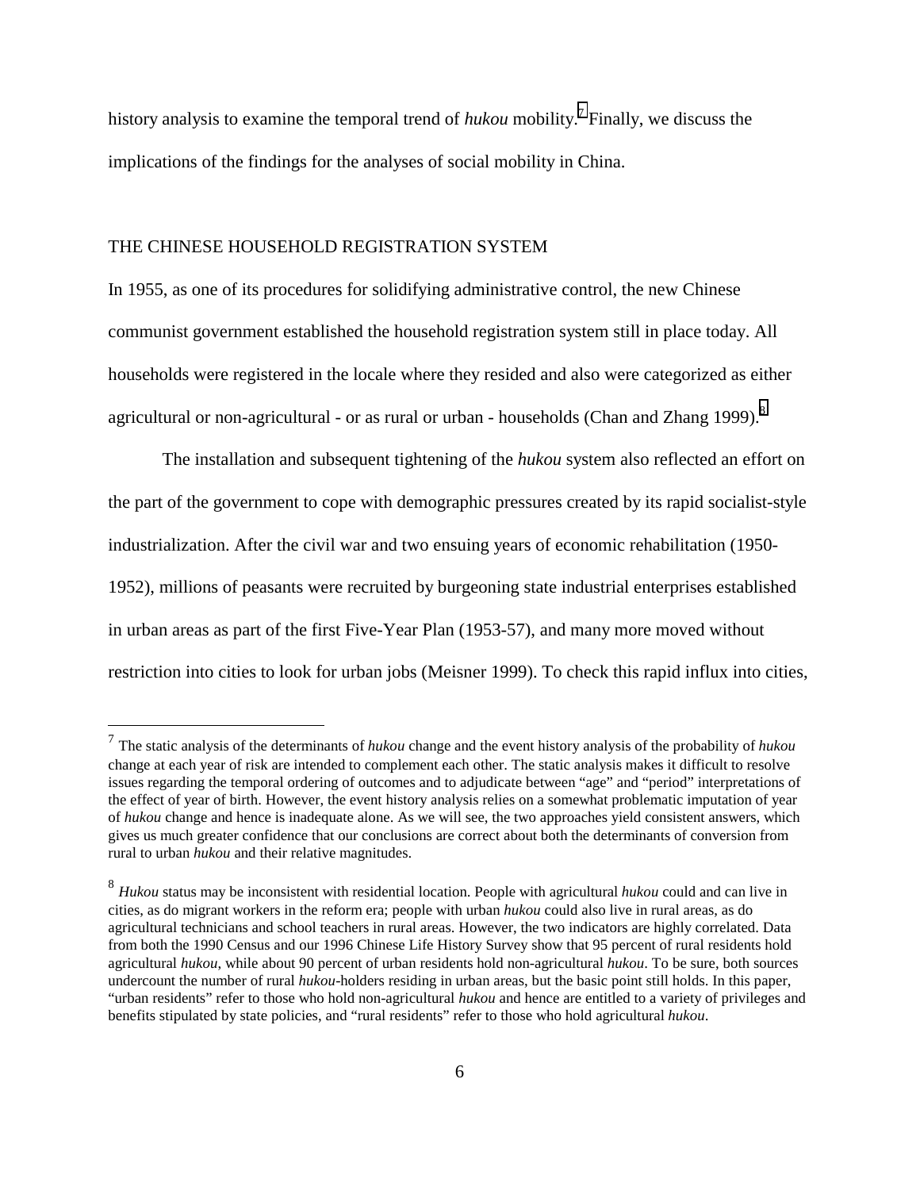history analysis to examine the temporal trend of *hukou* mobility.[7] Finally, we discuss the implications of the findings for the analyses of social mobility in China.

## THE CHINESE HOUSEHOLD REGISTRATION SYSTEM

In 1955, as one of its procedures for solidifying administrative control, the new Chinese communist government established the household registration system still in place today. All households were registered in the locale where they resided and also were categorized as either agricultural or non-agricultural - or as rural or urban - households (Chan and Zhang 1999).[8]

The installation and subsequent tightening of the *hukou* system also reflected an effort on the part of the government to cope with demographic pressures created by its rapid socialist-style industrialization. After the civil war and two ensuing years of economic rehabilitation (1950-1952), millions of peasants were recruited by burgeoning state industrial enterprises established in urban areas as part of the first Five-Year Plan (1953-57), and many more moved without restriction into cities to look for urban jobs (Meisner 1999). To check this rapid influx into cities,

---

[7] The static analysis of the determinants of *hukou* change and the event history analysis of the probability of *hukou* change at each year of risk are intended to complement each other. The static analysis makes it difficult to resolve issues regarding the temporal ordering of outcomes and to adjudicate between "age" and "period" interpretations of the effect of year of birth. However, the event history analysis relies on a somewhat problematic imputation of year of *hukou* change and hence is inadequate alone. As we will see, the two approaches yield consistent answers, which gives us much greater confidence that our conclusions are correct about both the determinants of conversion from rural to urban *hukou* and their relative magnitudes.

[8] *Hukou* status may be inconsistent with residential location. People with agricultural *hukou* could and can live in cities, as do migrant workers in the reform era; people with urban *hukou* could also live in rural areas, as do agricultural technicians and school teachers in rural areas. However, the two indicators are highly correlated. Data from both the 1990 Census and our 1996 Chinese Life History Survey show that 95 percent of rural residents hold agricultural *hukou*, while about 90 percent of urban residents hold non-agricultural *hukou*. To be sure, both sources undercount the number of rural *hukou*-holders residing in urban areas, but the basic point still holds. In this paper, "urban residents" refer to those who hold non-agricultural *hukou* and hence are entitled to a variety of privileges and benefits stipulated by state policies, and "rural residents" refer to those who hold agricultural *hukou*.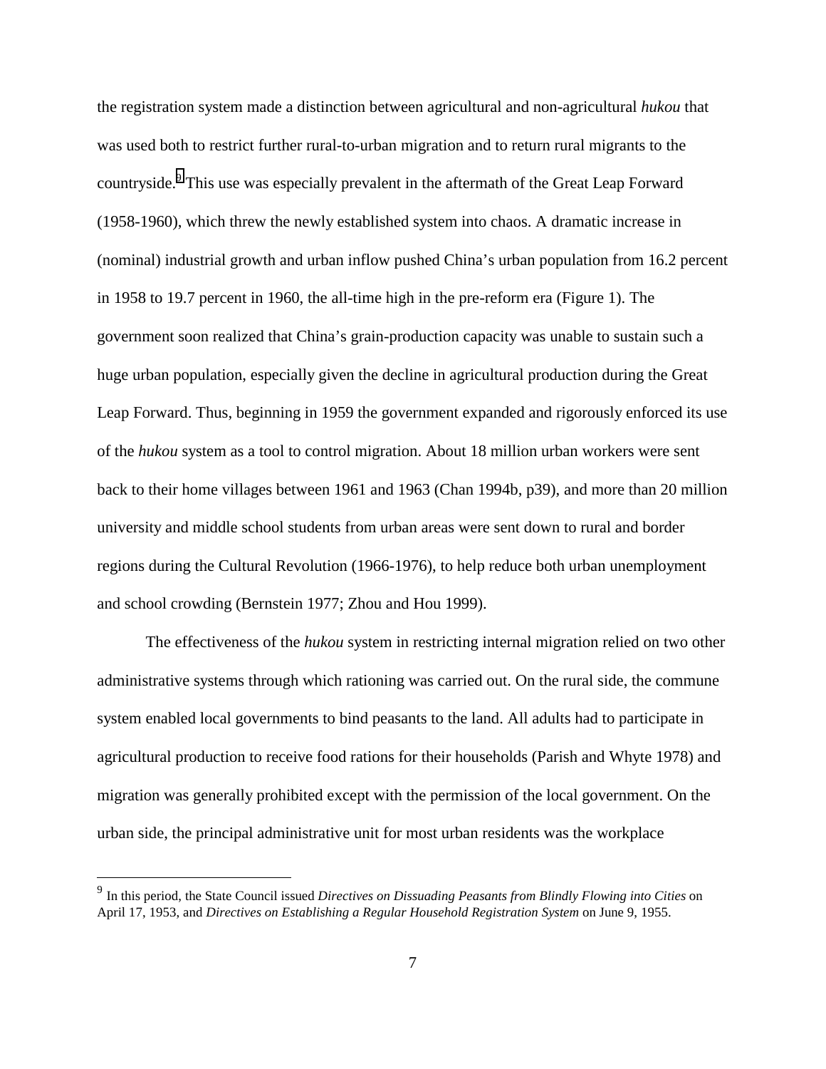the registration system made a distinction between agricultural and non-agricultural *hukou* that was used both to restrict further rural-to-urban migration and to return rural migrants to the countryside.[9] This use was especially prevalent in the aftermath of the Great Leap Forward (1958-1960), which threw the newly established system into chaos. A dramatic increase in (nominal) industrial growth and urban inflow pushed China's urban population from 16.2 percent in 1958 to 19.7 percent in 1960, the all-time high in the pre-reform era (Figure 1). The government soon realized that China's grain-production capacity was unable to sustain such a huge urban population, especially given the decline in agricultural production during the Great Leap Forward. Thus, beginning in 1959 the government expanded and rigorously enforced its use of the *hukou* system as a tool to control migration. About 18 million urban workers were sent back to their home villages between 1961 and 1963 (Chan 1994b, p39), and more than 20 million university and middle school students from urban areas were sent down to rural and border regions during the Cultural Revolution (1966-1976), to help reduce both urban unemployment and school crowding (Bernstein 1977; Zhou and Hou 1999).

The effectiveness of the *hukou* system in restricting internal migration relied on two other administrative systems through which rationing was carried out. On the rural side, the commune system enabled local governments to bind peasants to the land. All adults had to participate in agricultural production to receive food rations for their households (Parish and Whyte 1978) and migration was generally prohibited except with the permission of the local government. On the urban side, the principal administrative unit for most urban residents was the workplace

[9] In this period, the State Council issued *Directives on Dissuading Peasants from Blindly Flowing into Cities* on April 17, 1953, and *Directives on Establishing a Regular Household Registration System* on June 9, 1955.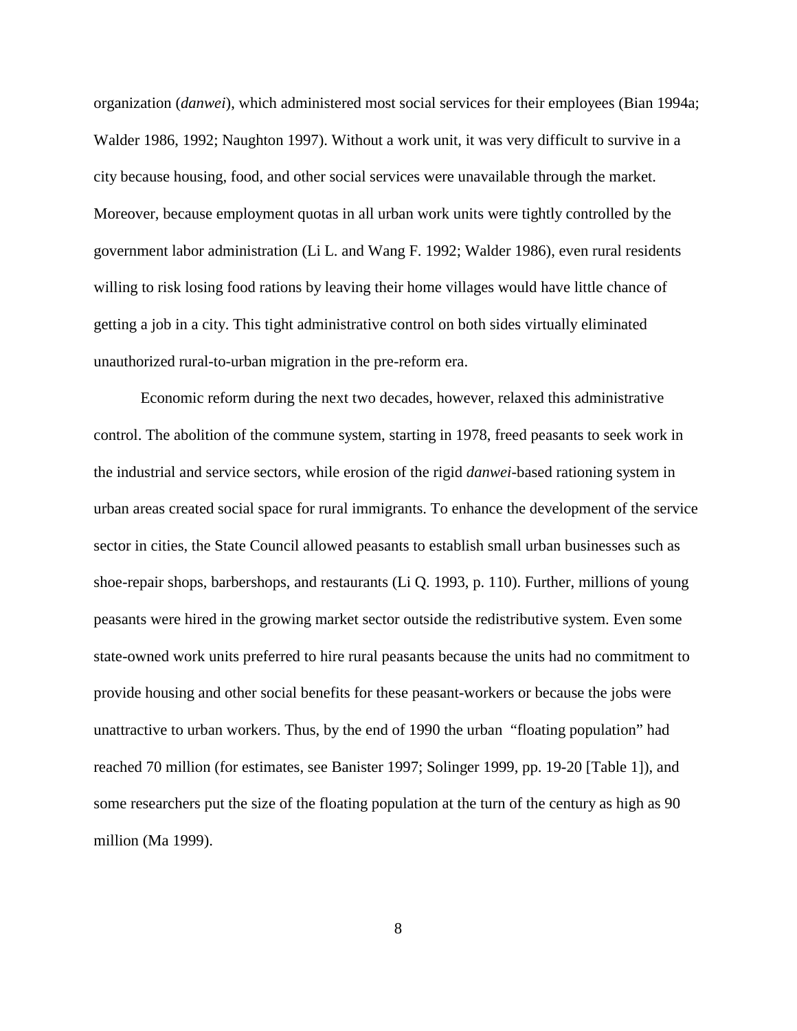organization (*danwei*), which administered most social services for their employees (Bian 1994a; Walder 1986, 1992; Naughton 1997). Without a work unit, it was very difficult to survive in a city because housing, food, and other social services were unavailable through the market. Moreover, because employment quotas in all urban work units were tightly controlled by the government labor administration (Li L. and Wang F. 1992; Walder 1986), even rural residents willing to risk losing food rations by leaving their home villages would have little chance of getting a job in a city. This tight administrative control on both sides virtually eliminated unauthorized rural-to-urban migration in the pre-reform era.

Economic reform during the next two decades, however, relaxed this administrative control. The abolition of the commune system, starting in 1978, freed peasants to seek work in the industrial and service sectors, while erosion of the rigid *danwei*-based rationing system in urban areas created social space for rural immigrants. To enhance the development of the service sector in cities, the State Council allowed peasants to establish small urban businesses such as shoe-repair shops, barbershops, and restaurants (Li Q. 1993, p. 110). Further, millions of young peasants were hired in the growing market sector outside the redistributive system. Even some state-owned work units preferred to hire rural peasants because the units had no commitment to provide housing and other social benefits for these peasant-workers or because the jobs were unattractive to urban workers. Thus, by the end of 1990 the urban "floating population" had reached 70 million (for estimates, see Banister 1997; Solinger 1999, pp. 19-20 [Table 1]), and some researchers put the size of the floating population at the turn of the century as high as 90 million (Ma 1999).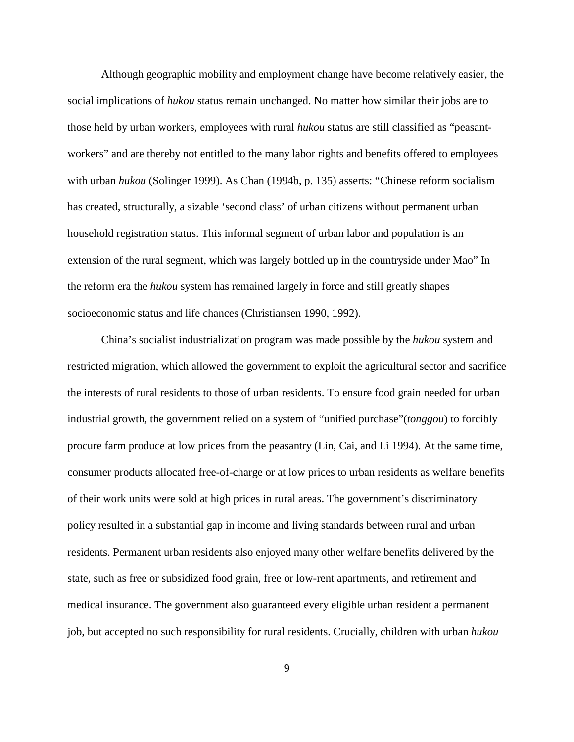Although geographic mobility and employment change have become relatively easier, the social implications of *hukou* status remain unchanged. No matter how similar their jobs are to those held by urban workers, employees with rural *hukou* status are still classified as "peasant-workers" and are thereby not entitled to the many labor rights and benefits offered to employees with urban *hukou* (Solinger 1999). As Chan (1994b, p. 135) asserts: "Chinese reform socialism has created, structurally, a sizable 'second class' of urban citizens without permanent urban household registration status. This informal segment of urban labor and population is an extension of the rural segment, which was largely bottled up in the countryside under Mao" In the reform era the *hukou* system has remained largely in force and still greatly shapes socioeconomic status and life chances (Christiansen 1990, 1992).

China's socialist industrialization program was made possible by the *hukou* system and restricted migration, which allowed the government to exploit the agricultural sector and sacrifice the interests of rural residents to those of urban residents. To ensure food grain needed for urban industrial growth, the government relied on a system of "unified purchase"(*tonggou*) to forcibly procure farm produce at low prices from the peasantry (Lin, Cai, and Li 1994). At the same time, consumer products allocated free-of-charge or at low prices to urban residents as welfare benefits of their work units were sold at high prices in rural areas. The government's discriminatory policy resulted in a substantial gap in income and living standards between rural and urban residents. Permanent urban residents also enjoyed many other welfare benefits delivered by the state, such as free or subsidized food grain, free or low-rent apartments, and retirement and medical insurance. The government also guaranteed every eligible urban resident a permanent job, but accepted no such responsibility for rural residents. Crucially, children with urban *hukou*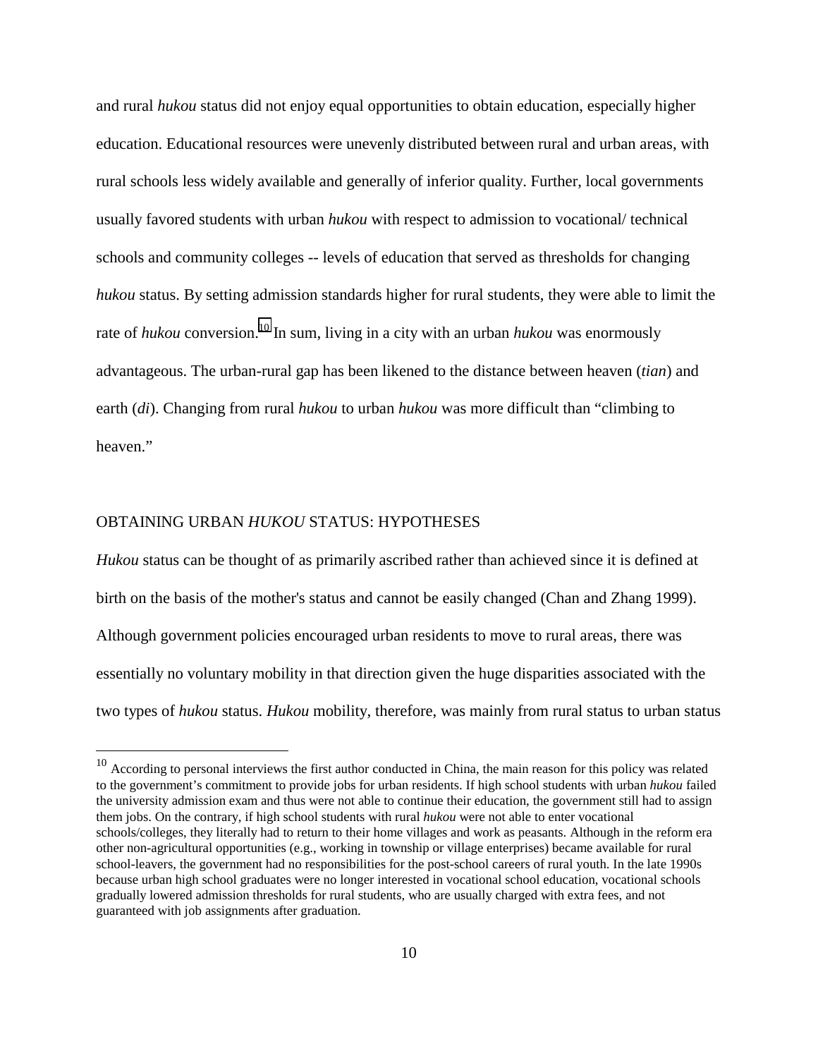and rural *hukou* status did not enjoy equal opportunities to obtain education, especially higher education. Educational resources were unevenly distributed between rural and urban areas, with rural schools less widely available and generally of inferior quality. Further, local governments usually favored students with urban *hukou* with respect to admission to vocational/ technical schools and community colleges -- levels of education that served as thresholds for changing *hukou* status. By setting admission standards higher for rural students, they were able to limit the rate of *hukou* conversion.[10] In sum, living in a city with an urban *hukou* was enormously advantageous. The urban-rural gap has been likened to the distance between heaven (*tian*) and earth (*di*). Changing from rural *hukou* to urban *hukou* was more difficult than "climbing to heaven."

## OBTAINING URBAN *HUKOU* STATUS: HYPOTHESES

*Hukou* status can be thought of as primarily ascribed rather than achieved since it is defined at birth on the basis of the mother's status and cannot be easily changed (Chan and Zhang 1999). Although government policies encouraged urban residents to move to rural areas, there was essentially no voluntary mobility in that direction given the huge disparities associated with the two types of *hukou* status. *Hukou* mobility, therefore, was mainly from rural status to urban status

---

[10] According to personal interviews the first author conducted in China, the main reason for this policy was related to the government's commitment to provide jobs for urban residents. If high school students with urban *hukou* failed the university admission exam and thus were not able to continue their education, the government still had to assign them jobs. On the contrary, if high school students with rural *hukou* were not able to enter vocational schools/colleges, they literally had to return to their home villages and work as peasants. Although in the reform era other non-agricultural opportunities (e.g., working in township or village enterprises) became available for rural school-leavers, the government had no responsibilities for the post-school careers of rural youth. In the late 1990s because urban high school graduates were no longer interested in vocational school education, vocational schools gradually lowered admission thresholds for rural students, who are usually charged with extra fees, and not guaranteed with job assignments after graduation.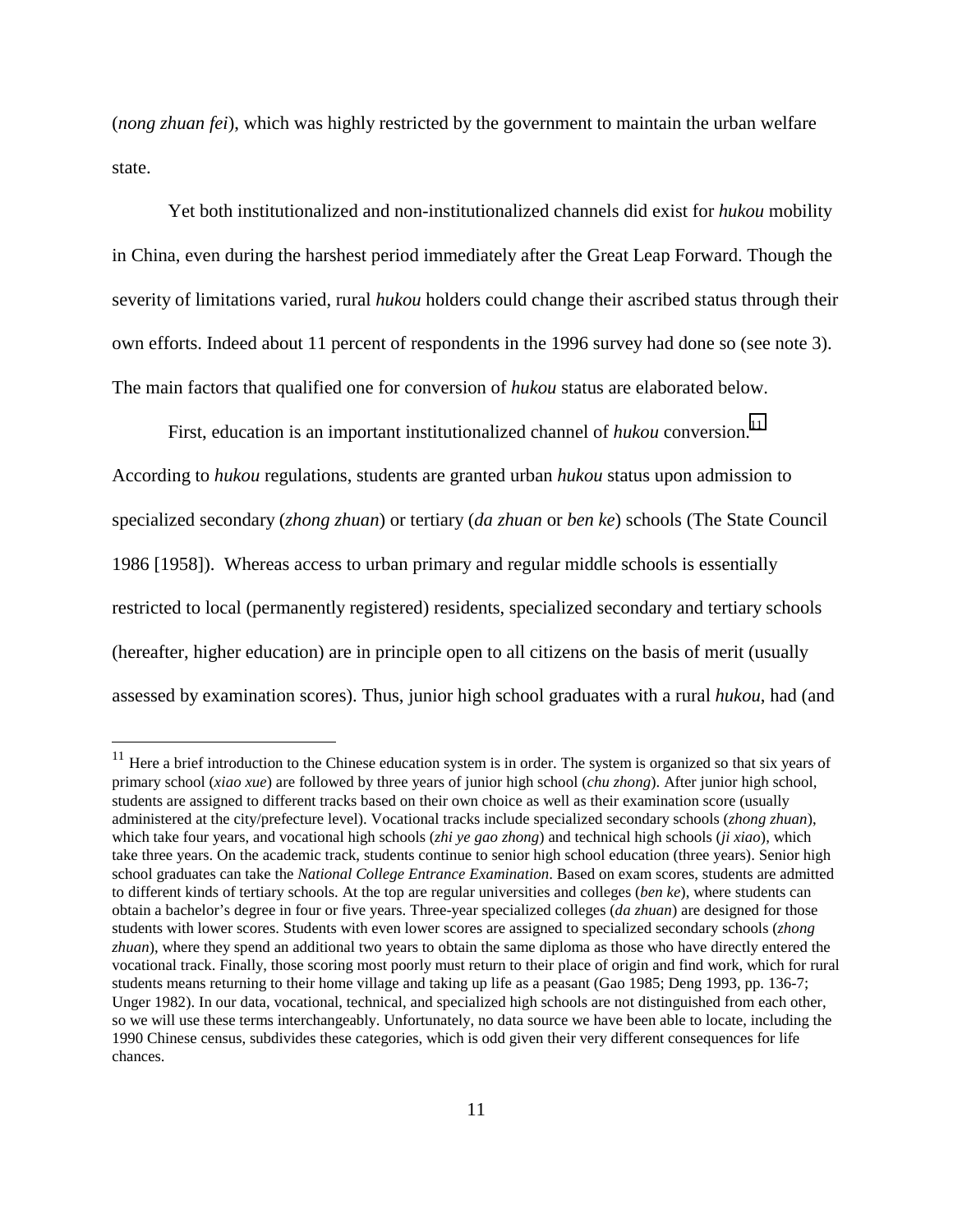(*nong zhuan fei*), which was highly restricted by the government to maintain the urban welfare state.

Yet both institutionalized and non-institutionalized channels did exist for *hukou* mobility in China, even during the harshest period immediately after the Great Leap Forward. Though the severity of limitations varied, rural *hukou* holders could change their ascribed status through their own efforts. Indeed about 11 percent of respondents in the 1996 survey had done so (see note 3). The main factors that qualified one for conversion of *hukou* status are elaborated below.

First, education is an important institutionalized channel of *hukou* conversion.[11] According to *hukou* regulations, students are granted urban *hukou* status upon admission to specialized secondary (*zhong zhuan*) or tertiary (*da zhuan* or *ben ke*) schools (The State Council 1986 [1958]). Whereas access to urban primary and regular middle schools is essentially restricted to local (permanently registered) residents, specialized secondary and tertiary schools (hereafter, higher education) are in principle open to all citizens on the basis of merit (usually assessed by examination scores). Thus, junior high school graduates with a rural *hukou*, had (and

[11] Here a brief introduction to the Chinese education system is in order. The system is organized so that six years of primary school (*xiao xue*) are followed by three years of junior high school (*chu zhong*). After junior high school, students are assigned to different tracks based on their own choice as well as their examination score (usually administered at the city/prefecture level). Vocational tracks include specialized secondary schools (*zhong zhuan*), which take four years, and vocational high schools (*zhi ye gao zhong*) and technical high schools (*ji xiao*), which take three years. On the academic track, students continue to senior high school education (three years). Senior high school graduates can take the *National College Entrance Examination*. Based on exam scores, students are admitted to different kinds of tertiary schools. At the top are regular universities and colleges (*ben ke*), where students can obtain a bachelor's degree in four or five years. Three-year specialized colleges (*da zhuan*) are designed for those students with lower scores. Students with even lower scores are assigned to specialized secondary schools (*zhong zhuan*), where they spend an additional two years to obtain the same diploma as those who have directly entered the vocational track. Finally, those scoring most poorly must return to their place of origin and find work, which for rural students means returning to their home village and taking up life as a peasant (Gao 1985; Deng 1993, pp. 136-7; Unger 1982). In our data, vocational, technical, and specialized high schools are not distinguished from each other, so we will use these terms interchangeably. Unfortunately, no data source we have been able to locate, including the 1990 Chinese census, subdivides these categories, which is odd given their very different consequences for life chances.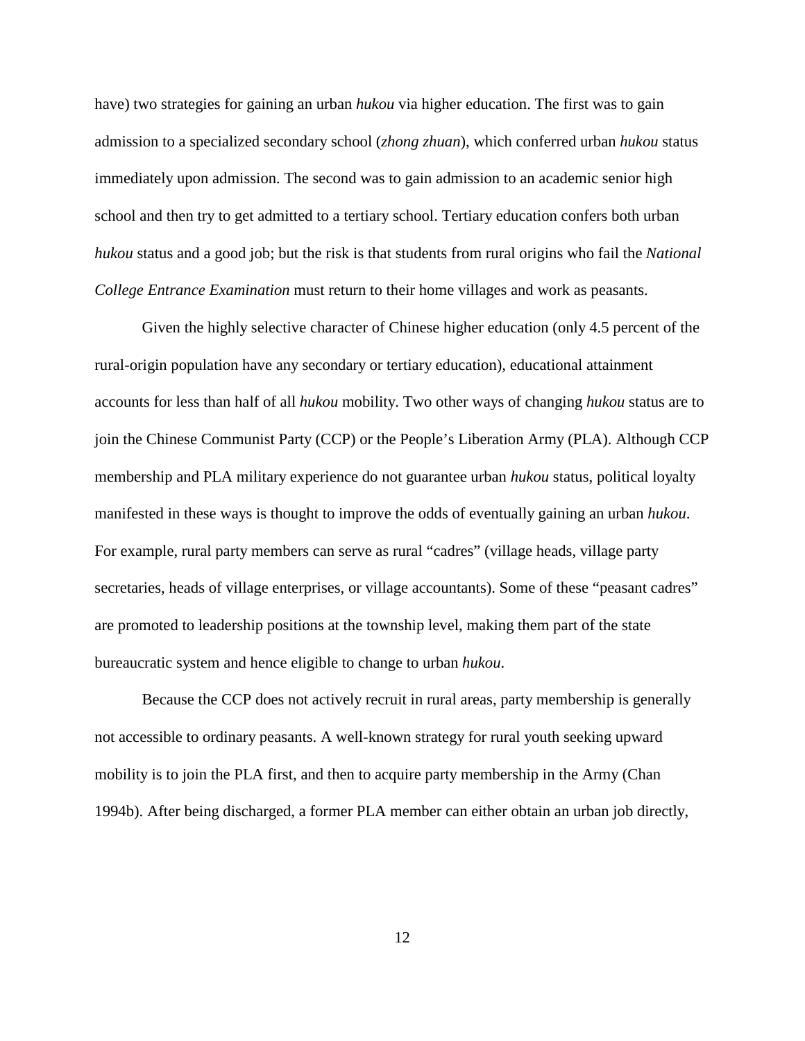have) two strategies for gaining an urban *hukou* via higher education. The first was to gain admission to a specialized secondary school (*zhong zhuan*), which conferred urban *hukou* status immediately upon admission. The second was to gain admission to an academic senior high school and then try to get admitted to a tertiary school. Tertiary education confers both urban *hukou* status and a good job; but the risk is that students from rural origins who fail the *National College Entrance Examination* must return to their home villages and work as peasants.

Given the highly selective character of Chinese higher education (only 4.5 percent of the rural-origin population have any secondary or tertiary education), educational attainment accounts for less than half of all *hukou* mobility. Two other ways of changing *hukou* status are to join the Chinese Communist Party (CCP) or the People's Liberation Army (PLA). Although CCP membership and PLA military experience do not guarantee urban *hukou* status, political loyalty manifested in these ways is thought to improve the odds of eventually gaining an urban *hukou*. For example, rural party members can serve as rural "cadres" (village heads, village party secretaries, heads of village enterprises, or village accountants). Some of these "peasant cadres" are promoted to leadership positions at the township level, making them part of the state bureaucratic system and hence eligible to change to urban *hukou*.

Because the CCP does not actively recruit in rural areas, party membership is generally not accessible to ordinary peasants. A well-known strategy for rural youth seeking upward mobility is to join the PLA first, and then to acquire party membership in the Army (Chan 1994b). After being discharged, a former PLA member can either obtain an urban job directly,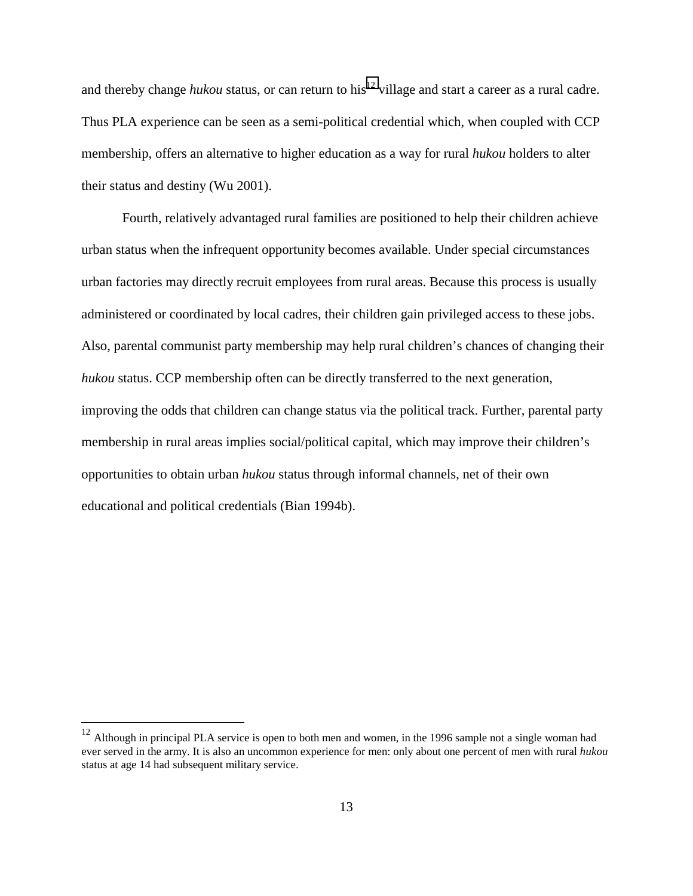and thereby change *hukou* status, or can return to his[12] village and start a career as a rural cadre. Thus PLA experience can be seen as a semi-political credential which, when coupled with CCP membership, offers an alternative to higher education as a way for rural *hukou* holders to alter their status and destiny (Wu 2001).

Fourth, relatively advantaged rural families are positioned to help their children achieve urban status when the infrequent opportunity becomes available. Under special circumstances urban factories may directly recruit employees from rural areas. Because this process is usually administered or coordinated by local cadres, their children gain privileged access to these jobs. Also, parental communist party membership may help rural children's chances of changing their *hukou* status. CCP membership often can be directly transferred to the next generation, improving the odds that children can change status via the political track. Further, parental party membership in rural areas implies social/political capital, which may improve their children's opportunities to obtain urban *hukou* status through informal channels, net of their own educational and political credentials (Bian 1994b).

[12] Although in principal PLA service is open to both men and women, in the 1996 sample not a single woman had ever served in the army. It is also an uncommon experience for men: only about one percent of men with rural *hukou* status at age 14 had subsequent military service.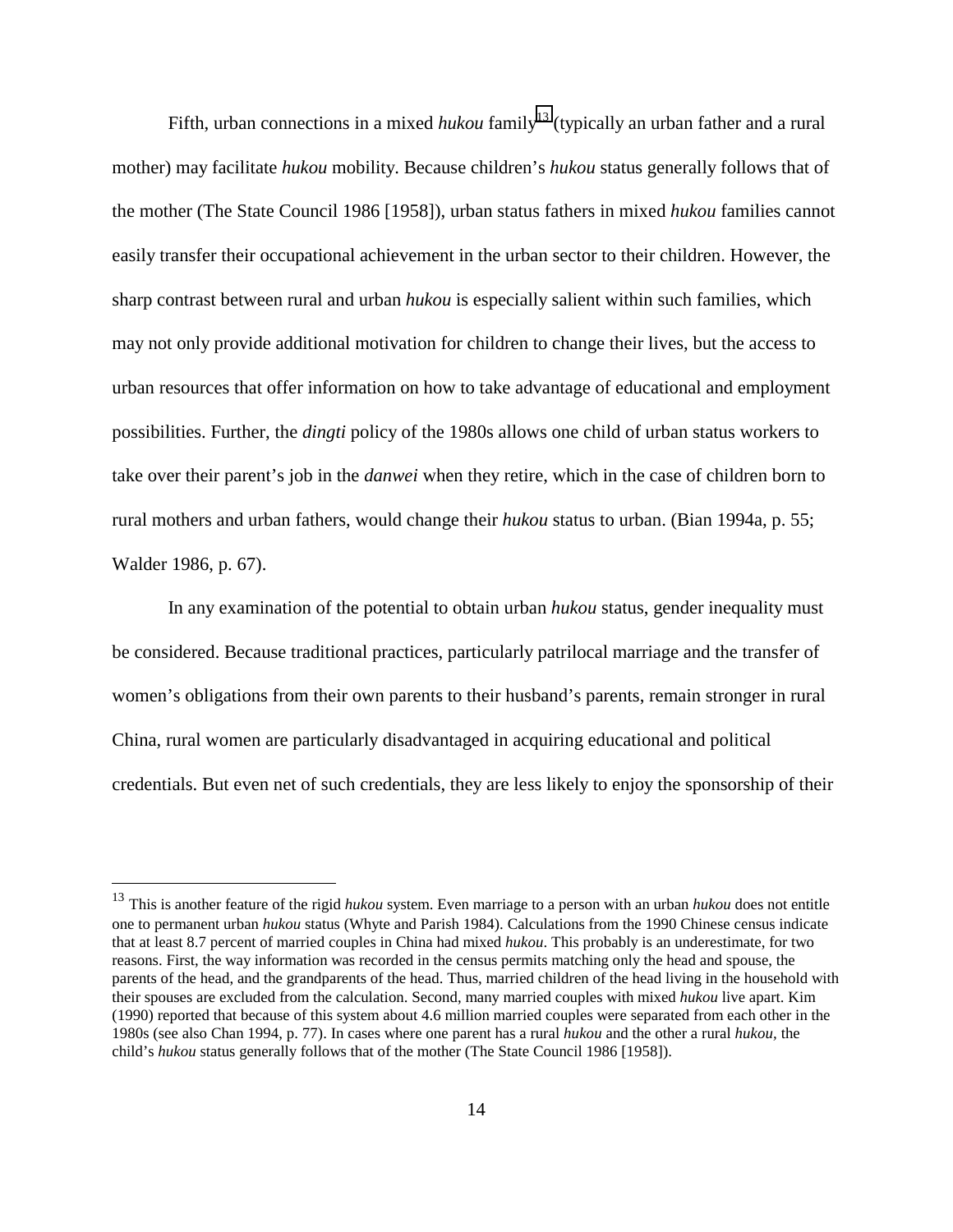Fifth, urban connections in a mixed *hukou* family[13] (typically an urban father and a rural mother) may facilitate *hukou* mobility. Because children's *hukou* status generally follows that of the mother (The State Council 1986 [1958]), urban status fathers in mixed *hukou* families cannot easily transfer their occupational achievement in the urban sector to their children. However, the sharp contrast between rural and urban *hukou* is especially salient within such families, which may not only provide additional motivation for children to change their lives, but the access to urban resources that offer information on how to take advantage of educational and employment possibilities. Further, the *dingti* policy of the 1980s allows one child of urban status workers to take over their parent's job in the *danwei* when they retire, which in the case of children born to rural mothers and urban fathers, would change their *hukou* status to urban. (Bian 1994a, p. 55; Walder 1986, p. 67).

In any examination of the potential to obtain urban *hukou* status, gender inequality must be considered. Because traditional practices, particularly patrilocal marriage and the transfer of women's obligations from their own parents to their husband's parents, remain stronger in rural China, rural women are particularly disadvantaged in acquiring educational and political credentials. But even net of such credentials, they are less likely to enjoy the sponsorship of their

---

[13] This is another feature of the rigid *hukou* system. Even marriage to a person with an urban *hukou* does not entitle one to permanent urban *hukou* status (Whyte and Parish 1984). Calculations from the 1990 Chinese census indicate that at least 8.7 percent of married couples in China had mixed *hukou*. This probably is an underestimate, for two reasons. First, the way information was recorded in the census permits matching only the head and spouse, the parents of the head, and the grandparents of the head. Thus, married children of the head living in the household with their spouses are excluded from the calculation. Second, many married couples with mixed *hukou* live apart. Kim (1990) reported that because of this system about 4.6 million married couples were separated from each other in the 1980s (see also Chan 1994, p. 77). In cases where one parent has a rural *hukou* and the other a rural *hukou,* the child's *hukou* status generally follows that of the mother (The State Council 1986 [1958]).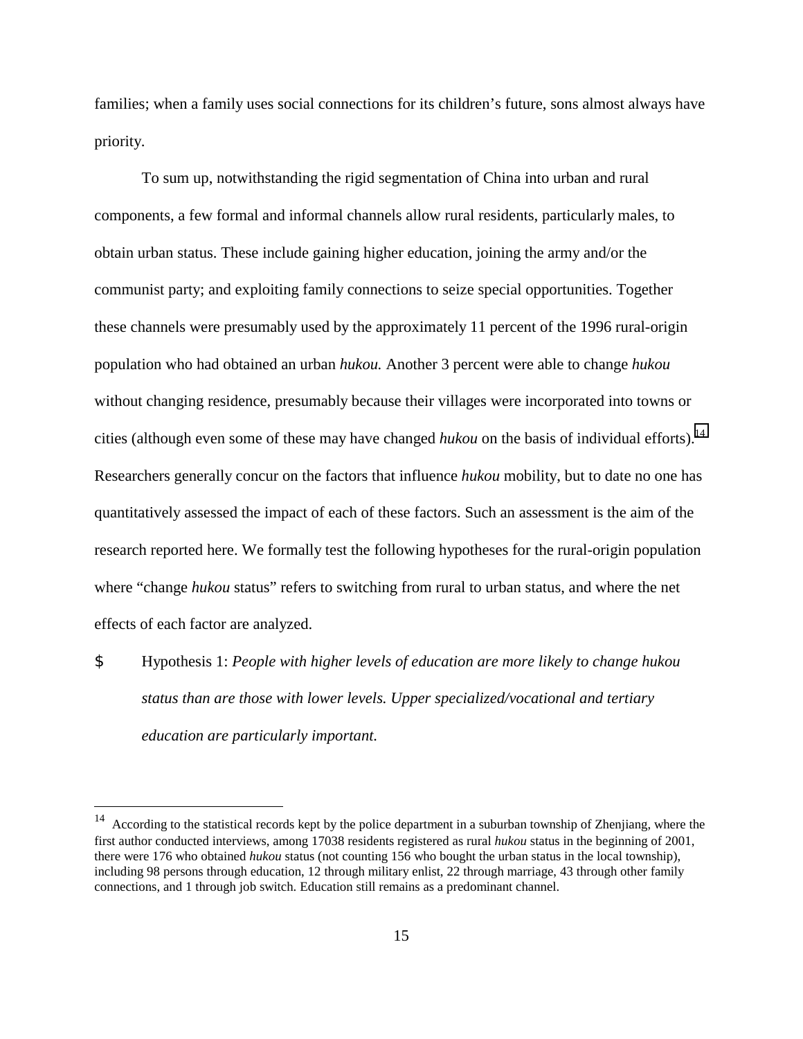families; when a family uses social connections for its children's future, sons almost always have priority.

To sum up, notwithstanding the rigid segmentation of China into urban and rural components, a few formal and informal channels allow rural residents, particularly males, to obtain urban status. These include gaining higher education, joining the army and/or the communist party; and exploiting family connections to seize special opportunities. Together these channels were presumably used by the approximately 11 percent of the 1996 rural-origin population who had obtained an urban *hukou.* Another 3 percent were able to change *hukou* without changing residence, presumably because their villages were incorporated into towns or cities (although even some of these may have changed *hukou* on the basis of individual efforts).[14] Researchers generally concur on the factors that influence *hukou* mobility, but to date no one has quantitatively assessed the impact of each of these factors. Such an assessment is the aim of the research reported here. We formally test the following hypotheses for the rural-origin population where "change *hukou* status" refers to switching from rural to urban status, and where the net effects of each factor are analyzed.

- Hypothesis 1: *People with higher levels of education are more likely to change hukou status than are those with lower levels. Upper specialized/vocational and tertiary education are particularly important.*

[14] According to the statistical records kept by the police department in a suburban township of Zhenjiang, where the first author conducted interviews, among 17038 residents registered as rural *hukou* status in the beginning of 2001, there were 176 who obtained *hukou* status (not counting 156 who bought the urban status in the local township), including 98 persons through education, 12 through military enlist, 22 through marriage, 43 through other family connections, and 1 through job switch. Education still remains as a predominant channel.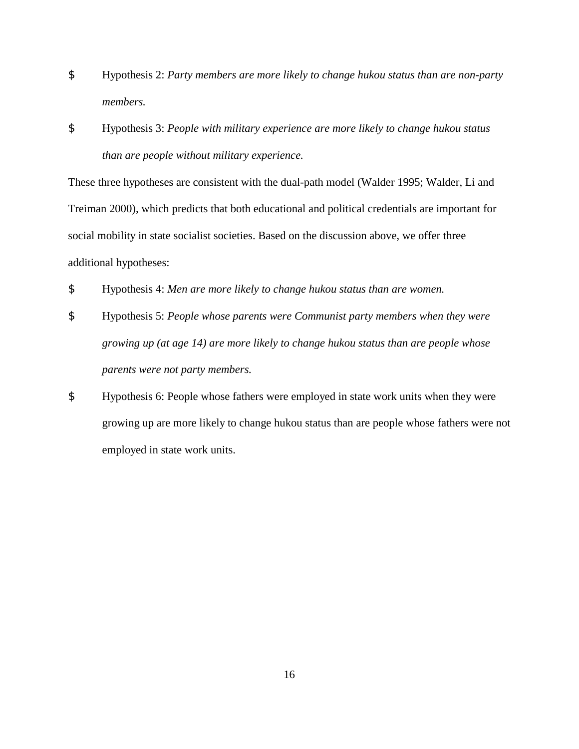$ Hypothesis 2: *Party members are more likely to change hukou status than are non-party members.*

$ Hypothesis 3: *People with military experience are more likely to change hukou status than are people without military experience.*

These three hypotheses are consistent with the dual-path model (Walder 1995; Walder, Li and Treiman 2000), which predicts that both educational and political credentials are important for social mobility in state socialist societies. Based on the discussion above, we offer three additional hypotheses:

$ Hypothesis 4: *Men are more likely to change hukou status than are women.*

$ Hypothesis 5: *People whose parents were Communist party members when they were growing up (at age 14) are more likely to change hukou status than are people whose parents were not party members.*

$ Hypothesis 6: People whose fathers were employed in state work units when they were growing up are more likely to change hukou status than are people whose fathers were not employed in state work units.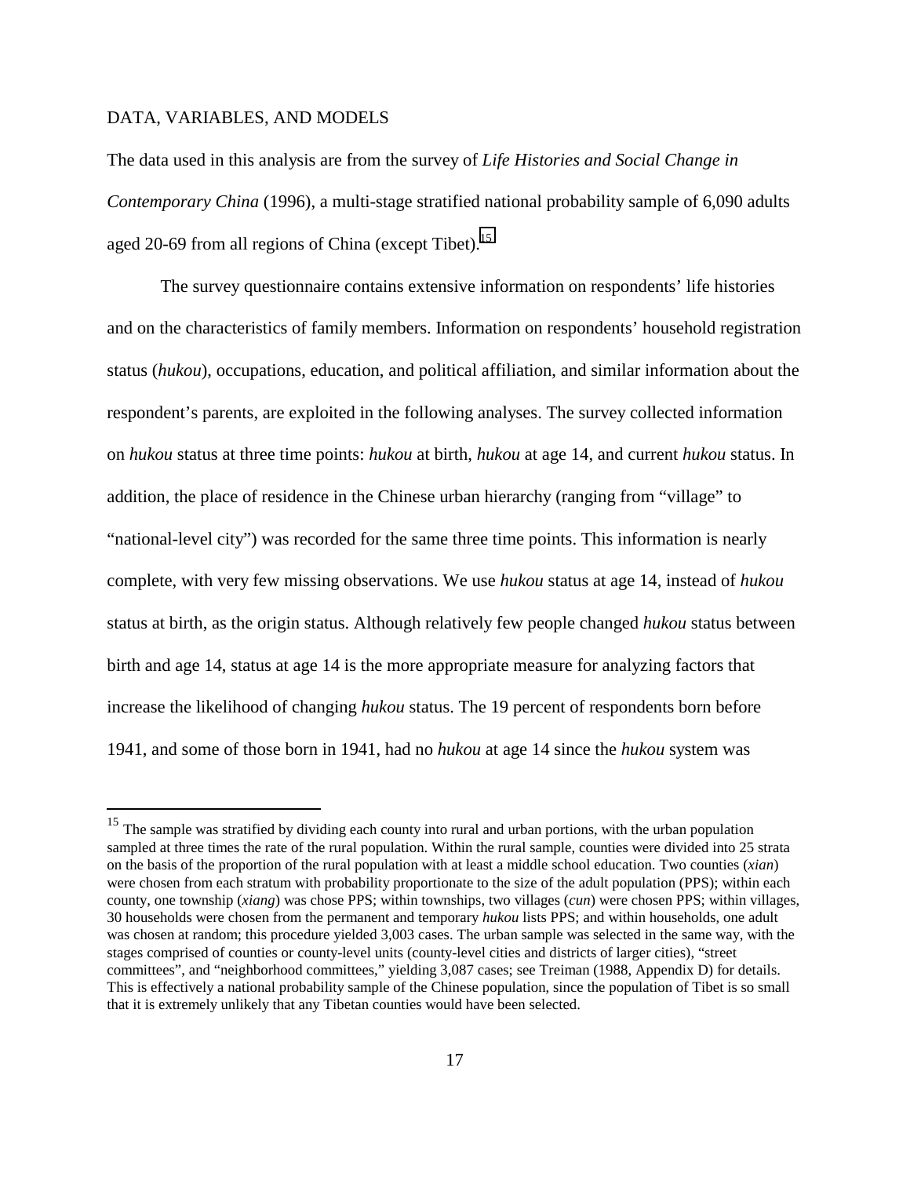## DATA, VARIABLES, AND MODELS

The data used in this analysis are from the survey of *Life Histories and Social Change in Contemporary China* (1996), a multi-stage stratified national probability sample of 6,090 adults aged 20-69 from all regions of China (except Tibet).[15]

The survey questionnaire contains extensive information on respondents' life histories and on the characteristics of family members. Information on respondents' household registration status (*hukou*), occupations, education, and political affiliation, and similar information about the respondent's parents, are exploited in the following analyses. The survey collected information on *hukou* status at three time points: *hukou* at birth, *hukou* at age 14, and current *hukou* status. In addition, the place of residence in the Chinese urban hierarchy (ranging from "village" to "national-level city") was recorded for the same three time points. This information is nearly complete, with very few missing observations. We use *hukou* status at age 14, instead of *hukou* status at birth, as the origin status. Although relatively few people changed *hukou* status between birth and age 14, status at age 14 is the more appropriate measure for analyzing factors that increase the likelihood of changing *hukou* status. The 19 percent of respondents born before 1941, and some of those born in 1941, had no *hukou* at age 14 since the *hukou* system was

---

[15] The sample was stratified by dividing each county into rural and urban portions, with the urban population sampled at three times the rate of the rural population. Within the rural sample, counties were divided into 25 strata on the basis of the proportion of the rural population with at least a middle school education. Two counties (*xian*) were chosen from each stratum with probability proportionate to the size of the adult population (PPS); within each county, one township (*xiang*) was chose PPS; within townships, two villages (*cun*) were chosen PPS; within villages, 30 households were chosen from the permanent and temporary *hukou* lists PPS; and within households, one adult was chosen at random; this procedure yielded 3,003 cases. The urban sample was selected in the same way, with the stages comprised of counties or county-level units (county-level cities and districts of larger cities), "street committees", and "neighborhood committees," yielding 3,087 cases; see Treiman (1988, Appendix D) for details. This is effectively a national probability sample of the Chinese population, since the population of Tibet is so small that it is extremely unlikely that any Tibetan counties would have been selected.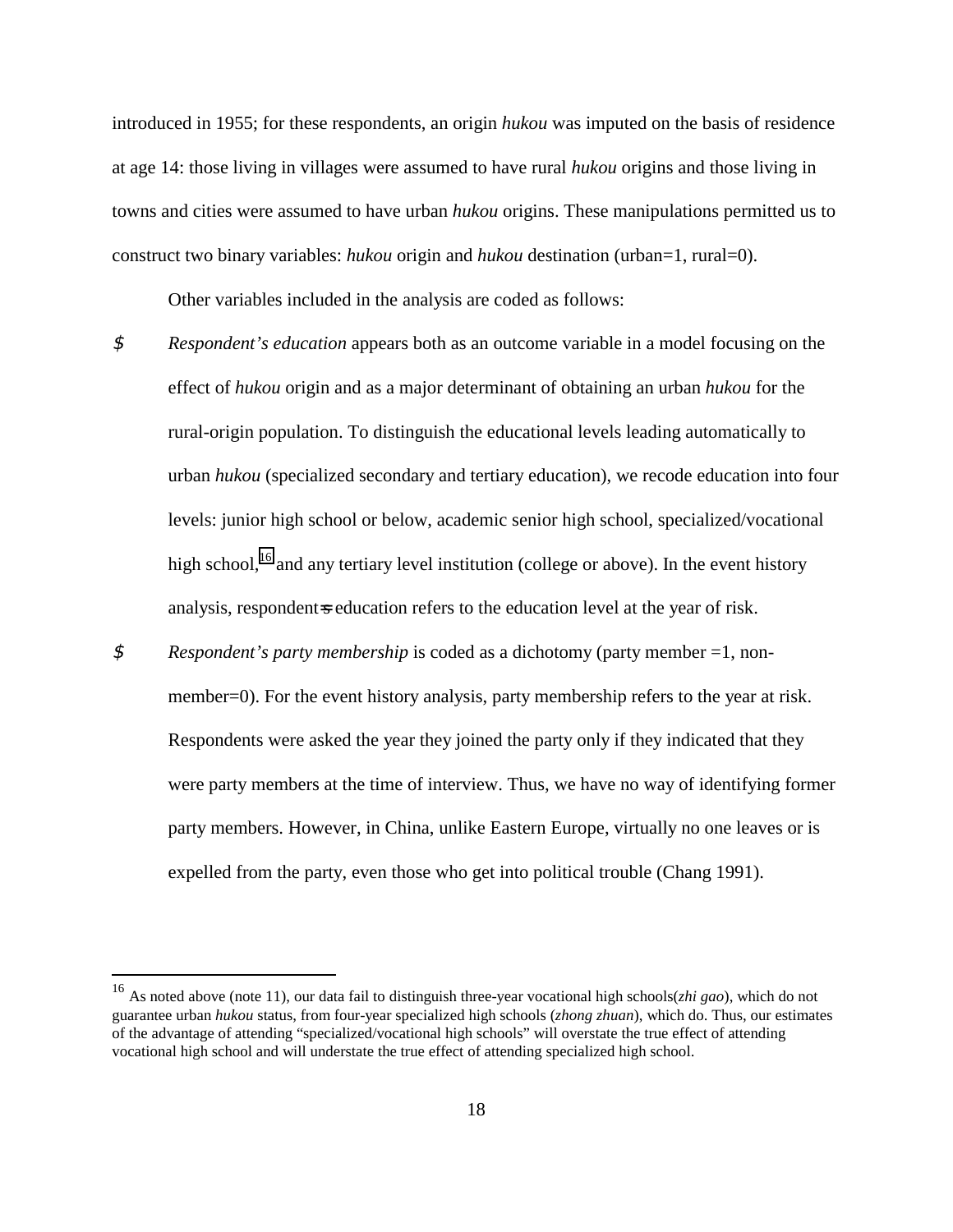introduced in 1955; for these respondents, an origin *hukou* was imputed on the basis of residence at age 14: those living in villages were assumed to have rural *hukou* origins and those living in towns and cities were assumed to have urban *hukou* origins. These manipulations permitted us to construct two binary variables: *hukou* origin and *hukou* destination (urban=1, rural=0).

Other variables included in the analysis are coded as follows:

- *Respondent's education* appears both as an outcome variable in a model focusing on the effect of *hukou* origin and as a major determinant of obtaining an urban *hukou* for the rural-origin population. To distinguish the educational levels leading automatically to urban *hukou* (specialized secondary and tertiary education), we recode education into four levels: junior high school or below, academic senior high school, specialized/vocational high school,[16] and any tertiary level institution (college or above). In the event history analysis, respondent's education refers to the education level at the year of risk.

- *Respondent's party membership* is coded as a dichotomy (party member =1, non-member=0). For the event history analysis, party membership refers to the year at risk. Respondents were asked the year they joined the party only if they indicated that they were party members at the time of interview. Thus, we have no way of identifying former party members. However, in China, unlike Eastern Europe, virtually no one leaves or is expelled from the party, even those who get into political trouble (Chang 1991).

[16] As noted above (note 11), our data fail to distinguish three-year vocational high schools(*zhi gao*), which do not guarantee urban *hukou* status, from four-year specialized high schools (*zhong zhuan*), which do. Thus, our estimates of the advantage of attending "specialized/vocational high schools" will overstate the true effect of attending vocational high school and will understate the true effect of attending specialized high school.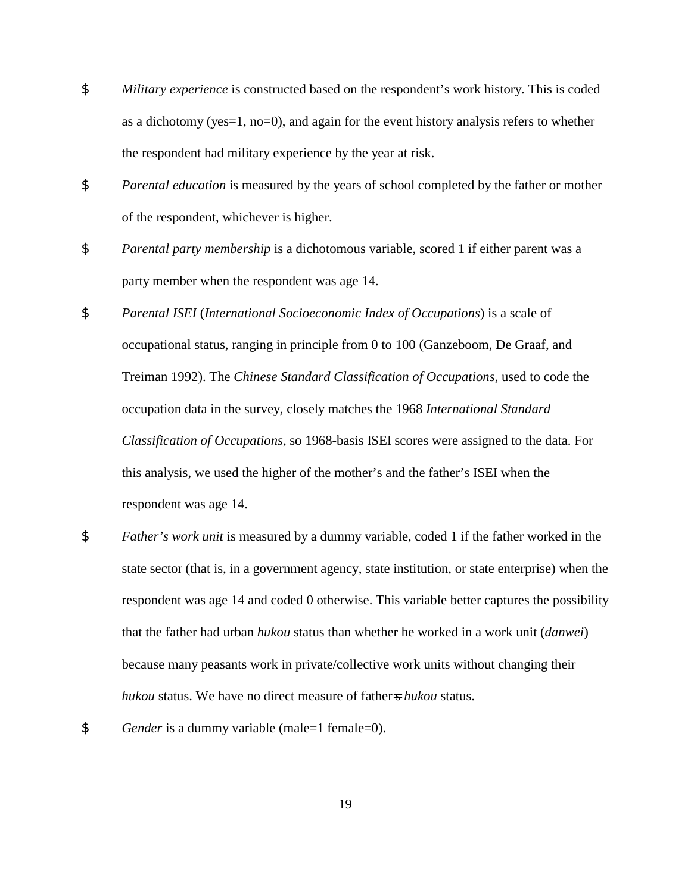- *Military experience* is constructed based on the respondent's work history. This is coded as a dichotomy (yes=1, no=0), and again for the event history analysis refers to whether the respondent had military experience by the year at risk.
- *Parental education* is measured by the years of school completed by the father or mother of the respondent, whichever is higher.
- *Parental party membership* is a dichotomous variable, scored 1 if either parent was a party member when the respondent was age 14.
- *Parental ISEI* (*International Socioeconomic Index of Occupations*) is a scale of occupational status, ranging in principle from 0 to 100 (Ganzeboom, De Graaf, and Treiman 1992). The *Chinese Standard Classification of Occupations*, used to code the occupation data in the survey, closely matches the 1968 *International Standard Classification of Occupations*, so 1968-basis ISEI scores were assigned to the data. For this analysis, we used the higher of the mother's and the father's ISEI when the respondent was age 14.
- *Father's work unit* is measured by a dummy variable, coded 1 if the father worked in the state sector (that is, in a government agency, state institution, or state enterprise) when the respondent was age 14 and coded 0 otherwise. This variable better captures the possibility that the father had urban *hukou* status than whether he worked in a work unit (*danwei*) because many peasants work in private/collective work units without changing their *hukou* status. We have no direct measure of father's *hukou* status.
- *Gender* is a dummy variable (male=1 female=0).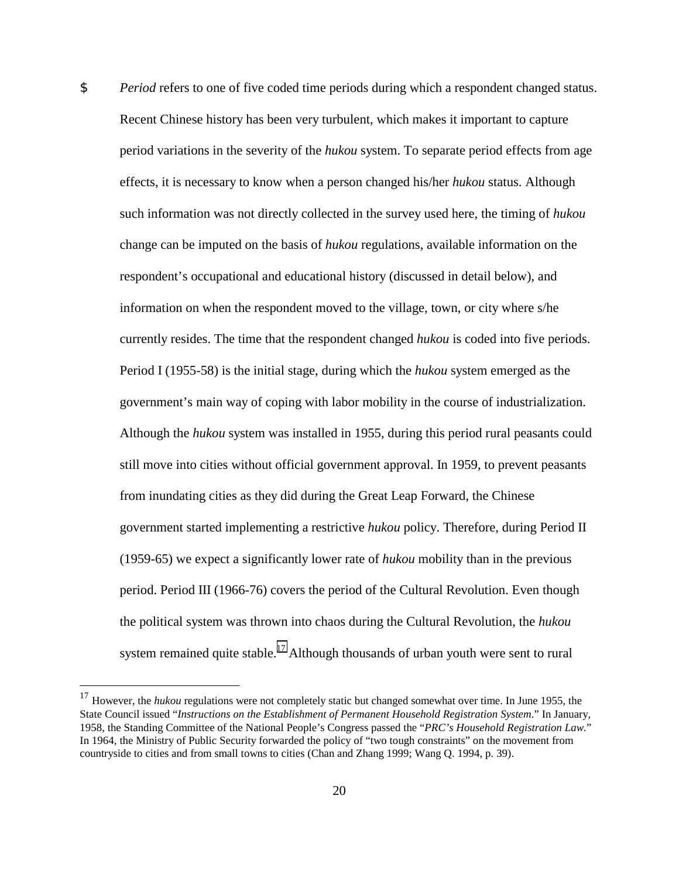- *Period* refers to one of five coded time periods during which a respondent changed status. Recent Chinese history has been very turbulent, which makes it important to capture period variations in the severity of the *hukou* system. To separate period effects from age effects, it is necessary to know when a person changed his/her *hukou* status. Although such information was not directly collected in the survey used here, the timing of *hukou* change can be imputed on the basis of *hukou* regulations, available information on the respondent's occupational and educational history (discussed in detail below), and information on when the respondent moved to the village, town, or city where s/he currently resides. The time that the respondent changed *hukou* is coded into five periods. Period I (1955-58) is the initial stage, during which the *hukou* system emerged as the government's main way of coping with labor mobility in the course of industrialization. Although the *hukou* system was installed in 1955, during this period rural peasants could still move into cities without official government approval. In 1959, to prevent peasants from inundating cities as they did during the Great Leap Forward, the Chinese government started implementing a restrictive *hukou* policy. Therefore, during Period II (1959-65) we expect a significantly lower rate of *hukou* mobility than in the previous period. Period III (1966-76) covers the period of the Cultural Revolution. Even though the political system was thrown into chaos during the Cultural Revolution, the *hukou* system remained quite stable.[17] Although thousands of urban youth were sent to rural

[17] However, the *hukou* regulations were not completely static but changed somewhat over time. In June 1955, the State Council issued "*Instructions on the Establishment of Permanent Household Registration System*." In January, 1958, the Standing Committee of the National People's Congress passed the "*PRC's Household Registration Law.*" In 1964, the Ministry of Public Security forwarded the policy of "two tough constraints" on the movement from countryside to cities and from small towns to cities (Chan and Zhang 1999; Wang Q. 1994, p. 39).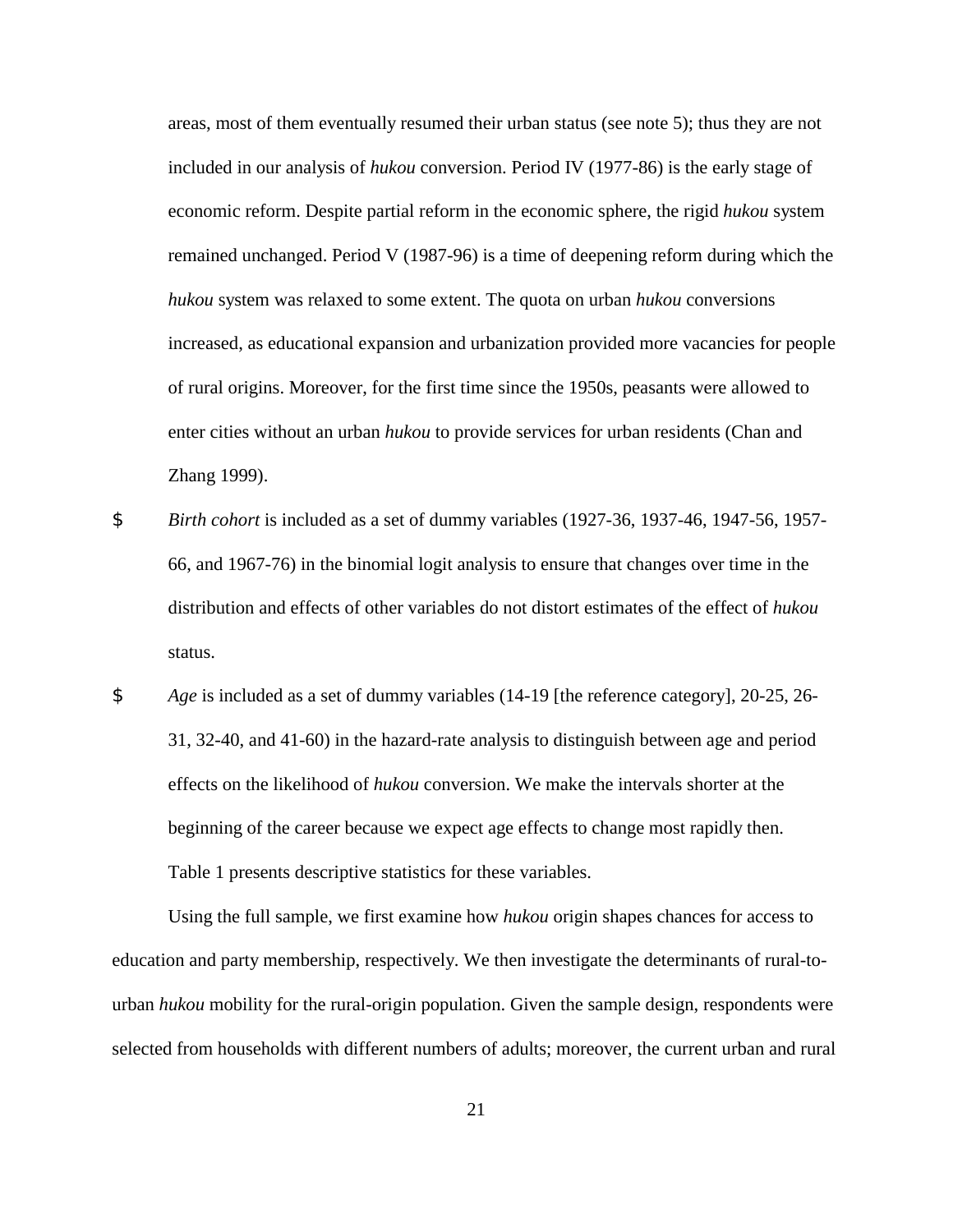areas, most of them eventually resumed their urban status (see note 5); thus they are not included in our analysis of *hukou* conversion. Period IV (1977-86) is the early stage of economic reform. Despite partial reform in the economic sphere, the rigid *hukou* system remained unchanged. Period V (1987-96) is a time of deepening reform during which the *hukou* system was relaxed to some extent. The quota on urban *hukou* conversions increased, as educational expansion and urbanization provided more vacancies for people of rural origins. Moreover, for the first time since the 1950s, peasants were allowed to enter cities without an urban *hukou* to provide services for urban residents (Chan and Zhang 1999).

- *Birth cohort* is included as a set of dummy variables (1927-36, 1937-46, 1947-56, 1957-66, and 1967-76) in the binomial logit analysis to ensure that changes over time in the distribution and effects of other variables do not distort estimates of the effect of *hukou* status.
- *Age* is included as a set of dummy variables (14-19 [the reference category], 20-25, 26-31, 32-40, and 41-60) in the hazard-rate analysis to distinguish between age and period effects on the likelihood of *hukou* conversion. We make the intervals shorter at the beginning of the career because we expect age effects to change most rapidly then.

Table 1 presents descriptive statistics for these variables.

Using the full sample, we first examine how *hukou* origin shapes chances for access to education and party membership, respectively. We then investigate the determinants of rural-to-urban *hukou* mobility for the rural-origin population. Given the sample design, respondents were selected from households with different numbers of adults; moreover, the current urban and rural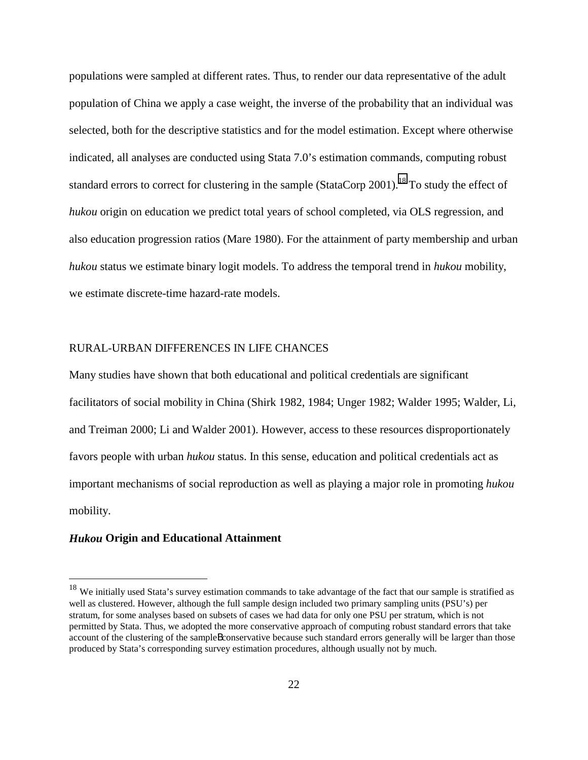populations were sampled at different rates. Thus, to render our data representative of the adult population of China we apply a case weight, the inverse of the probability that an individual was selected, both for the descriptive statistics and for the model estimation. Except where otherwise indicated, all analyses are conducted using Stata 7.0's estimation commands, computing robust standard errors to correct for clustering in the sample (StataCorp 2001).[18] To study the effect of *hukou* origin on education we predict total years of school completed, via OLS regression, and also education progression ratios (Mare 1980). For the attainment of party membership and urban *hukou* status we estimate binary logit models. To address the temporal trend in *hukou* mobility, we estimate discrete-time hazard-rate models.

## RURAL-URBAN DIFFERENCES IN LIFE CHANCES

Many studies have shown that both educational and political credentials are significant facilitators of social mobility in China (Shirk 1982, 1984; Unger 1982; Walder 1995; Walder, Li, and Treiman 2000; Li and Walder 2001). However, access to these resources disproportionately favors people with urban *hukou* status. In this sense, education and political credentials act as important mechanisms of social reproduction as well as playing a major role in promoting *hukou* mobility.

### *Hukou* Origin and Educational Attainment

[18] We initially used Stata's survey estimation commands to take advantage of the fact that our sample is stratified as well as clustered. However, although the full sample design included two primary sampling units (PSU's) per stratum, for some analyses based on subsets of cases we had data for only one PSU per stratum, which is not permitted by Stata. Thus, we adopted the more conservative approach of computing robust standard errors that take account of the clustering of the sampleBconservative because such standard errors generally will be larger than those produced by Stata's corresponding survey estimation procedures, although usually not by much.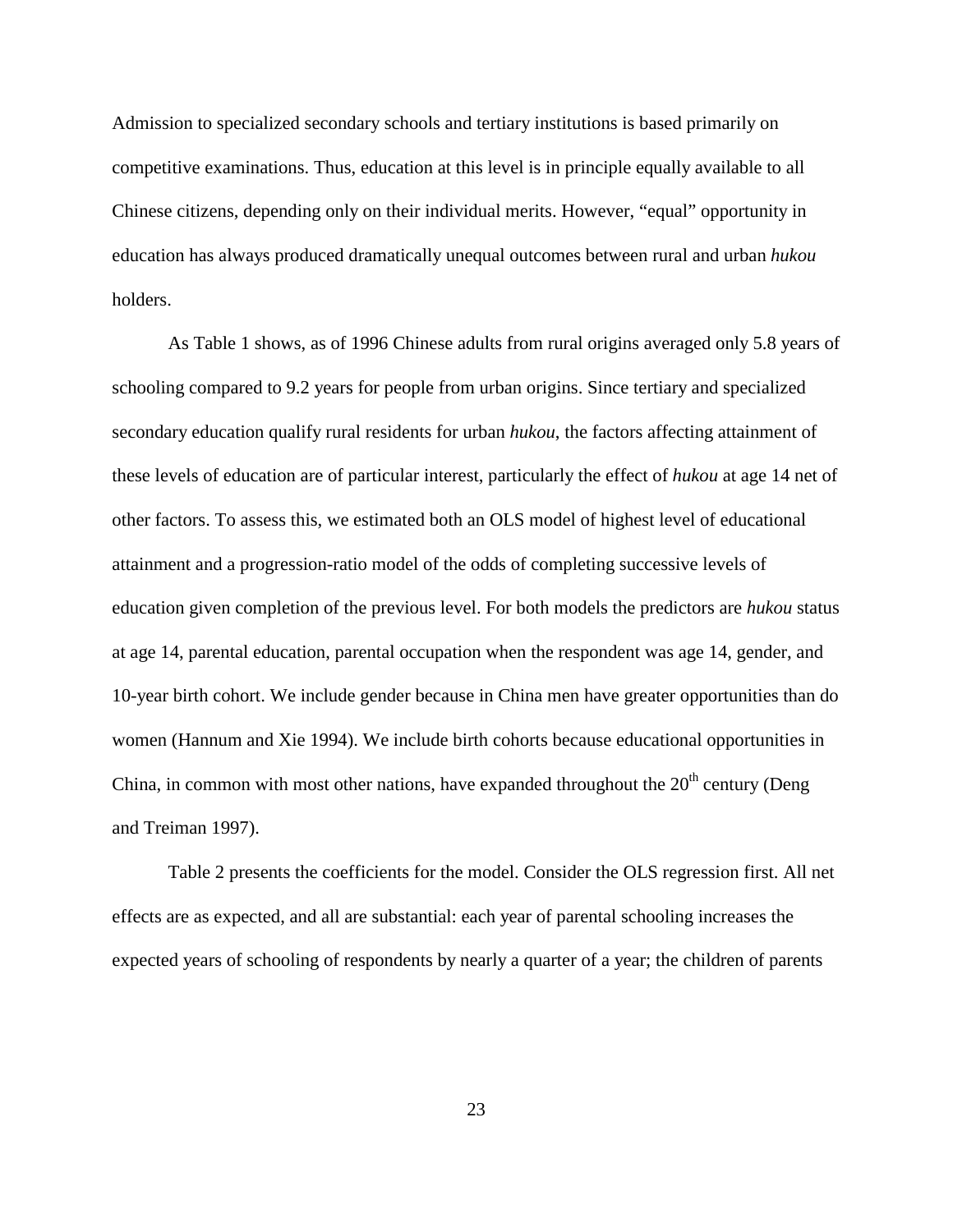Admission to specialized secondary schools and tertiary institutions is based primarily on competitive examinations. Thus, education at this level is in principle equally available to all Chinese citizens, depending only on their individual merits. However, "equal" opportunity in education has always produced dramatically unequal outcomes between rural and urban *hukou* holders.

As Table 1 shows, as of 1996 Chinese adults from rural origins averaged only 5.8 years of schooling compared to 9.2 years for people from urban origins. Since tertiary and specialized secondary education qualify rural residents for urban *hukou*, the factors affecting attainment of these levels of education are of particular interest, particularly the effect of *hukou* at age 14 net of other factors. To assess this, we estimated both an OLS model of highest level of educational attainment and a progression-ratio model of the odds of completing successive levels of education given completion of the previous level. For both models the predictors are *hukou* status at age 14, parental education, parental occupation when the respondent was age 14, gender, and 10-year birth cohort. We include gender because in China men have greater opportunities than do women (Hannum and Xie 1994). We include birth cohorts because educational opportunities in China, in common with most other nations, have expanded throughout the 20th century (Deng and Treiman 1997).

Table 2 presents the coefficients for the model. Consider the OLS regression first. All net effects are as expected, and all are substantial: each year of parental schooling increases the expected years of schooling of respondents by nearly a quarter of a year; the children of parents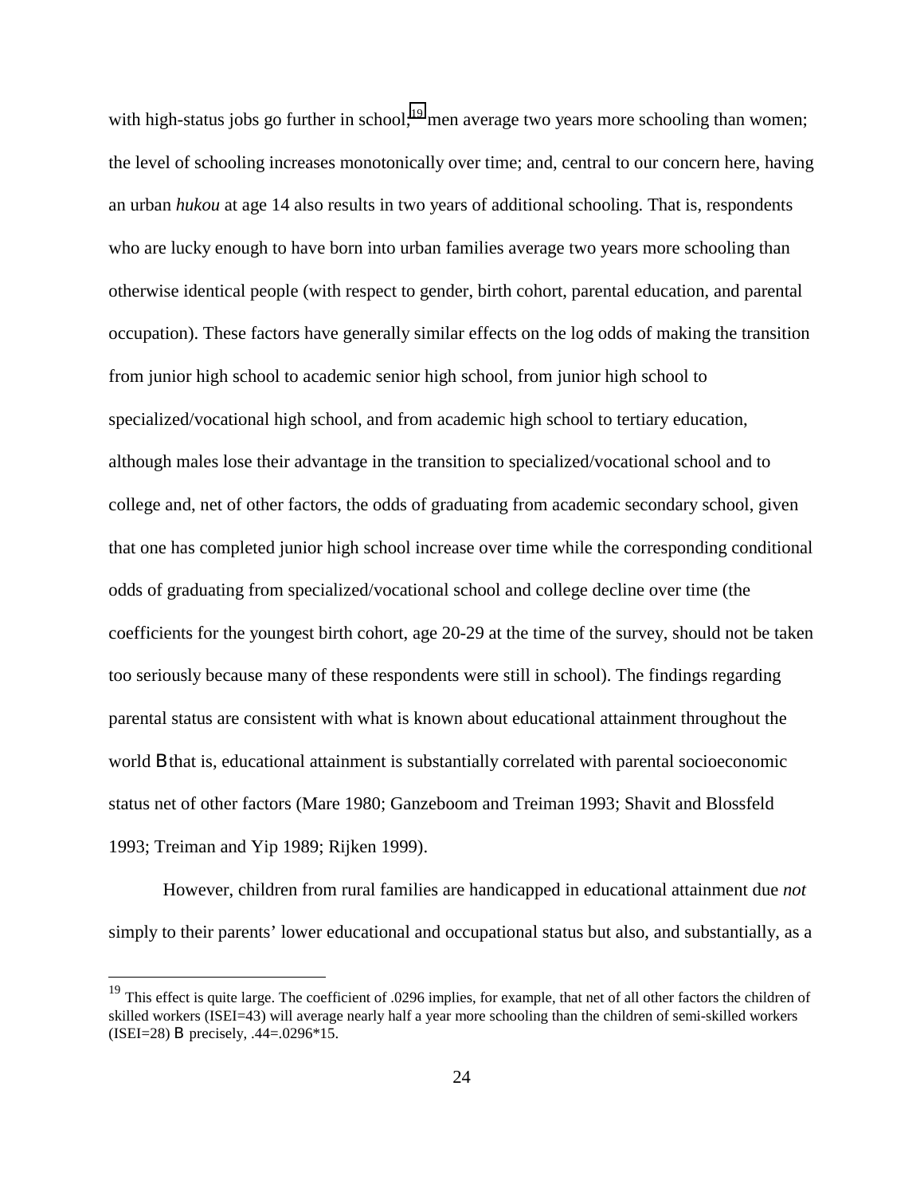with high-status jobs go further in school;[19] men average two years more schooling than women; the level of schooling increases monotonically over time; and, central to our concern here, having an urban *hukou* at age 14 also results in two years of additional schooling. That is, respondents who are lucky enough to have born into urban families average two years more schooling than otherwise identical people (with respect to gender, birth cohort, parental education, and parental occupation). These factors have generally similar effects on the log odds of making the transition from junior high school to academic senior high school, from junior high school to specialized/vocational high school, and from academic high school to tertiary education, although males lose their advantage in the transition to specialized/vocational school and to college and, net of other factors, the odds of graduating from academic secondary school, given that one has completed junior high school increase over time while the corresponding conditional odds of graduating from specialized/vocational school and college decline over time (the coefficients for the youngest birth cohort, age 20-29 at the time of the survey, should not be taken too seriously because many of these respondents were still in school). The findings regarding parental status are consistent with what is known about educational attainment throughout the world B that is, educational attainment is substantially correlated with parental socioeconomic status net of other factors (Mare 1980; Ganzeboom and Treiman 1993; Shavit and Blossfeld 1993; Treiman and Yip 1989; Rijken 1999).

However, children from rural families are handicapped in educational attainment due *not* simply to their parents' lower educational and occupational status but also, and substantially, as a

---

[19] This effect is quite large. The coefficient of .0296 implies, for example, that net of all other factors the children of skilled workers (ISEI=43) will average nearly half a year more schooling than the children of semi-skilled workers (ISEI=28) B precisely, .44=.0296*15.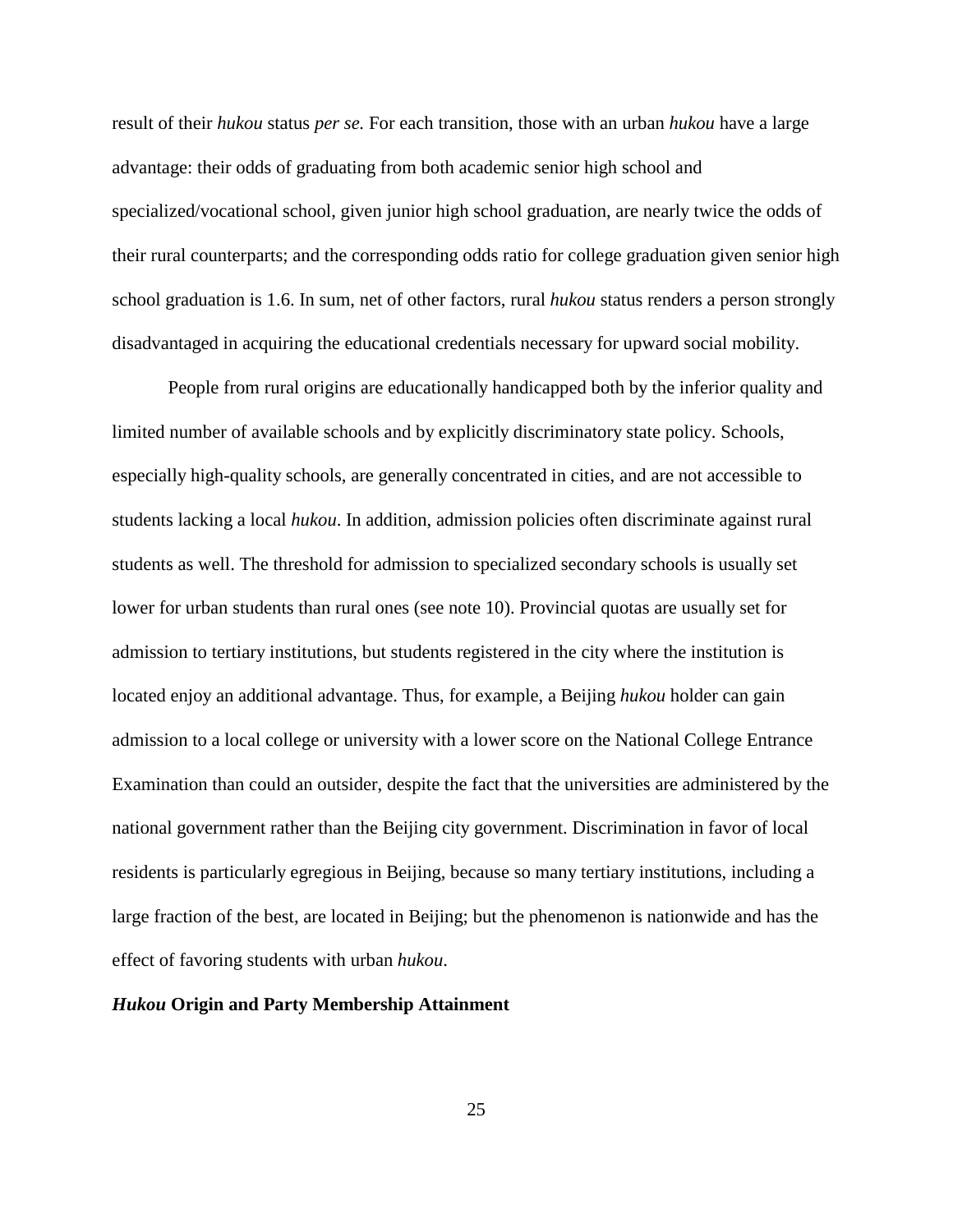result of their *hukou* status *per se.* For each transition, those with an urban *hukou* have a large advantage: their odds of graduating from both academic senior high school and specialized/vocational school, given junior high school graduation, are nearly twice the odds of their rural counterparts; and the corresponding odds ratio for college graduation given senior high school graduation is 1.6. In sum, net of other factors, rural *hukou* status renders a person strongly disadvantaged in acquiring the educational credentials necessary for upward social mobility.

People from rural origins are educationally handicapped both by the inferior quality and limited number of available schools and by explicitly discriminatory state policy. Schools, especially high-quality schools, are generally concentrated in cities, and are not accessible to students lacking a local *hukou*. In addition, admission policies often discriminate against rural students as well. The threshold for admission to specialized secondary schools is usually set lower for urban students than rural ones (see note 10). Provincial quotas are usually set for admission to tertiary institutions, but students registered in the city where the institution is located enjoy an additional advantage. Thus, for example, a Beijing *hukou* holder can gain admission to a local college or university with a lower score on the National College Entrance Examination than could an outsider, despite the fact that the universities are administered by the national government rather than the Beijing city government. Discrimination in favor of local residents is particularly egregious in Beijing, because so many tertiary institutions, including a large fraction of the best, are located in Beijing; but the phenomenon is nationwide and has the effect of favoring students with urban *hukou*.

### ***Hukou* Origin and Party Membership Attainment**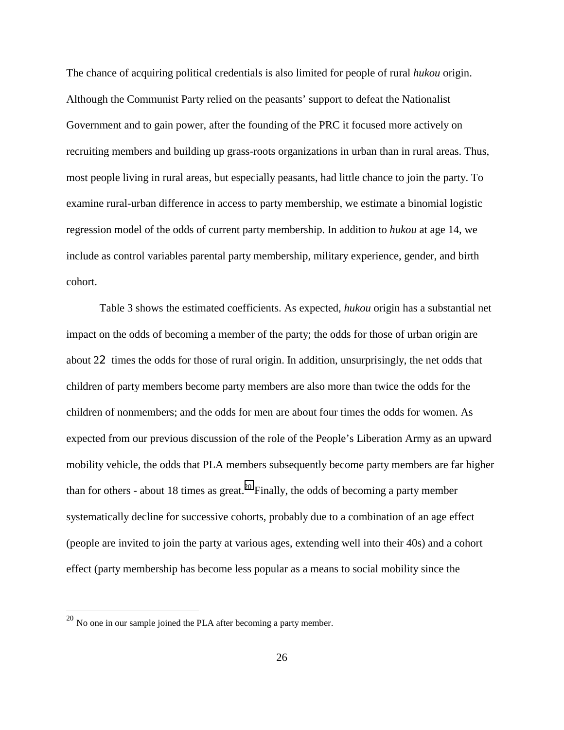The chance of acquiring political credentials is also limited for people of rural *hukou* origin. Although the Communist Party relied on the peasants' support to defeat the Nationalist Government and to gain power, after the founding of the PRC it focused more actively on recruiting members and building up grass-roots organizations in urban than in rural areas. Thus, most people living in rural areas, but especially peasants, had little chance to join the party. To examine rural-urban difference in access to party membership, we estimate a binomial logistic regression model of the odds of current party membership. In addition to *hukou* at age 14, we include as control variables parental party membership, military experience, gender, and birth cohort.

Table 3 shows the estimated coefficients. As expected, *hukou* origin has a substantial net impact on the odds of becoming a member of the party; the odds for those of urban origin are about 22 times the odds for those of rural origin. In addition, unsurprisingly, the net odds that children of party members become party members are also more than twice the odds for the children of nonmembers; and the odds for men are about four times the odds for women. As expected from our previous discussion of the role of the People's Liberation Army as an upward mobility vehicle, the odds that PLA members subsequently become party members are far higher than for others - about 18 times as great.[20] Finally, the odds of becoming a party member systematically decline for successive cohorts, probably due to a combination of an age effect (people are invited to join the party at various ages, extending well into their 40s) and a cohort effect (party membership has become less popular as a means to social mobility since the

[20] No one in our sample joined the PLA after becoming a party member.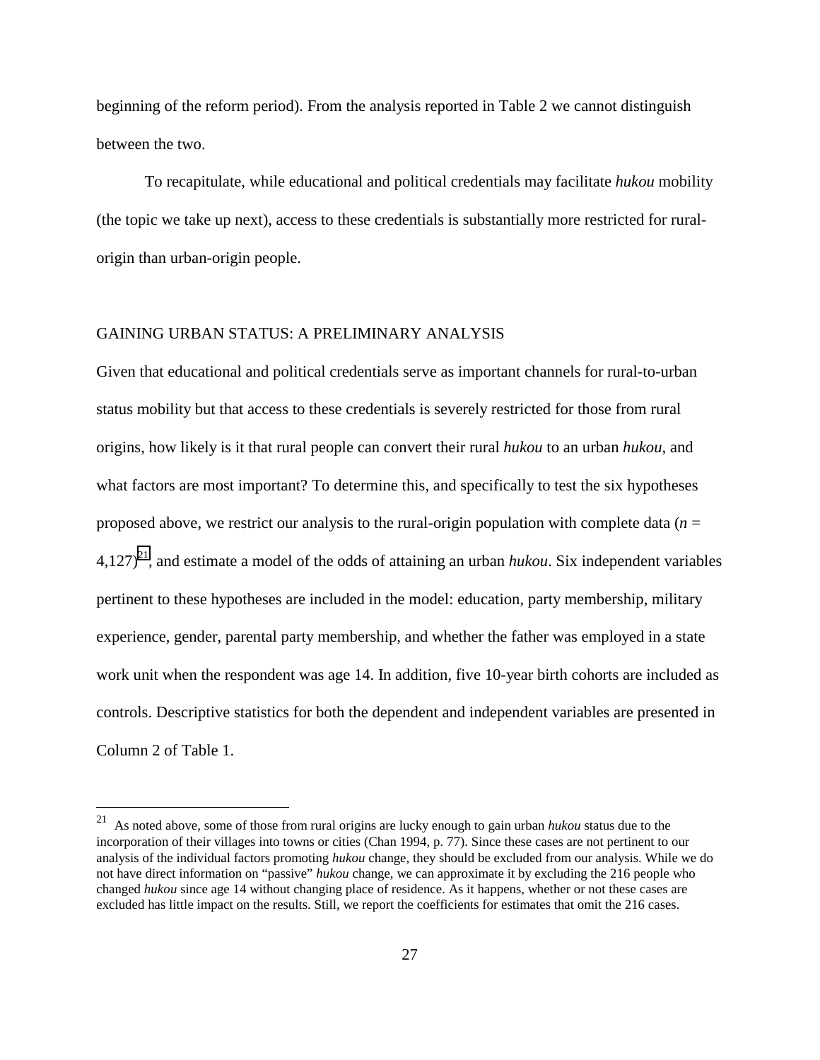beginning of the reform period). From the analysis reported in Table 2 we cannot distinguish between the two.

To recapitulate, while educational and political credentials may facilitate *hukou* mobility (the topic we take up next), access to these credentials is substantially more restricted for rural-origin than urban-origin people.

## GAINING URBAN STATUS: A PRELIMINARY ANALYSIS

Given that educational and political credentials serve as important channels for rural-to-urban status mobility but that access to these credentials is severely restricted for those from rural origins, how likely is it that rural people can convert their rural *hukou* to an urban *hukou*, and what factors are most important? To determine this, and specifically to test the six hypotheses proposed above, we restrict our analysis to the rural-origin population with complete data ($n$ = 4,127)[21], and estimate a model of the odds of attaining an urban *hukou*. Six independent variables pertinent to these hypotheses are included in the model: education, party membership, military experience, gender, parental party membership, and whether the father was employed in a state work unit when the respondent was age 14. In addition, five 10-year birth cohorts are included as controls. Descriptive statistics for both the dependent and independent variables are presented in Column 2 of Table 1.

---

[21] As noted above, some of those from rural origins are lucky enough to gain urban *hukou* status due to the incorporation of their villages into towns or cities (Chan 1994, p. 77). Since these cases are not pertinent to our analysis of the individual factors promoting *hukou* change, they should be excluded from our analysis. While we do not have direct information on "passive" *hukou* change, we can approximate it by excluding the 216 people who changed *hukou* since age 14 without changing place of residence. As it happens, whether or not these cases are excluded has little impact on the results. Still, we report the coefficients for estimates that omit the 216 cases.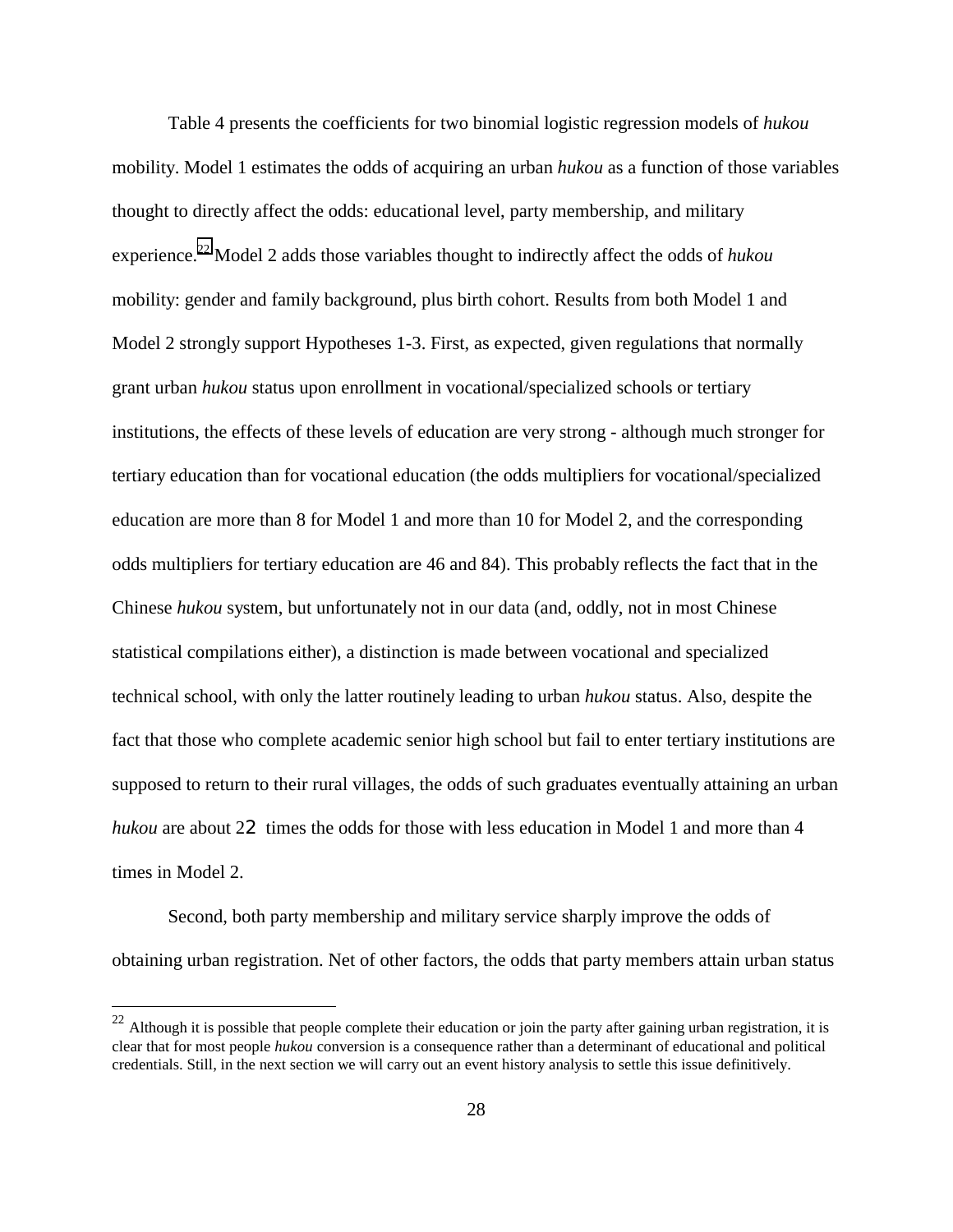Table 4 presents the coefficients for two binomial logistic regression models of *hukou* mobility. Model 1 estimates the odds of acquiring an urban *hukou* as a function of those variables thought to directly affect the odds: educational level, party membership, and military experience.[22] Model 2 adds those variables thought to indirectly affect the odds of *hukou* mobility: gender and family background, plus birth cohort. Results from both Model 1 and Model 2 strongly support Hypotheses 1-3. First, as expected, given regulations that normally grant urban *hukou* status upon enrollment in vocational/specialized schools or tertiary institutions, the effects of these levels of education are very strong - although much stronger for tertiary education than for vocational education (the odds multipliers for vocational/specialized education are more than 8 for Model 1 and more than 10 for Model 2, and the corresponding odds multipliers for tertiary education are 46 and 84). This probably reflects the fact that in the Chinese *hukou* system, but unfortunately not in our data (and, oddly, not in most Chinese statistical compilations either), a distinction is made between vocational and specialized technical school, with only the latter routinely leading to urban *hukou* status. Also, despite the fact that those who complete academic senior high school but fail to enter tertiary institutions are supposed to return to their rural villages, the odds of such graduates eventually attaining an urban *hukou* are about 2 times the odds for those with less education in Model 1 and more than 4 times in Model 2.

Second, both party membership and military service sharply improve the odds of obtaining urban registration. Net of other factors, the odds that party members attain urban status

---

[22] Although it is possible that people complete their education or join the party after gaining urban registration, it is clear that for most people *hukou* conversion is a consequence rather than a determinant of educational and political credentials. Still, in the next section we will carry out an event history analysis to settle this issue definitively.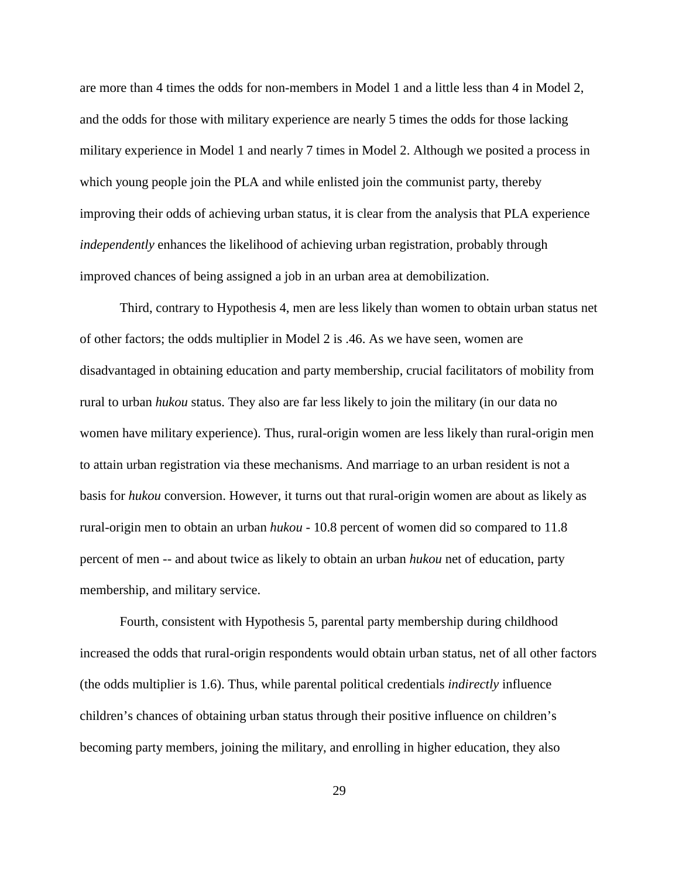are more than 4 times the odds for non-members in Model 1 and a little less than 4 in Model 2, and the odds for those with military experience are nearly 5 times the odds for those lacking military experience in Model 1 and nearly 7 times in Model 2. Although we posited a process in which young people join the PLA and while enlisted join the communist party, thereby improving their odds of achieving urban status, it is clear from the analysis that PLA experience *independently* enhances the likelihood of achieving urban registration, probably through improved chances of being assigned a job in an urban area at demobilization.

Third, contrary to Hypothesis 4, men are less likely than women to obtain urban status net of other factors; the odds multiplier in Model 2 is .46. As we have seen, women are disadvantaged in obtaining education and party membership, crucial facilitators of mobility from rural to urban *hukou* status. They also are far less likely to join the military (in our data no women have military experience). Thus, rural-origin women are less likely than rural-origin men to attain urban registration via these mechanisms. And marriage to an urban resident is not a basis for *hukou* conversion. However, it turns out that rural-origin women are about as likely as rural-origin men to obtain an urban *hukou* - 10.8 percent of women did so compared to 11.8 percent of men -- and about twice as likely to obtain an urban *hukou* net of education, party membership, and military service.

Fourth, consistent with Hypothesis 5, parental party membership during childhood increased the odds that rural-origin respondents would obtain urban status, net of all other factors (the odds multiplier is 1.6). Thus, while parental political credentials *indirectly* influence children's chances of obtaining urban status through their positive influence on children's becoming party members, joining the military, and enrolling in higher education, they also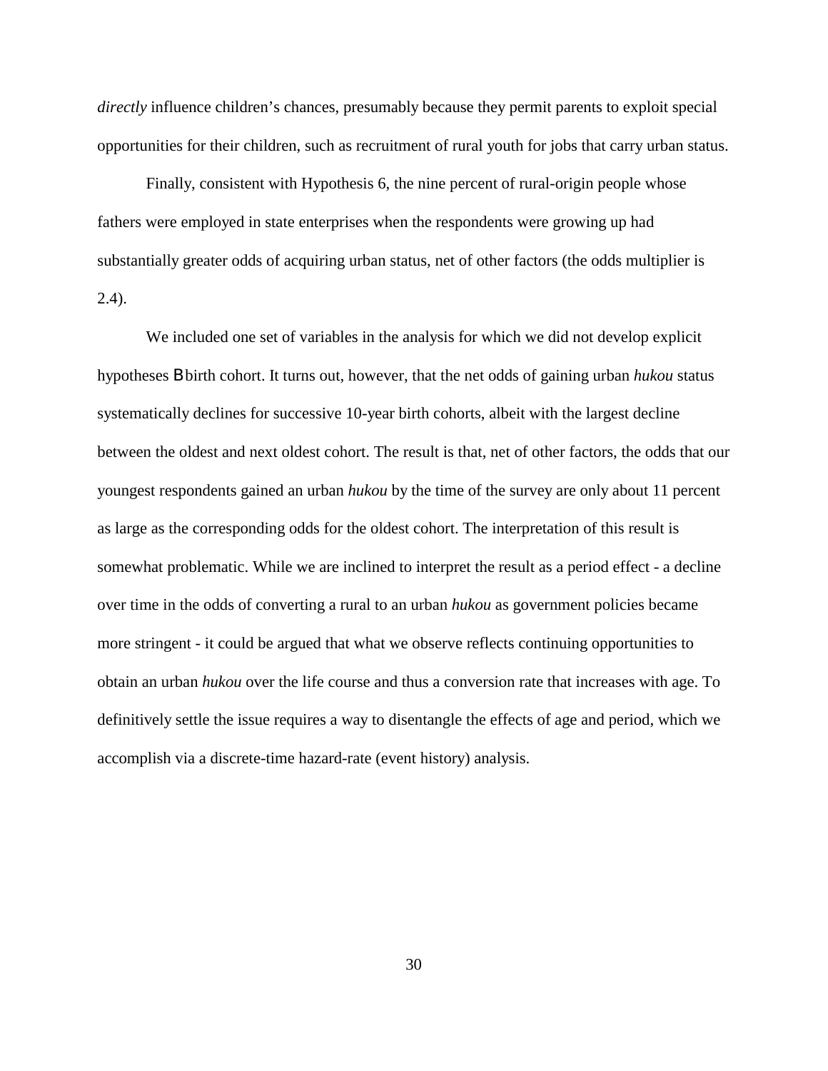*directly* influence children's chances, presumably because they permit parents to exploit special opportunities for their children, such as recruitment of rural youth for jobs that carry urban status.

Finally, consistent with Hypothesis 6, the nine percent of rural-origin people whose fathers were employed in state enterprises when the respondents were growing up had substantially greater odds of acquiring urban status, net of other factors (the odds multiplier is 2.4).

We included one set of variables in the analysis for which we did not develop explicit hypotheses Bbirth cohort. It turns out, however, that the net odds of gaining urban *hukou* status systematically declines for successive 10-year birth cohorts, albeit with the largest decline between the oldest and next oldest cohort. The result is that, net of other factors, the odds that our youngest respondents gained an urban *hukou* by the time of the survey are only about 11 percent as large as the corresponding odds for the oldest cohort. The interpretation of this result is somewhat problematic. While we are inclined to interpret the result as a period effect - a decline over time in the odds of converting a rural to an urban *hukou* as government policies became more stringent - it could be argued that what we observe reflects continuing opportunities to obtain an urban *hukou* over the life course and thus a conversion rate that increases with age. To definitively settle the issue requires a way to disentangle the effects of age and period, which we accomplish via a discrete-time hazard-rate (event history) analysis.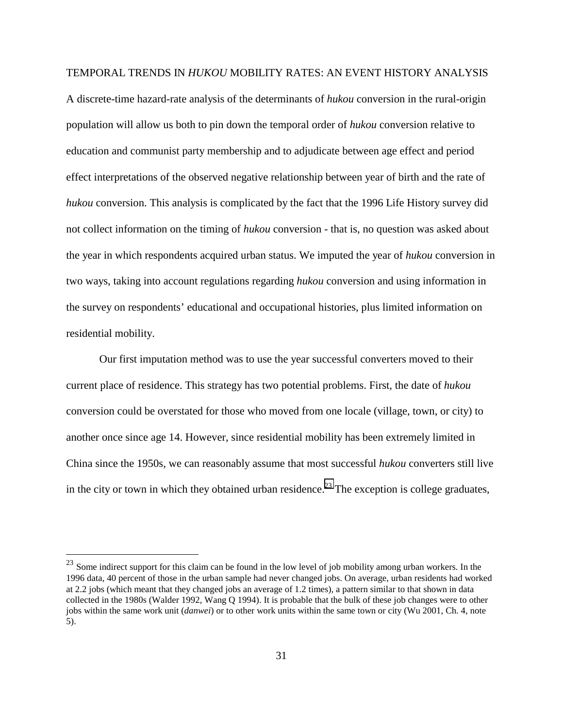## TEMPORAL TRENDS IN *HUKOU* MOBILITY RATES: AN EVENT HISTORY ANALYSIS

A discrete-time hazard-rate analysis of the determinants of *hukou* conversion in the rural-origin population will allow us both to pin down the temporal order of *hukou* conversion relative to education and communist party membership and to adjudicate between age effect and period effect interpretations of the observed negative relationship between year of birth and the rate of *hukou* conversion. This analysis is complicated by the fact that the 1996 Life History survey did not collect information on the timing of *hukou* conversion - that is, no question was asked about the year in which respondents acquired urban status. We imputed the year of *hukou* conversion in two ways, taking into account regulations regarding *hukou* conversion and using information in the survey on respondents' educational and occupational histories, plus limited information on residential mobility.

Our first imputation method was to use the year successful converters moved to their current place of residence. This strategy has two potential problems. First, the date of *hukou* conversion could be overstated for those who moved from one locale (village, town, or city) to another once since age 14. However, since residential mobility has been extremely limited in China since the 1950s, we can reasonably assume that most successful *hukou* converters still live in the city or town in which they obtained urban residence.[23] The exception is college graduates,

[23] Some indirect support for this claim can be found in the low level of job mobility among urban workers. In the 1996 data, 40 percent of those in the urban sample had never changed jobs. On average, urban residents had worked at 2.2 jobs (which meant that they changed jobs an average of 1.2 times), a pattern similar to that shown in data collected in the 1980s (Walder 1992, Wang Q 1994). It is probable that the bulk of these job changes were to other jobs within the same work unit (*danwei*) or to other work units within the same town or city (Wu 2001, Ch. 4, note 5).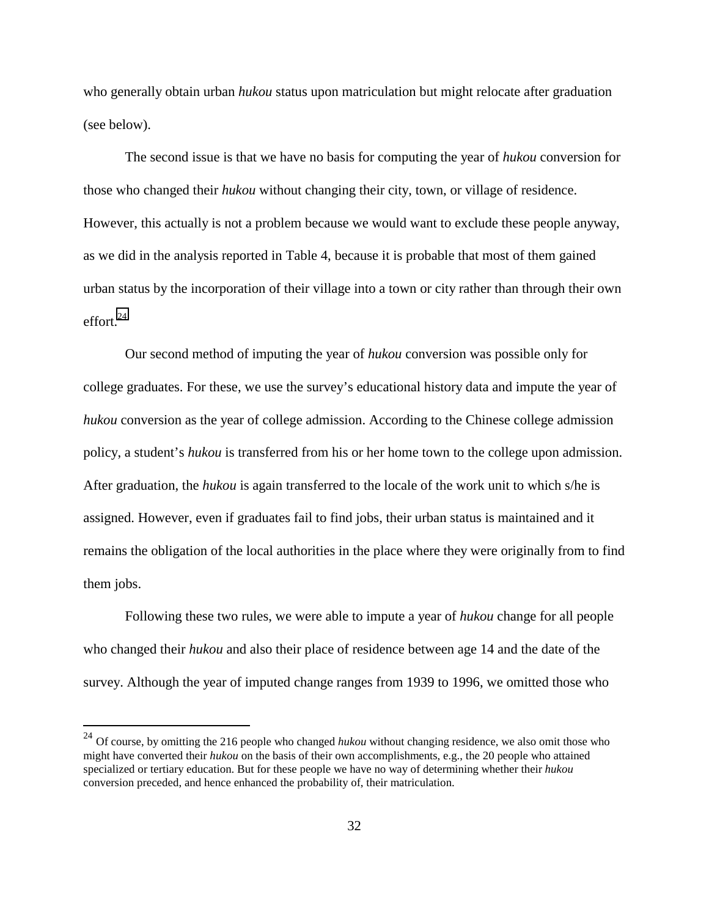who generally obtain urban *hukou* status upon matriculation but might relocate after graduation (see below).

The second issue is that we have no basis for computing the year of *hukou* conversion for those who changed their *hukou* without changing their city, town, or village of residence. However, this actually is not a problem because we would want to exclude these people anyway, as we did in the analysis reported in Table 4, because it is probable that most of them gained urban status by the incorporation of their village into a town or city rather than through their own effort.[24]

Our second method of imputing the year of *hukou* conversion was possible only for college graduates. For these, we use the survey's educational history data and impute the year of *hukou* conversion as the year of college admission. According to the Chinese college admission policy, a student's *hukou* is transferred from his or her home town to the college upon admission. After graduation, the *hukou* is again transferred to the locale of the work unit to which s/he is assigned. However, even if graduates fail to find jobs, their urban status is maintained and it remains the obligation of the local authorities in the place where they were originally from to find them jobs.

Following these two rules, we were able to impute a year of *hukou* change for all people who changed their *hukou* and also their place of residence between age 14 and the date of the survey. Although the year of imputed change ranges from 1939 to 1996, we omitted those who

---

[24] Of course, by omitting the 216 people who changed *hukou* without changing residence, we also omit those who might have converted their *hukou* on the basis of their own accomplishments, e.g., the 20 people who attained specialized or tertiary education. But for these people we have no way of determining whether their *hukou* conversion preceded, and hence enhanced the probability of, their matriculation.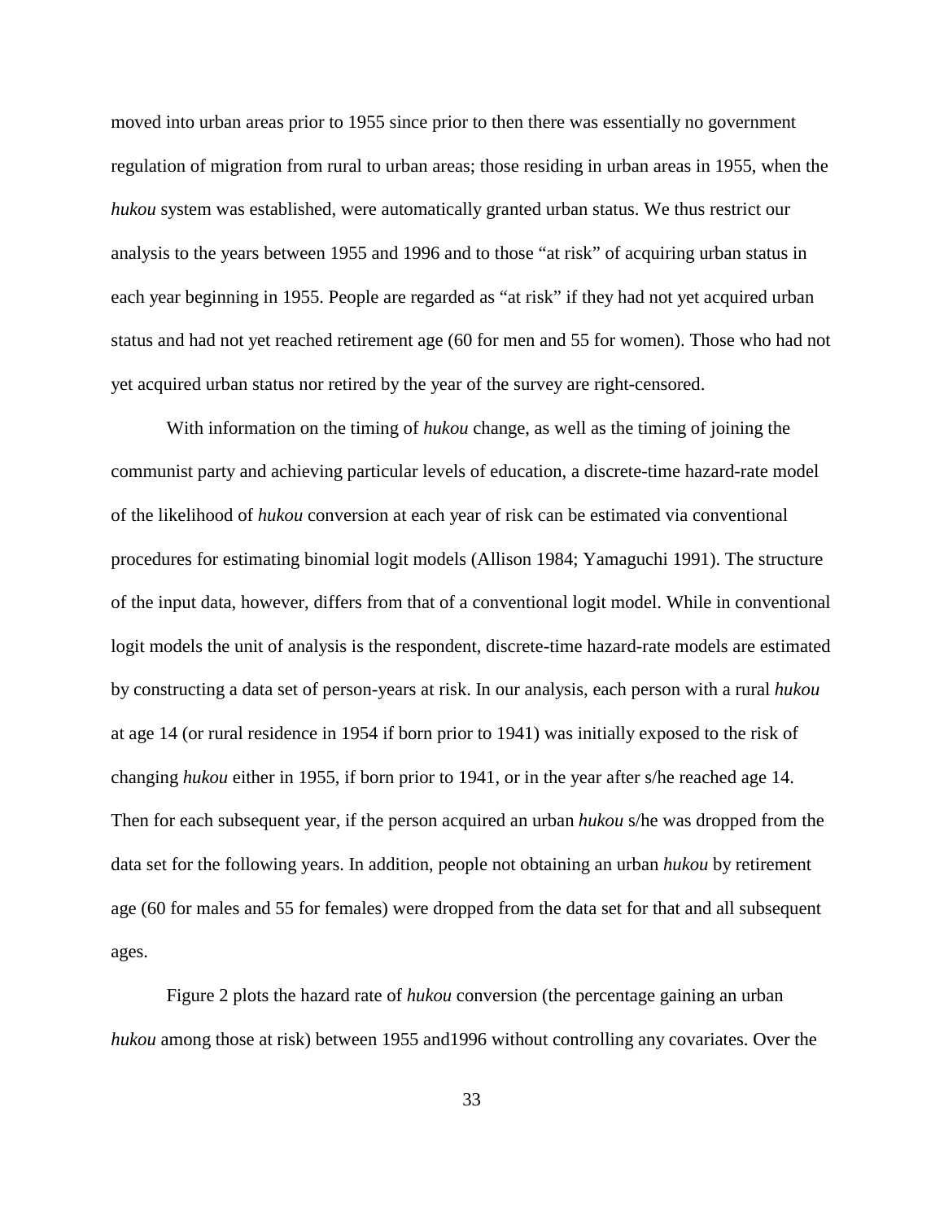moved into urban areas prior to 1955 since prior to then there was essentially no government regulation of migration from rural to urban areas; those residing in urban areas in 1955, when the *hukou* system was established, were automatically granted urban status. We thus restrict our analysis to the years between 1955 and 1996 and to those "at risk" of acquiring urban status in each year beginning in 1955. People are regarded as "at risk" if they had not yet acquired urban status and had not yet reached retirement age (60 for men and 55 for women). Those who had not yet acquired urban status nor retired by the year of the survey are right-censored.

With information on the timing of *hukou* change, as well as the timing of joining the communist party and achieving particular levels of education, a discrete-time hazard-rate model of the likelihood of *hukou* conversion at each year of risk can be estimated via conventional procedures for estimating binomial logit models (Allison 1984; Yamaguchi 1991). The structure of the input data, however, differs from that of a conventional logit model. While in conventional logit models the unit of analysis is the respondent, discrete-time hazard-rate models are estimated by constructing a data set of person-years at risk. In our analysis, each person with a rural *hukou* at age 14 (or rural residence in 1954 if born prior to 1941) was initially exposed to the risk of changing *hukou* either in 1955, if born prior to 1941, or in the year after s/he reached age 14. Then for each subsequent year, if the person acquired an urban *hukou* s/he was dropped from the data set for the following years. In addition, people not obtaining an urban *hukou* by retirement age (60 for males and 55 for females) were dropped from the data set for that and all subsequent ages.

Figure 2 plots the hazard rate of *hukou* conversion (the percentage gaining an urban *hukou* among those at risk) between 1955 and1996 without controlling any covariates. Over the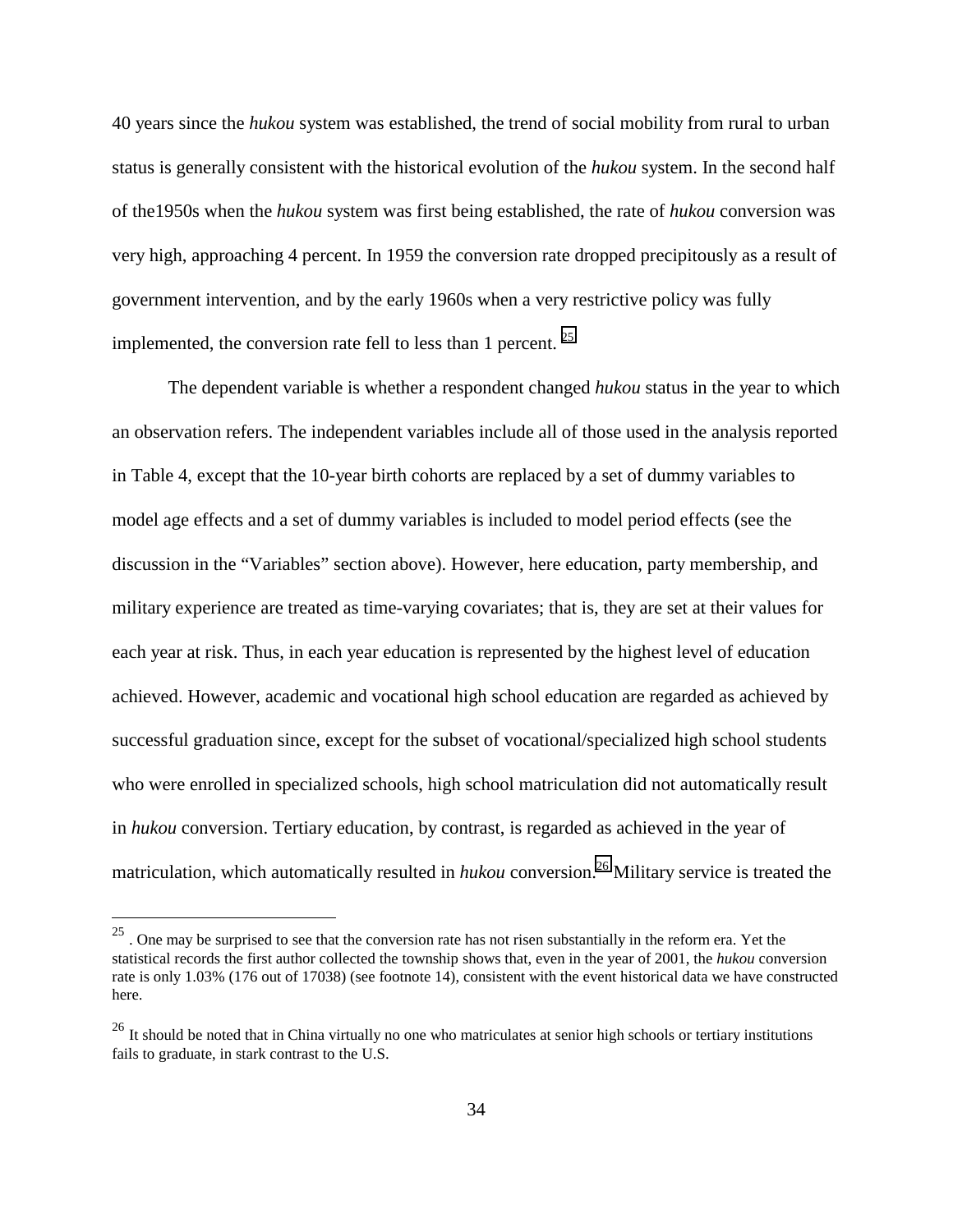40 years since the *hukou* system was established, the trend of social mobility from rural to urban status is generally consistent with the historical evolution of the *hukou* system. In the second half of the1950s when the *hukou* system was first being established, the rate of *hukou* conversion was very high, approaching 4 percent. In 1959 the conversion rate dropped precipitously as a result of government intervention, and by the early 1960s when a very restrictive policy was fully implemented, the conversion rate fell to less than 1 percent. [25]

The dependent variable is whether a respondent changed *hukou* status in the year to which an observation refers. The independent variables include all of those used in the analysis reported in Table 4, except that the 10-year birth cohorts are replaced by a set of dummy variables to model age effects and a set of dummy variables is included to model period effects (see the discussion in the "Variables" section above). However, here education, party membership, and military experience are treated as time-varying covariates; that is, they are set at their values for each year at risk. Thus, in each year education is represented by the highest level of education achieved. However, academic and vocational high school education are regarded as achieved by successful graduation since, except for the subset of vocational/specialized high school students who were enrolled in specialized schools, high school matriculation did not automatically result in *hukou* conversion. Tertiary education, by contrast, is regarded as achieved in the year of matriculation, which automatically resulted in *hukou* conversion.[26] Military service is treated the

---

[25] . One may be surprised to see that the conversion rate has not risen substantially in the reform era. Yet the statistical records the first author collected the township shows that, even in the year of 2001, the *hukou* conversion rate is only 1.03% (176 out of 17038) (see footnote 14), consistent with the event historical data we have constructed here.

[26] It should be noted that in China virtually no one who matriculates at senior high schools or tertiary institutions fails to graduate, in stark contrast to the U.S.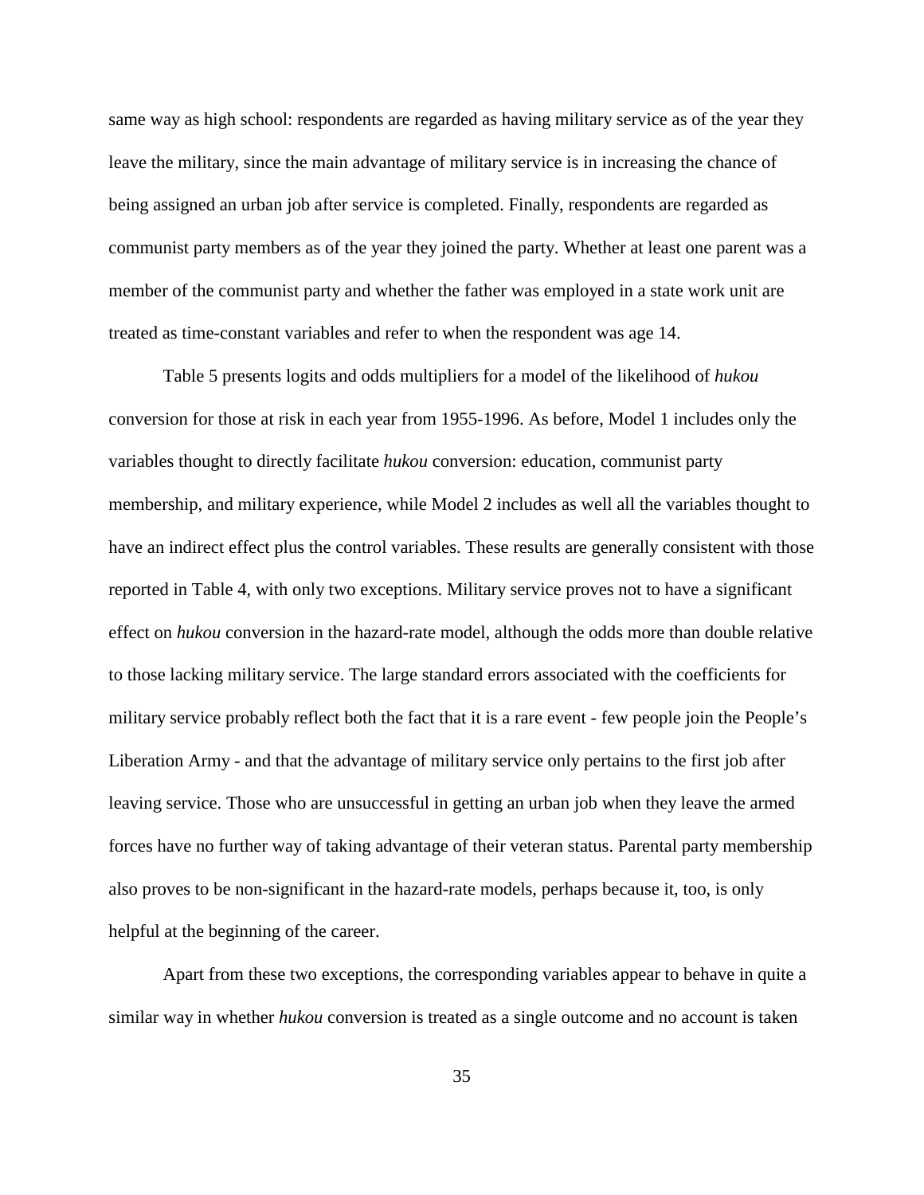same way as high school: respondents are regarded as having military service as of the year they leave the military, since the main advantage of military service is in increasing the chance of being assigned an urban job after service is completed. Finally, respondents are regarded as communist party members as of the year they joined the party. Whether at least one parent was a member of the communist party and whether the father was employed in a state work unit are treated as time-constant variables and refer to when the respondent was age 14.

Table 5 presents logits and odds multipliers for a model of the likelihood of *hukou* conversion for those at risk in each year from 1955-1996. As before, Model 1 includes only the variables thought to directly facilitate *hukou* conversion: education, communist party membership, and military experience, while Model 2 includes as well all the variables thought to have an indirect effect plus the control variables. These results are generally consistent with those reported in Table 4, with only two exceptions. Military service proves not to have a significant effect on *hukou* conversion in the hazard-rate model, although the odds more than double relative to those lacking military service. The large standard errors associated with the coefficients for military service probably reflect both the fact that it is a rare event - few people join the People's Liberation Army - and that the advantage of military service only pertains to the first job after leaving service. Those who are unsuccessful in getting an urban job when they leave the armed forces have no further way of taking advantage of their veteran status. Parental party membership also proves to be non-significant in the hazard-rate models, perhaps because it, too, is only helpful at the beginning of the career.

Apart from these two exceptions, the corresponding variables appear to behave in quite a similar way in whether *hukou* conversion is treated as a single outcome and no account is taken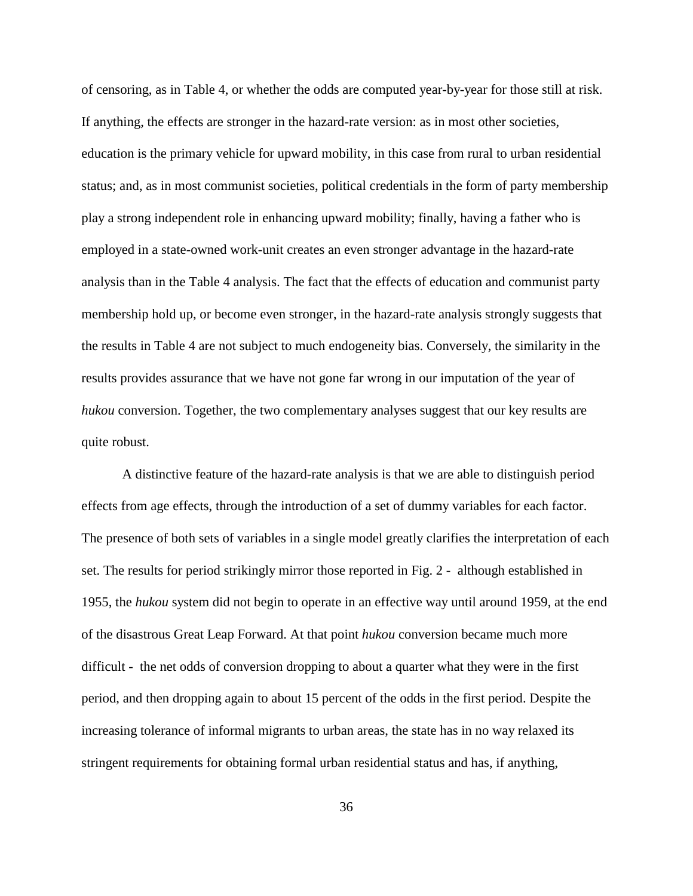of censoring, as in Table 4, or whether the odds are computed year-by-year for those still at risk. If anything, the effects are stronger in the hazard-rate version: as in most other societies, education is the primary vehicle for upward mobility, in this case from rural to urban residential status; and, as in most communist societies, political credentials in the form of party membership play a strong independent role in enhancing upward mobility; finally, having a father who is employed in a state-owned work-unit creates an even stronger advantage in the hazard-rate analysis than in the Table 4 analysis. The fact that the effects of education and communist party membership hold up, or become even stronger, in the hazard-rate analysis strongly suggests that the results in Table 4 are not subject to much endogeneity bias. Conversely, the similarity in the results provides assurance that we have not gone far wrong in our imputation of the year of *hukou* conversion. Together, the two complementary analyses suggest that our key results are quite robust.

A distinctive feature of the hazard-rate analysis is that we are able to distinguish period effects from age effects, through the introduction of a set of dummy variables for each factor. The presence of both sets of variables in a single model greatly clarifies the interpretation of each set. The results for period strikingly mirror those reported in Fig. 2 - although established in 1955, the *hukou* system did not begin to operate in an effective way until around 1959, at the end of the disastrous Great Leap Forward. At that point *hukou* conversion became much more difficult - the net odds of conversion dropping to about a quarter what they were in the first period, and then dropping again to about 15 percent of the odds in the first period. Despite the increasing tolerance of informal migrants to urban areas, the state has in no way relaxed its stringent requirements for obtaining formal urban residential status and has, if anything,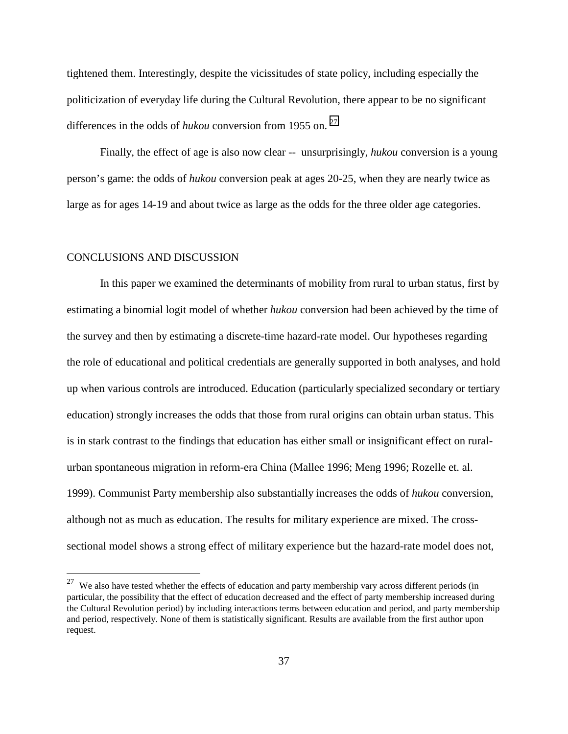tightened them. Interestingly, despite the vicissitudes of state policy, including especially the politicization of everyday life during the Cultural Revolution, there appear to be no significant differences in the odds of *hukou* conversion from 1955 on. [27]

Finally, the effect of age is also now clear -- unsurprisingly, *hukou* conversion is a young person's game: the odds of *hukou* conversion peak at ages 20-25, when they are nearly twice as large as for ages 14-19 and about twice as large as the odds for the three older age categories.

## CONCLUSIONS AND DISCUSSION

In this paper we examined the determinants of mobility from rural to urban status, first by estimating a binomial logit model of whether *hukou* conversion had been achieved by the time of the survey and then by estimating a discrete-time hazard-rate model. Our hypotheses regarding the role of educational and political credentials are generally supported in both analyses, and hold up when various controls are introduced. Education (particularly specialized secondary or tertiary education) strongly increases the odds that those from rural origins can obtain urban status. This is in stark contrast to the findings that education has either small or insignificant effect on rural-urban spontaneous migration in reform-era China (Mallee 1996; Meng 1996; Rozelle et. al. 1999). Communist Party membership also substantially increases the odds of *hukou* conversion, although not as much as education. The results for military experience are mixed. The cross-sectional model shows a strong effect of military experience but the hazard-rate model does not,

---

[27] We also have tested whether the effects of education and party membership vary across different periods (in particular, the possibility that the effect of education decreased and the effect of party membership increased during the Cultural Revolution period) by including interactions terms between education and period, and party membership and period, respectively. None of them is statistically significant. Results are available from the first author upon request.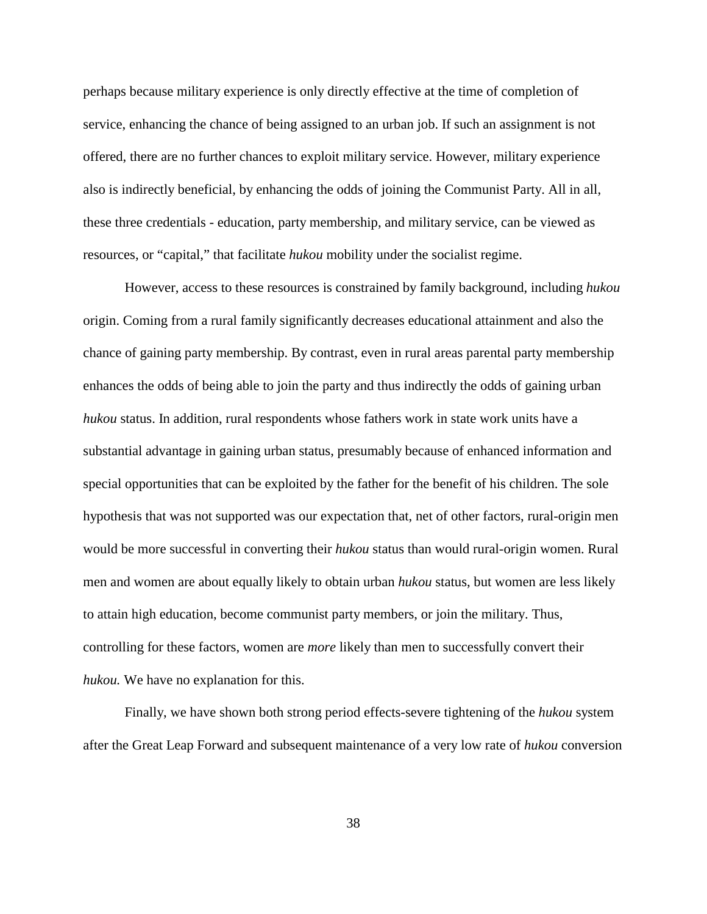perhaps because military experience is only directly effective at the time of completion of service, enhancing the chance of being assigned to an urban job. If such an assignment is not offered, there are no further chances to exploit military service. However, military experience also is indirectly beneficial, by enhancing the odds of joining the Communist Party. All in all, these three credentials - education, party membership, and military service, can be viewed as resources, or "capital," that facilitate *hukou* mobility under the socialist regime.

However, access to these resources is constrained by family background, including *hukou* origin. Coming from a rural family significantly decreases educational attainment and also the chance of gaining party membership. By contrast, even in rural areas parental party membership enhances the odds of being able to join the party and thus indirectly the odds of gaining urban *hukou* status. In addition, rural respondents whose fathers work in state work units have a substantial advantage in gaining urban status, presumably because of enhanced information and special opportunities that can be exploited by the father for the benefit of his children. The sole hypothesis that was not supported was our expectation that, net of other factors, rural-origin men would be more successful in converting their *hukou* status than would rural-origin women. Rural men and women are about equally likely to obtain urban *hukou* status, but women are less likely to attain high education, become communist party members, or join the military. Thus, controlling for these factors, women are *more* likely than men to successfully convert their *hukou.* We have no explanation for this.

Finally, we have shown both strong period effects-severe tightening of the *hukou* system after the Great Leap Forward and subsequent maintenance of a very low rate of *hukou* conversion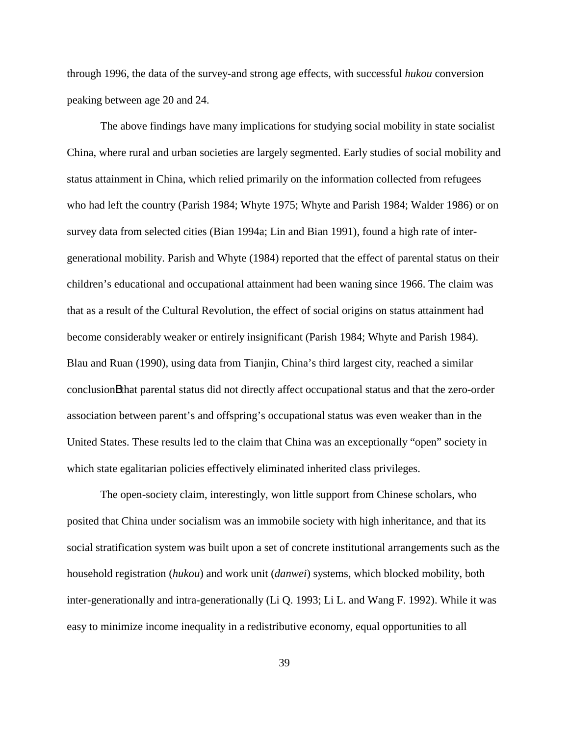through 1996, the data of the survey-and strong age effects, with successful *hukou* conversion peaking between age 20 and 24.

The above findings have many implications for studying social mobility in state socialist China, where rural and urban societies are largely segmented. Early studies of social mobility and status attainment in China, which relied primarily on the information collected from refugees who had left the country (Parish 1984; Whyte 1975; Whyte and Parish 1984; Walder 1986) or on survey data from selected cities (Bian 1994a; Lin and Bian 1991), found a high rate of inter-generational mobility. Parish and Whyte (1984) reported that the effect of parental status on their children's educational and occupational attainment had been waning since 1966. The claim was that as a result of the Cultural Revolution, the effect of social origins on status attainment had become considerably weaker or entirely insignificant (Parish 1984; Whyte and Parish 1984). Blau and Ruan (1990), using data from Tianjin, China's third largest city, reached a similar conclusionBthat parental status did not directly affect occupational status and that the zero-order association between parent's and offspring's occupational status was even weaker than in the United States. These results led to the claim that China was an exceptionally "open" society in which state egalitarian policies effectively eliminated inherited class privileges.

The open-society claim, interestingly, won little support from Chinese scholars, who posited that China under socialism was an immobile society with high inheritance, and that its social stratification system was built upon a set of concrete institutional arrangements such as the household registration (*hukou*) and work unit (*danwei*) systems, which blocked mobility, both inter-generationally and intra-generationally (Li Q. 1993; Li L. and Wang F. 1992). While it was easy to minimize income inequality in a redistributive economy, equal opportunities to all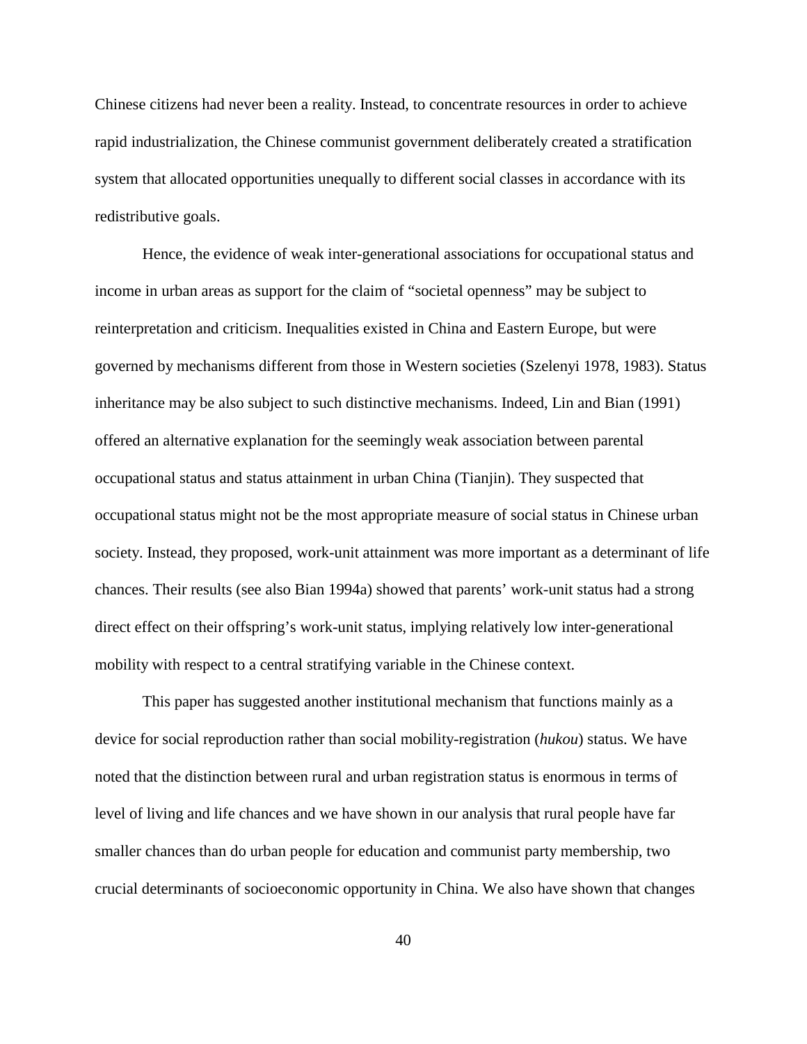Chinese citizens had never been a reality. Instead, to concentrate resources in order to achieve rapid industrialization, the Chinese communist government deliberately created a stratification system that allocated opportunities unequally to different social classes in accordance with its redistributive goals.

Hence, the evidence of weak inter-generational associations for occupational status and income in urban areas as support for the claim of "societal openness" may be subject to reinterpretation and criticism. Inequalities existed in China and Eastern Europe, but were governed by mechanisms different from those in Western societies (Szelenyi 1978, 1983). Status inheritance may be also subject to such distinctive mechanisms. Indeed, Lin and Bian (1991) offered an alternative explanation for the seemingly weak association between parental occupational status and status attainment in urban China (Tianjin). They suspected that occupational status might not be the most appropriate measure of social status in Chinese urban society. Instead, they proposed, work-unit attainment was more important as a determinant of life chances. Their results (see also Bian 1994a) showed that parents' work-unit status had a strong direct effect on their offspring's work-unit status, implying relatively low inter-generational mobility with respect to a central stratifying variable in the Chinese context.

This paper has suggested another institutional mechanism that functions mainly as a device for social reproduction rather than social mobility-registration (*hukou*) status. We have noted that the distinction between rural and urban registration status is enormous in terms of level of living and life chances and we have shown in our analysis that rural people have far smaller chances than do urban people for education and communist party membership, two crucial determinants of socioeconomic opportunity in China. We also have shown that changes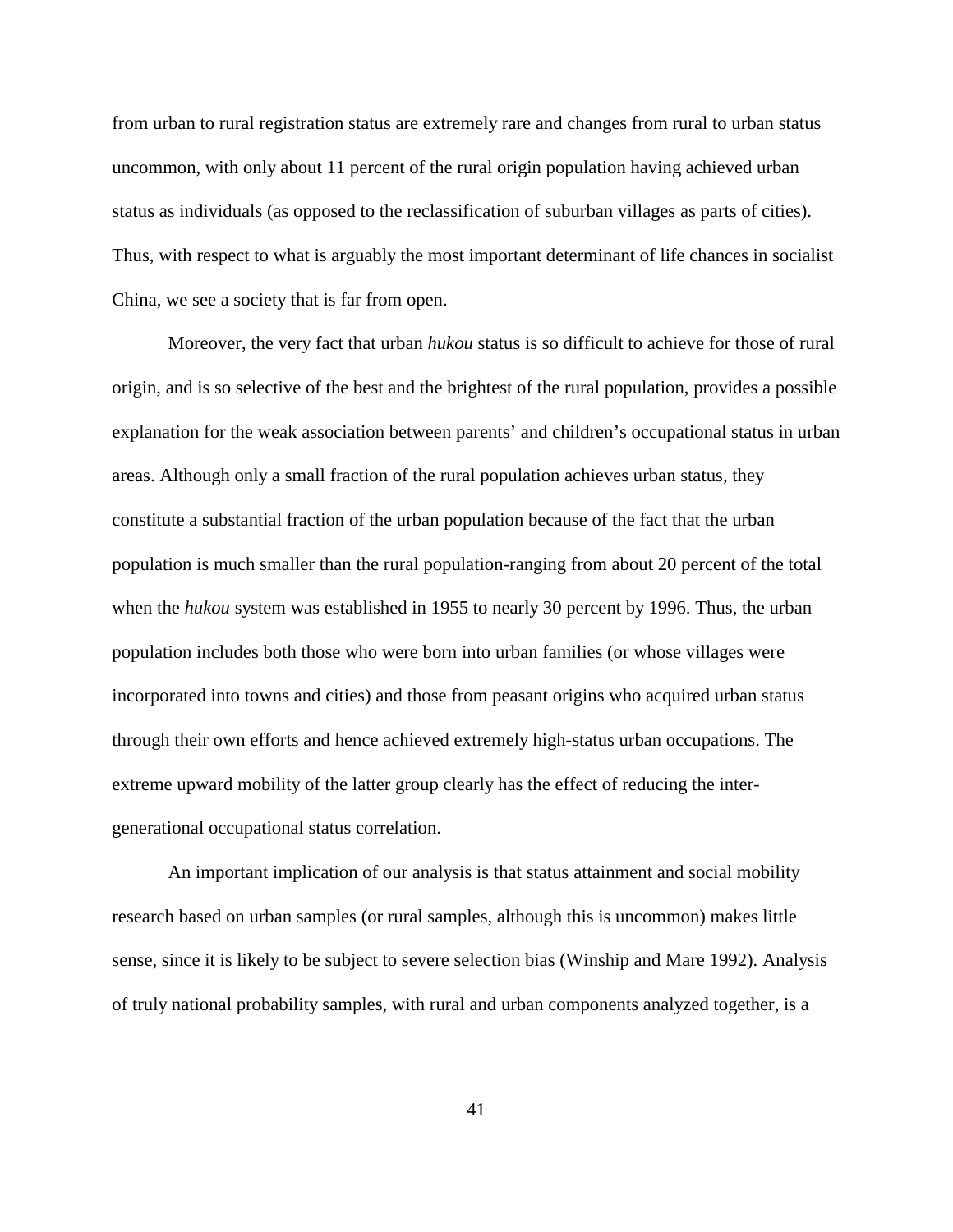from urban to rural registration status are extremely rare and changes from rural to urban status uncommon, with only about 11 percent of the rural origin population having achieved urban status as individuals (as opposed to the reclassification of suburban villages as parts of cities). Thus, with respect to what is arguably the most important determinant of life chances in socialist China, we see a society that is far from open.

Moreover, the very fact that urban *hukou* status is so difficult to achieve for those of rural origin, and is so selective of the best and the brightest of the rural population, provides a possible explanation for the weak association between parents' and children's occupational status in urban areas. Although only a small fraction of the rural population achieves urban status, they constitute a substantial fraction of the urban population because of the fact that the urban population is much smaller than the rural population-ranging from about 20 percent of the total when the *hukou* system was established in 1955 to nearly 30 percent by 1996. Thus, the urban population includes both those who were born into urban families (or whose villages were incorporated into towns and cities) and those from peasant origins who acquired urban status through their own efforts and hence achieved extremely high-status urban occupations. The extreme upward mobility of the latter group clearly has the effect of reducing the inter-generational occupational status correlation.

An important implication of our analysis is that status attainment and social mobility research based on urban samples (or rural samples, although this is uncommon) makes little sense, since it is likely to be subject to severe selection bias (Winship and Mare 1992). Analysis of truly national probability samples, with rural and urban components analyzed together, is a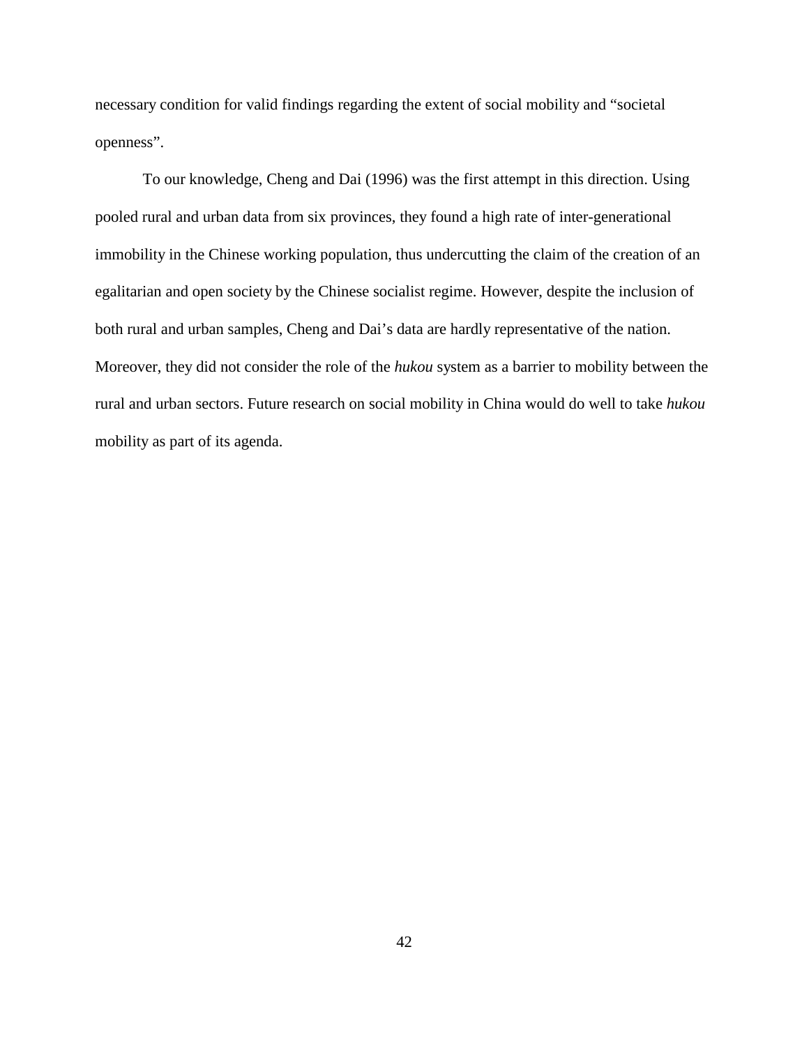necessary condition for valid findings regarding the extent of social mobility and "societal openness".

To our knowledge, Cheng and Dai (1996) was the first attempt in this direction. Using pooled rural and urban data from six provinces, they found a high rate of inter-generational immobility in the Chinese working population, thus undercutting the claim of the creation of an egalitarian and open society by the Chinese socialist regime. However, despite the inclusion of both rural and urban samples, Cheng and Dai's data are hardly representative of the nation. Moreover, they did not consider the role of the *hukou* system as a barrier to mobility between the rural and urban sectors. Future research on social mobility in China would do well to take *hukou* mobility as part of its agenda.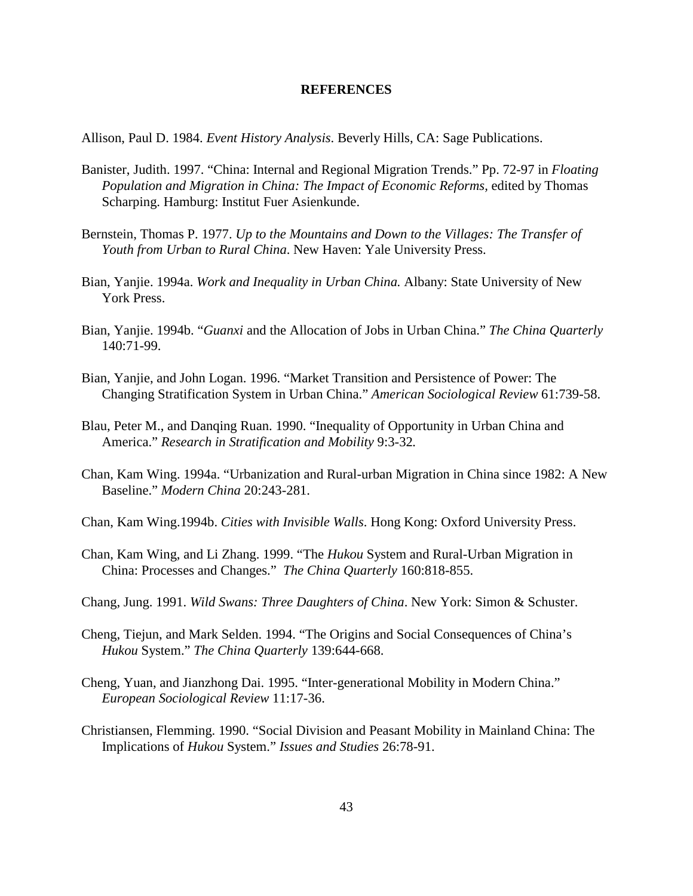# REFERENCES

Allison, Paul D. 1984. *Event History Analysis*. Beverly Hills, CA: Sage Publications.

Banister, Judith. 1997. "China: Internal and Regional Migration Trends." Pp. 72-97 in *Floating Population and Migration in China: The Impact of Economic Reforms*, edited by Thomas Scharping. Hamburg: Institut Fuer Asienkunde.

Bernstein, Thomas P. 1977. *Up to the Mountains and Down to the Villages: The Transfer of Youth from Urban to Rural China*. New Haven: Yale University Press.

Bian, Yanjie. 1994a. *Work and Inequality in Urban China.* Albany: State University of New York Press.

Bian, Yanjie. 1994b. "*Guanxi* and the Allocation of Jobs in Urban China." *The China Quarterly* 140:71-99.

Bian, Yanjie, and John Logan. 1996. "Market Transition and Persistence of Power: The Changing Stratification System in Urban China." *American Sociological Review* 61:739-58.

Blau, Peter M., and Danqing Ruan. 1990. "Inequality of Opportunity in Urban China and America." *Research in Stratification and Mobility* 9:3-32*.*

Chan, Kam Wing. 1994a. "Urbanization and Rural-urban Migration in China since 1982: A New Baseline." *Modern China* 20:243-281.

Chan, Kam Wing.1994b. *Cities with Invisible Walls*. Hong Kong: Oxford University Press.

Chan, Kam Wing, and Li Zhang. 1999. "The *Hukou* System and Rural-Urban Migration in China: Processes and Changes." *The China Quarterly* 160:818-855.

Chang, Jung. 1991. *Wild Swans: Three Daughters of China*. New York: Simon & Schuster.

Cheng, Tiejun, and Mark Selden. 1994. "The Origins and Social Consequences of China's *Hukou* System." *The China Quarterly* 139:644-668.

Cheng, Yuan, and Jianzhong Dai. 1995. "Inter-generational Mobility in Modern China." *European Sociological Review* 11:17-36.

Christiansen, Flemming. 1990. "Social Division and Peasant Mobility in Mainland China: The Implications of *Hukou* System." *Issues and Studies* 26:78-91.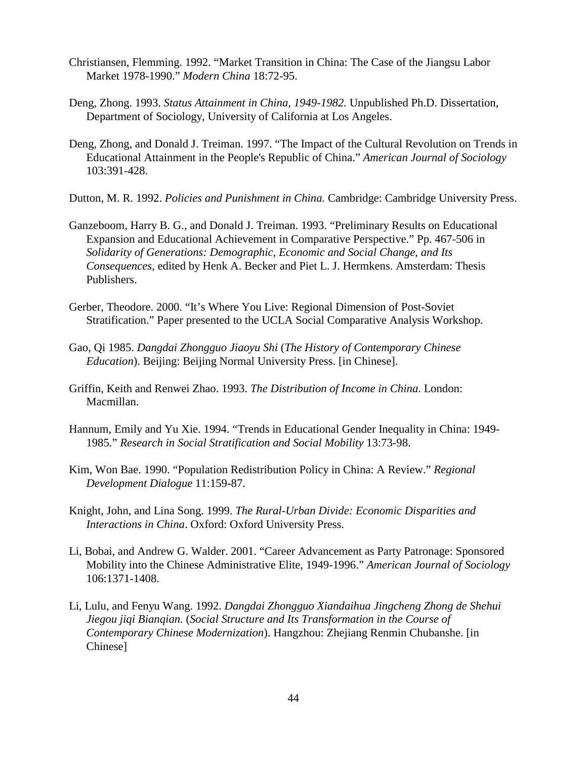Christiansen, Flemming. 1992. “Market Transition in China: The Case of the Jiangsu Labor Market 1978-1990.” *Modern China* 18:72-95.

Deng, Zhong. 1993. *Status Attainment in China, 1949-1982.* Unpublished Ph.D. Dissertation, Department of Sociology, University of California at Los Angeles.

Deng, Zhong, and Donald J. Treiman. 1997. “The Impact of the Cultural Revolution on Trends in Educational Attainment in the People's Republic of China.” *American Journal of Sociology* 103:391-428.

Dutton, M. R. 1992. *Policies and Punishment in China.* Cambridge: Cambridge University Press.

Ganzeboom, Harry B. G., and Donald J. Treiman. 1993. “Preliminary Results on Educational Expansion and Educational Achievement in Comparative Perspective.” Pp. 467-506 in *Solidarity of Generations: Demographic, Economic and Social Change, and Its Consequences*, edited by Henk A. Becker and Piet L. J. Hermkens. Amsterdam: Thesis Publishers.

Gerber, Theodore. 2000. “It’s Where You Live: Regional Dimension of Post-Soviet Stratification.” Paper presented to the UCLA Social Comparative Analysis Workshop.

Gao, Qi 1985. *Dangdai Zhongguo Jiaoyu Shi* (*The History of Contemporary Chinese Education*). Beijing: Beijing Normal University Press. [in Chinese].

Griffin, Keith and Renwei Zhao. 1993. *The Distribution of Income in China*. London: Macmillan.

Hannum, Emily and Yu Xie. 1994. “Trends in Educational Gender Inequality in China: 1949-1985.” *Research in Social Stratification and Social Mobility* 13:73-98.

Kim, Won Bae. 1990. “Population Redistribution Policy in China: A Review.” *Regional Development Dialogue* 11:159-87.

Knight, John, and Lina Song. 1999. *The Rural-Urban Divide: Economic Disparities and Interactions in China*. Oxford: Oxford University Press.

Li, Bobai, and Andrew G. Walder. 2001. “Career Advancement as Party Patronage: Sponsored Mobility into the Chinese Administrative Elite, 1949-1996.” *American Journal of Sociology* 106:1371-1408.

Li, Lulu, and Fenyu Wang. 1992. *Dangdai Zhongguo Xiandaihua Jingcheng Zhong de Shehui Jiegou jiqi Bianqian.* (*Social Structure and Its Transformation in the Course of Contemporary Chinese Modernization*). Hangzhou: Zhejiang Renmin Chubanshe. [in Chinese]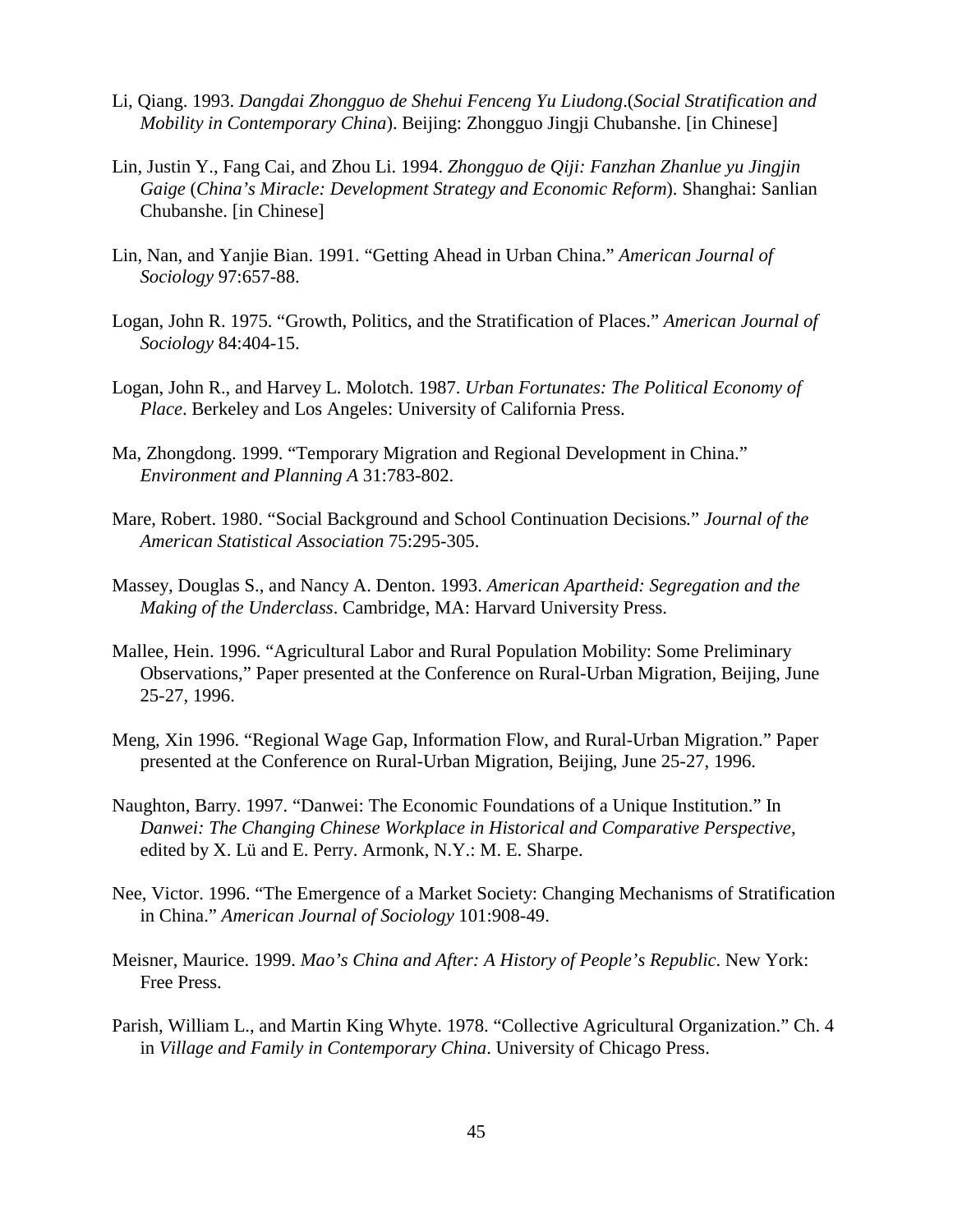Li, Qiang. 1993. *Dangdai Zhongguo de Shehui Fenceng Yu Liudong*.(*Social Stratification and Mobility in Contemporary China*). Beijing: Zhongguo Jingji Chubanshe. [in Chinese]

Lin, Justin Y., Fang Cai, and Zhou Li. 1994. *Zhongguo de Qiji: Fanzhan Zhanlue yu Jingjin Gaige* (*China's Miracle: Development Strategy and Economic Reform*). Shanghai: Sanlian Chubanshe. [in Chinese]

Lin, Nan, and Yanjie Bian. 1991. "Getting Ahead in Urban China." *American Journal of Sociology* 97:657-88.

Logan, John R. 1975. "Growth, Politics, and the Stratification of Places." *American Journal of Sociology* 84:404-15.

Logan, John R., and Harvey L. Molotch. 1987. *Urban Fortunates: The Political Economy of Place*. Berkeley and Los Angeles: University of California Press.

Ma, Zhongdong. 1999. "Temporary Migration and Regional Development in China." *Environment and Planning A* 31:783-802.

Mare, Robert. 1980. "Social Background and School Continuation Decisions." *Journal of the American Statistical Association* 75:295-305.

Massey, Douglas S., and Nancy A. Denton. 1993. *American Apartheid: Segregation and the Making of the Underclass*. Cambridge, MA: Harvard University Press.

Mallee, Hein. 1996. "Agricultural Labor and Rural Population Mobility: Some Preliminary Observations," Paper presented at the Conference on Rural-Urban Migration, Beijing, June 25-27, 1996.

Meng, Xin 1996. "Regional Wage Gap, Information Flow, and Rural-Urban Migration." Paper presented at the Conference on Rural-Urban Migration, Beijing, June 25-27, 1996.

Naughton, Barry. 1997. "Danwei: The Economic Foundations of a Unique Institution." In *Danwei: The Changing Chinese Workplace in Historical and Comparative Perspective*, edited by X. Lü and E. Perry. Armonk, N.Y.: M. E. Sharpe.

Nee, Victor. 1996. "The Emergence of a Market Society: Changing Mechanisms of Stratification in China." *American Journal of Sociology* 101:908-49.

Meisner, Maurice. 1999. *Mao's China and After: A History of People's Republic*. New York: Free Press.

Parish, William L., and Martin King Whyte. 1978. "Collective Agricultural Organization." Ch. 4 in *Village and Family in Contemporary China*. University of Chicago Press.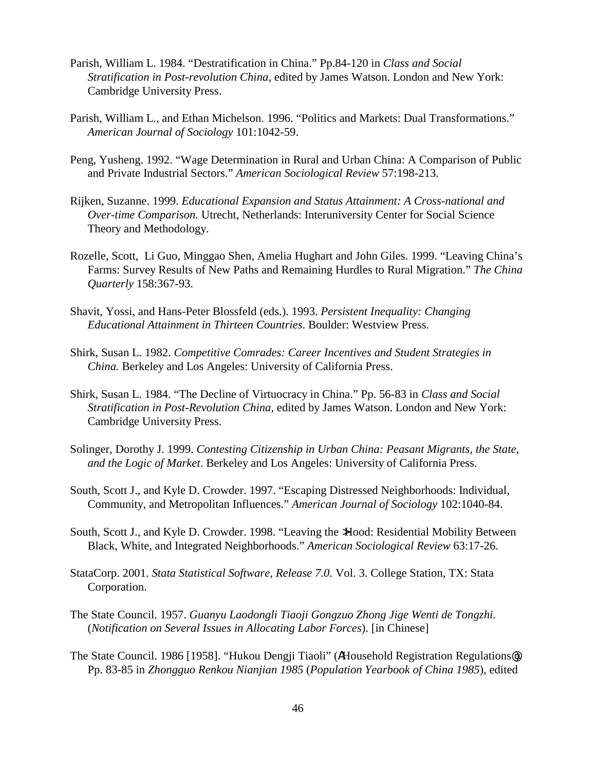Parish, William L. 1984. "Destratification in China." Pp.84-120 in *Class and Social Stratification in Post-revolution China*, edited by James Watson. London and New York: Cambridge University Press.

Parish, William L., and Ethan Michelson. 1996. "Politics and Markets: Dual Transformations." *American Journal of Sociology* 101:1042-59.

Peng, Yusheng. 1992. "Wage Determination in Rural and Urban China: A Comparison of Public and Private Industrial Sectors." *American Sociological Review* 57:198-213.

Rijken, Suzanne. 1999. *Educational Expansion and Status Attainment: A Cross-national and Over-time Comparison.* Utrecht, Netherlands: Interuniversity Center for Social Science Theory and Methodology.

Rozelle, Scott, Li Guo, Minggao Shen, Amelia Hughart and John Giles. 1999. "Leaving China's Farms: Survey Results of New Paths and Remaining Hurdles to Rural Migration." *The China Quarterly* 158:367-93.

Shavit, Yossi, and Hans-Peter Blossfeld (eds.). 1993. *Persistent Inequality: Changing Educational Attainment in Thirteen Countries*. Boulder: Westview Press.

Shirk, Susan L. 1982. *Competitive Comrades: Career Incentives and Student Strategies in China.* Berkeley and Los Angeles: University of California Press.

Shirk, Susan L. 1984. "The Decline of Virtuocracy in China." Pp. 56-83 in *Class and Social Stratification in Post-Revolution China*, edited by James Watson. London and New York: Cambridge University Press.

Solinger, Dorothy J. 1999. *Contesting Citizenship in Urban China: Peasant Migrants, the State, and the Logic of Market*. Berkeley and Los Angeles: University of California Press.

South, Scott J., and Kyle D. Crowder. 1997. "Escaping Distressed Neighborhoods: Individual, Community, and Metropolitan Influences." *American Journal of Sociology* 102:1040-84.

South, Scott J., and Kyle D. Crowder. 1998. "Leaving the >Hood: Residential Mobility Between Black, White, and Integrated Neighborhoods." *American Sociological Review* 63:17-26.

StataCorp. 2001. *Stata Statistical Software, Release 7.0.* Vol. 3. College Station, TX: Stata Corporation.

The State Council. 1957. *Guanyu Laodongli Tiaoji Gongzuo Zhong Jige Wenti de Tongzhi*. (*Notification on Several Issues in Allocating Labor Forces*). [in Chinese]

The State Council. 1986 [1958]. "Hukou Dengji Tiaoli" (AHousehold Registration Regulations@). Pp. 83-85 in *Zhongguo Renkou Nianjian 1985* (*Population Yearbook of China 1985*), edited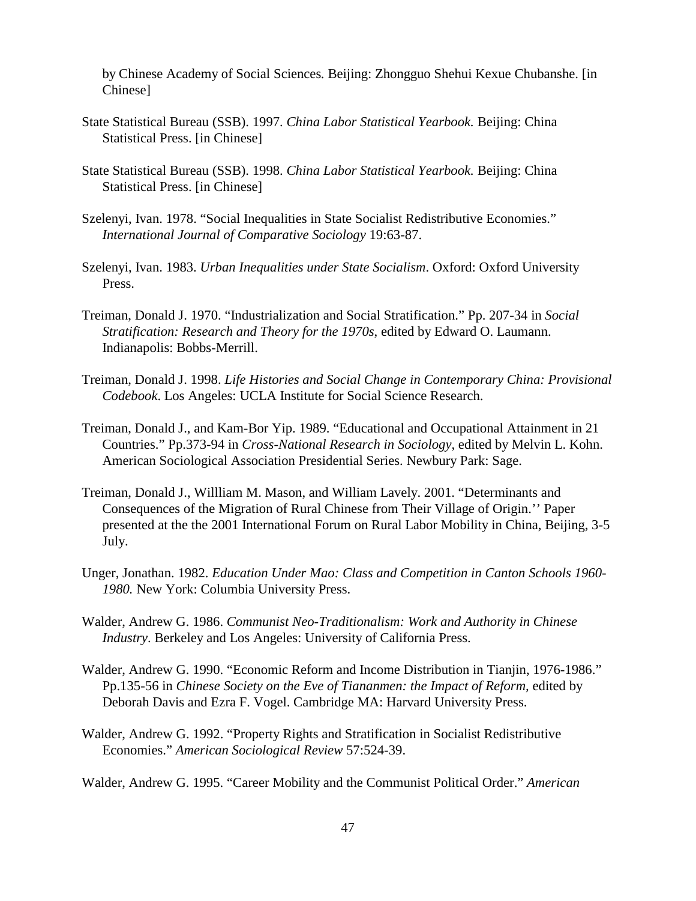by Chinese Academy of Social Sciences. Beijing: Zhongguo Shehui Kexue Chubanshe. [in Chinese]

State Statistical Bureau (SSB). 1997. *China Labor Statistical Yearbook.* Beijing: China Statistical Press. [in Chinese]

State Statistical Bureau (SSB). 1998. *China Labor Statistical Yearbook.* Beijing: China Statistical Press. [in Chinese]

Szelenyi, Ivan. 1978. "Social Inequalities in State Socialist Redistributive Economies." *International Journal of Comparative Sociology* 19:63-87.

Szelenyi, Ivan. 1983. *Urban Inequalities under State Socialism*. Oxford: Oxford University Press.

Treiman, Donald J. 1970. "Industrialization and Social Stratification." Pp. 207-34 in *Social Stratification: Research and Theory for the 1970s*, edited by Edward O. Laumann. Indianapolis: Bobbs-Merrill.

Treiman, Donald J. 1998. *Life Histories and Social Change in Contemporary China: Provisional Codebook*. Los Angeles: UCLA Institute for Social Science Research.

Treiman, Donald J., and Kam-Bor Yip. 1989. "Educational and Occupational Attainment in 21 Countries." Pp.373-94 in *Cross-National Research in Sociology*, edited by Melvin L. Kohn. American Sociological Association Presidential Series. Newbury Park: Sage.

Treiman, Donald J., Willliam M. Mason, and William Lavely. 2001. "Determinants and Consequences of the Migration of Rural Chinese from Their Village of Origin.'' Paper presented at the the 2001 International Forum on Rural Labor Mobility in China, Beijing, 3-5 July.

Unger, Jonathan. 1982. *Education Under Mao: Class and Competition in Canton Schools 1960-1980.* New York: Columbia University Press.

Walder, Andrew G. 1986. *Communist Neo-Traditionalism: Work and Authority in Chinese Industry*. Berkeley and Los Angeles: University of California Press.

Walder, Andrew G. 1990. "Economic Reform and Income Distribution in Tianjin, 1976-1986." Pp.135-56 in *Chinese Society on the Eve of Tiananmen: the Impact of Reform*, edited by Deborah Davis and Ezra F. Vogel. Cambridge MA: Harvard University Press.

Walder, Andrew G. 1992. "Property Rights and Stratification in Socialist Redistributive Economies." *American Sociological Review* 57:524-39.

Walder, Andrew G. 1995. "Career Mobility and the Communist Political Order." *American*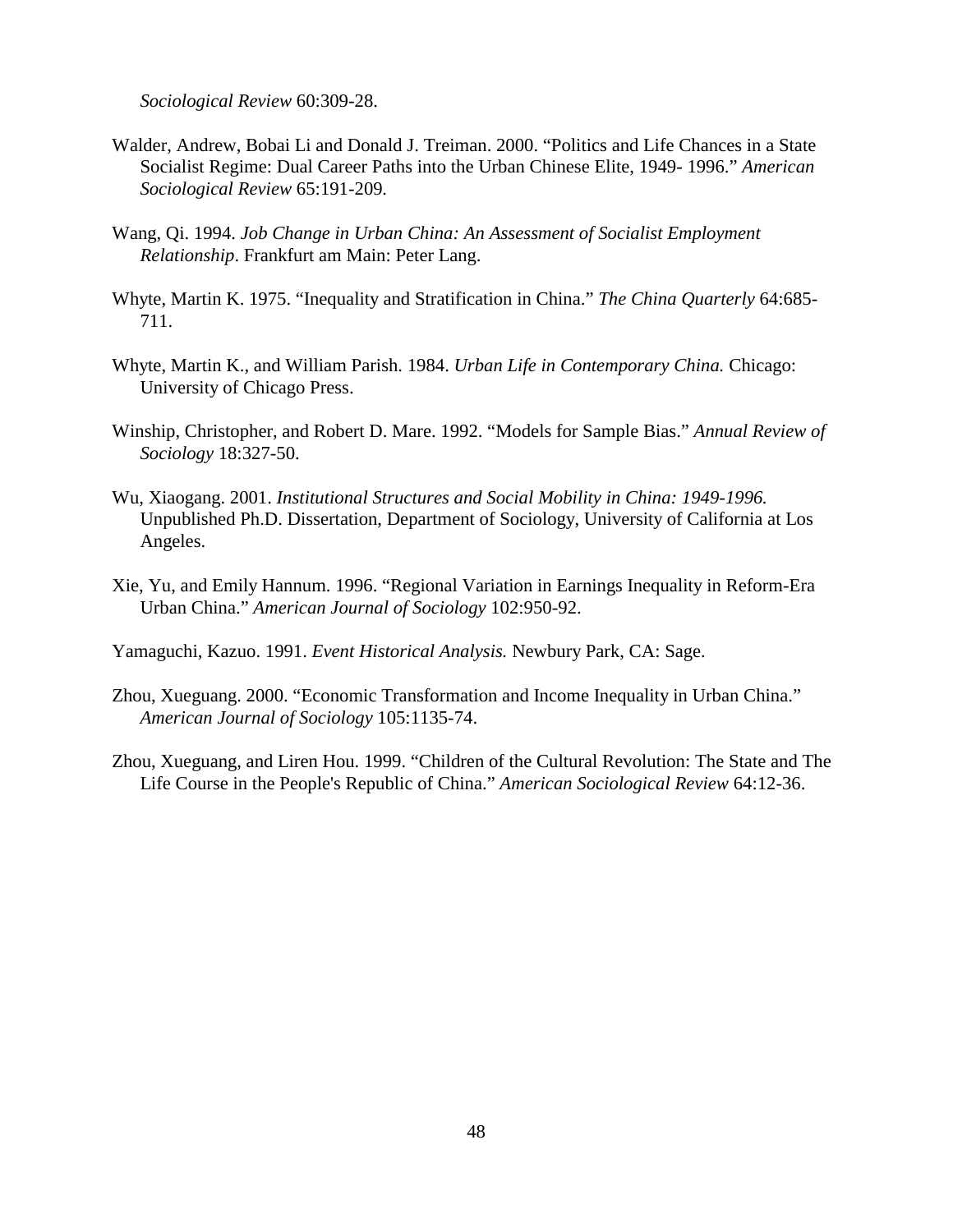*Sociological Review* 60:309-28.

Walder, Andrew, Bobai Li and Donald J. Treiman. 2000. “Politics and Life Chances in a State Socialist Regime: Dual Career Paths into the Urban Chinese Elite, 1949- 1996.” *American Sociological Review* 65:191-209.

Wang, Qi. 1994. *Job Change in Urban China: An Assessment of Socialist Employment Relationship*. Frankfurt am Main: Peter Lang.

Whyte, Martin K. 1975. “Inequality and Stratification in China.” *The China Quarterly* 64:685-711.

Whyte, Martin K., and William Parish. 1984. *Urban Life in Contemporary China.* Chicago: University of Chicago Press.

Winship, Christopher, and Robert D. Mare. 1992. “Models for Sample Bias.” *Annual Review of Sociology* 18:327-50.

Wu, Xiaogang. 2001. *Institutional Structures and Social Mobility in China: 1949-1996.* Unpublished Ph.D. Dissertation, Department of Sociology, University of California at Los Angeles.

Xie, Yu, and Emily Hannum. 1996. “Regional Variation in Earnings Inequality in Reform-Era Urban China.” *American Journal of Sociology* 102:950-92.

Yamaguchi, Kazuo. 1991. *Event Historical Analysis.* Newbury Park, CA: Sage.

Zhou, Xueguang. 2000. “Economic Transformation and Income Inequality in Urban China.” *American Journal of Sociology* 105:1135-74.

Zhou, Xueguang, and Liren Hou. 1999. “Children of the Cultural Revolution: The State and The Life Course in the People's Republic of China.” *American Sociological Review* 64:12-36.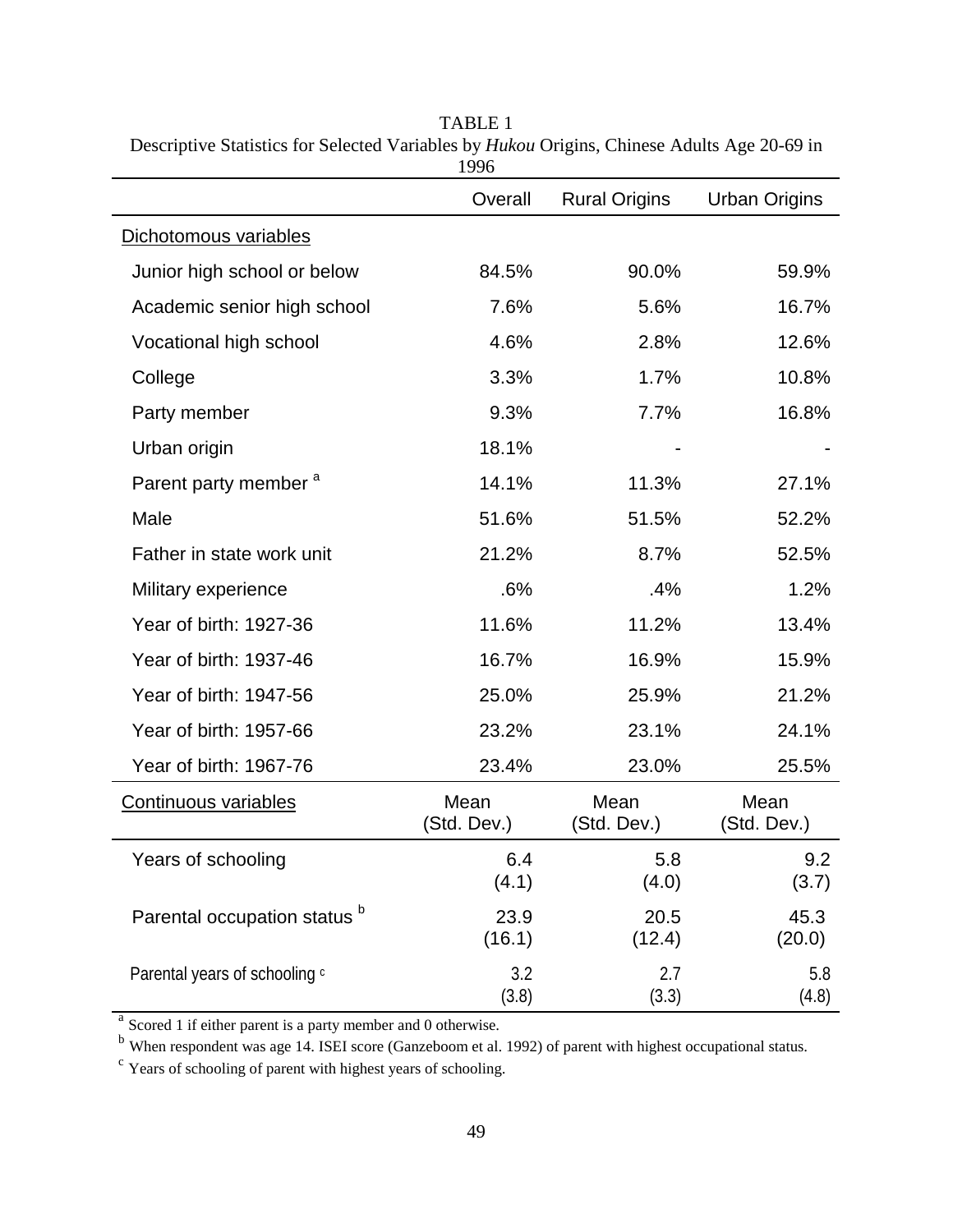TABLE 1

Descriptive Statistics for Selected Variables by *Hukou* Origins, Chinese Adults Age 20-69 in 1996

| | Overall | Rural Origins | Urban Origins |
|---|---|---|---|
| Dichotomous variables | | | |
| Junior high school or below | 84.5% | 90.0% | 59.9% |
| Academic senior high school | 7.6% | 5.6% | 16.7% |
| Vocational high school | 4.6% | 2.8% | 12.6% |
| College | 3.3% | 1.7% | 10.8% |
| Party member | 9.3% | 7.7% | 16.8% |
| Urban origin | 18.1% | - | - |
| Parent party member [a] | 14.1% | 11.3% | 27.1% |
| Male | 51.6% | 51.5% | 52.2% |
| Father in state work unit | 21.2% | 8.7% | 52.5% |
| Military experience | .6% | .4% | 1.2% |
| Year of birth: 1927-36 | 11.6% | 11.2% | 13.4% |
| Year of birth: 1937-46 | 16.7% | 16.9% | 15.9% |
| Year of birth: 1947-56 | 25.0% | 25.9% | 21.2% |
| Year of birth: 1957-66 | 23.2% | 23.1% | 24.1% |
| Year of birth: 1967-76 | 23.4% | 23.0% | 25.5% |
| Continuous variables | Mean (Std. Dev.) | Mean (Std. Dev.) | Mean (Std. Dev.) |
| Years of schooling | 6.4 (4.1) | 5.8 (4.0) | 9.2 (3.7) |
| Parental occupation status [b] | 23.9 (16.1) | 20.5 (12.4) | 45.3 (20.0) |
| Parental years of schooling [c] | 3.2 (3.8) | 2.7 (3.3) | 5.8 (4.8) |

[a] Scored 1 if either parent is a party member and 0 otherwise.

[b] When respondent was age 14. ISEI score (Ganzeboom et al. 1992) of parent with highest occupational status.

[c] Years of schooling of parent with highest years of schooling.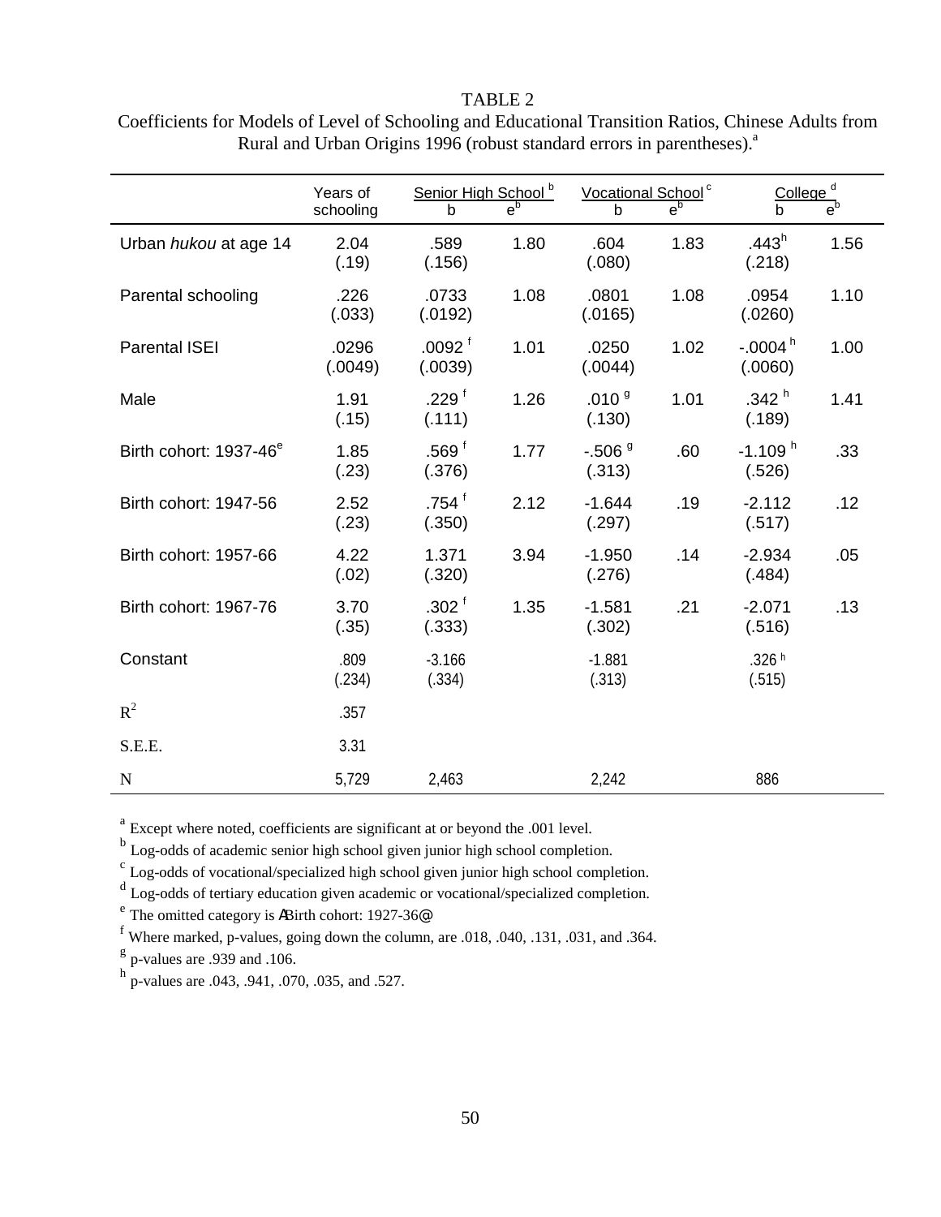TABLE 2

Coefficients for Models of Level of Schooling and Educational Transition Ratios, Chinese Adults from Rural and Urban Origins 1996 (robust standard errors in parentheses).[a]

| | Years of schooling | Senior High School [b] | | Vocational School [c] | | College [d] | |
|---|---|---|---|---|---|---|---|
| | | b | $e^b$ | b | $e^b$ | b | $e^b$ |
| Urban *hukou* at age 14 | 2.04 (.19) | .589 (.156) | 1.80 | .604 (.080) | 1.83 | .443[h] (.218) | 1.56 |
| Parental schooling | .226 (.033) | .0733 (.0192) | 1.08 | .0801 (.0165) | 1.08 | .0954 (.0260) | 1.10 |
| Parental ISEI | .0296 (.0049) | .0092 [f] (.0039) | 1.01 | .0250 (.0044) | 1.02 | -.0004 [h] (.0060) | 1.00 |
| Male | 1.91 (.15) | .229 [f] (.111) | 1.26 | .010 [g] (.130) | 1.01 | .342 [h] (.189) | 1.41 |
| Birth cohort: 1937-46[e] | 1.85 (.23) | .569 [f] (.376) | 1.77 | -.506 [g] (.313) | .60 | -1.109 [h] (.526) | .33 |
| Birth cohort: 1947-56 | 2.52 (.23) | .754 [f] (.350) | 2.12 | -1.644 (.297) | .19 | -2.112 (.517) | .12 |
| Birth cohort: 1957-66 | 4.22 (.02) | 1.371 (.320) | 3.94 | -1.950 (.276) | .14 | -2.934 (.484) | .05 |
| Birth cohort: 1967-76 | 3.70 (.35) | .302 [f] (.333) | 1.35 | -1.581 (.302) | .21 | -2.071 (.516) | .13 |
| Constant | .809 (.234) | -3.166 (.334) | | -1.881 (.313) | | .326 [h] (.515) | |
| $R^2$ | .357 | | | | | | |
| S.E.E. | 3.31 | | | | | | |
| N | 5,729 | 2,463 | | 2,242 | | 886 | |

[a] Except where noted, coefficients are significant at or beyond the .001 level.

[b] Log-odds of academic senior high school given junior high school completion.

[c] Log-odds of vocational/specialized high school given junior high school completion.

[d] Log-odds of tertiary education given academic or vocational/specialized completion.

[e] The omitted category is ABirth cohort: 1927-36@

[f] Where marked, p-values, going down the column, are .018, .040, .131, .031, and .364.

[g] p-values are .939 and .106.

[h] p-values are .043, .941, .070, .035, and .527.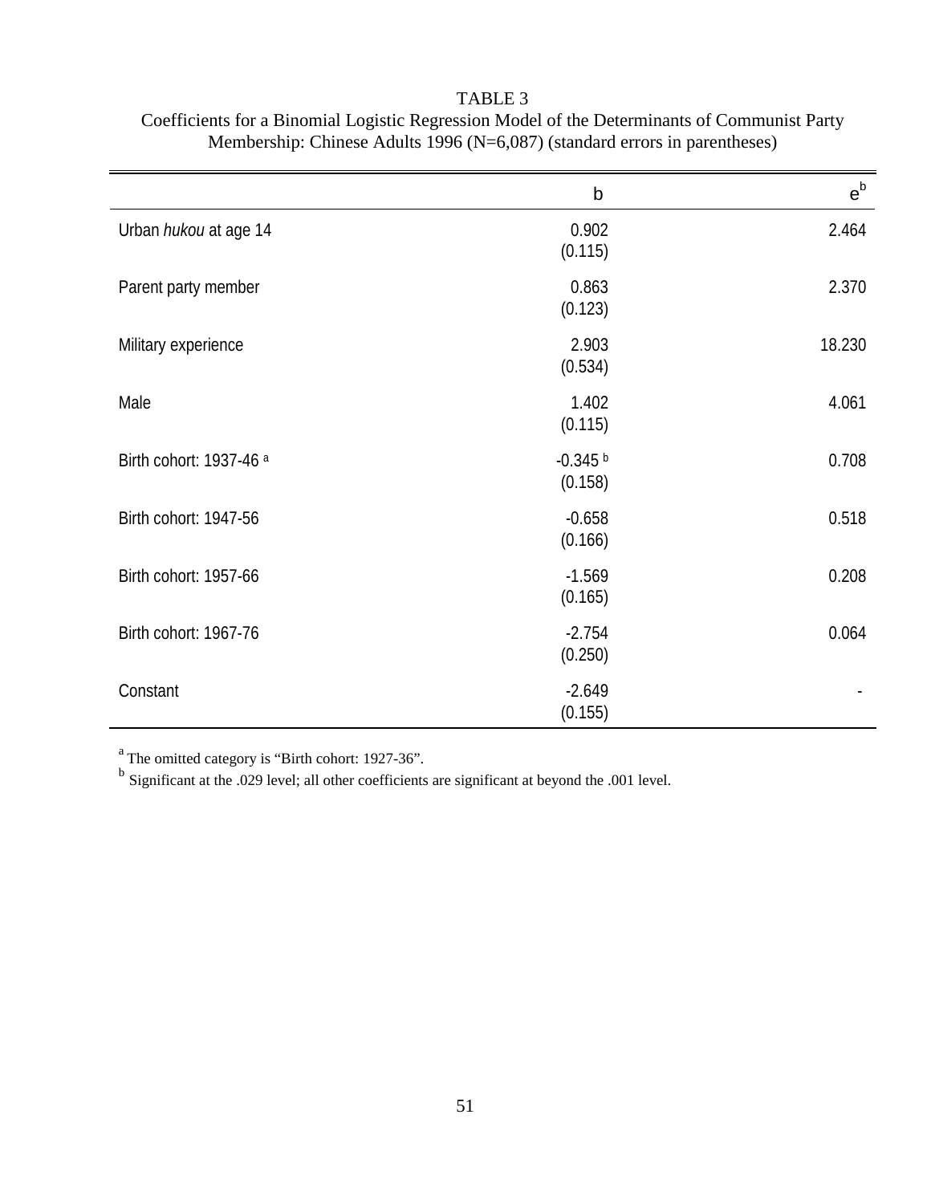TABLE 3

Coefficients for a Binomial Logistic Regression Model of the Determinants of Communist Party Membership: Chinese Adults 1996 (N=6,087) (standard errors in parentheses)

| | b | $e^b$ |
|---|---|---|
| Urban *hukou* at age 14 | 0.902 (0.115) | 2.464 |
| Parent party member | 0.863 (0.123) | 2.370 |
| Military experience | 2.903 (0.534) | 18.230 |
| Male | 1.402 (0.115) | 4.061 |
| Birth cohort: 1937-46 [a] | -0.345 [b] (0.158) | 0.708 |
| Birth cohort: 1947-56 | -0.658 (0.166) | 0.518 |
| Birth cohort: 1957-66 | -1.569 (0.165) | 0.208 |
| Birth cohort: 1967-76 | -2.754 (0.250) | 0.064 |
| Constant | -2.649 (0.155) | - |

[a] The omitted category is "Birth cohort: 1927-36".
[b] Significant at the .029 level; all other coefficients are significant at beyond the .001 level.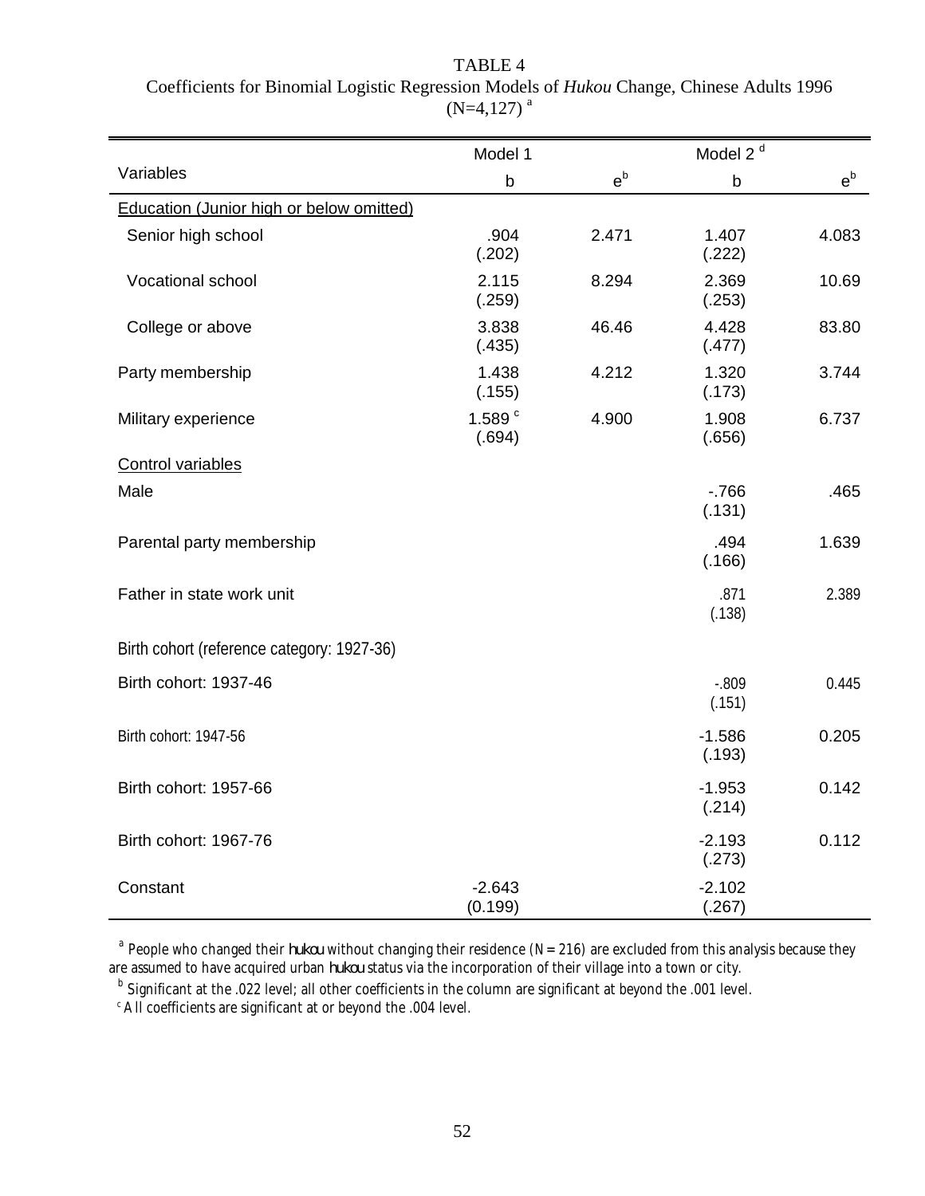TABLE 4

Coefficients for Binomial Logistic Regression Models of *Hukou* Change, Chinese Adults 1996 (N=4,127) [a]

| Variables | Model 1 | | Model 2 [d] | |
|---|---|---|---|---|
| | b | $e^b$ | b | $e^b$ |
| Education (Junior high or below omitted) | | | | |
| Senior high school | .904 (.202) | 2.471 | 1.407 (.222) | 4.083 |
| Vocational school | 2.115 (.259) | 8.294 | 2.369 (.253) | 10.69 |
| College or above | 3.838 (.435) | 46.46 | 4.428 (.477) | 83.80 |
| Party membership | 1.438 (.155) | 4.212 | 1.320 (.173) | 3.744 |
| Military experience | 1.589 [c] (.694) | 4.900 | 1.908 (.656) | 6.737 |
| Control variables | | | | |
| Male | | | -.766 (.131) | .465 |
| Parental party membership | | | .494 (.166) | 1.639 |
| Father in state work unit | | | .871 (.138) | 2.389 |
| Birth cohort (reference category: 1927-36) | | | | |
| Birth cohort: 1937-46 | | | -.809 (.151) | 0.445 |
| Birth cohort: 1947-56 | | | -1.586 (.193) | 0.205 |
| Birth cohort: 1957-66 | | | -1.953 (.214) | 0.142 |
| Birth cohort: 1967-76 | | | -2.193 (.273) | 0.112 |
| Constant | -2.643 (0.199) | | -2.102 (.267) | |

[a] People who changed their *hukou* without changing their residence (N = 216) are excluded from this analysis because they are assumed to have acquired urban *hukou* status via the incorporation of their village into a town or city.

[b] Significant at the .022 level; all other coefficients in the column are significant at beyond the .001 level.

[c] All coefficients are significant at or beyond the .004 level.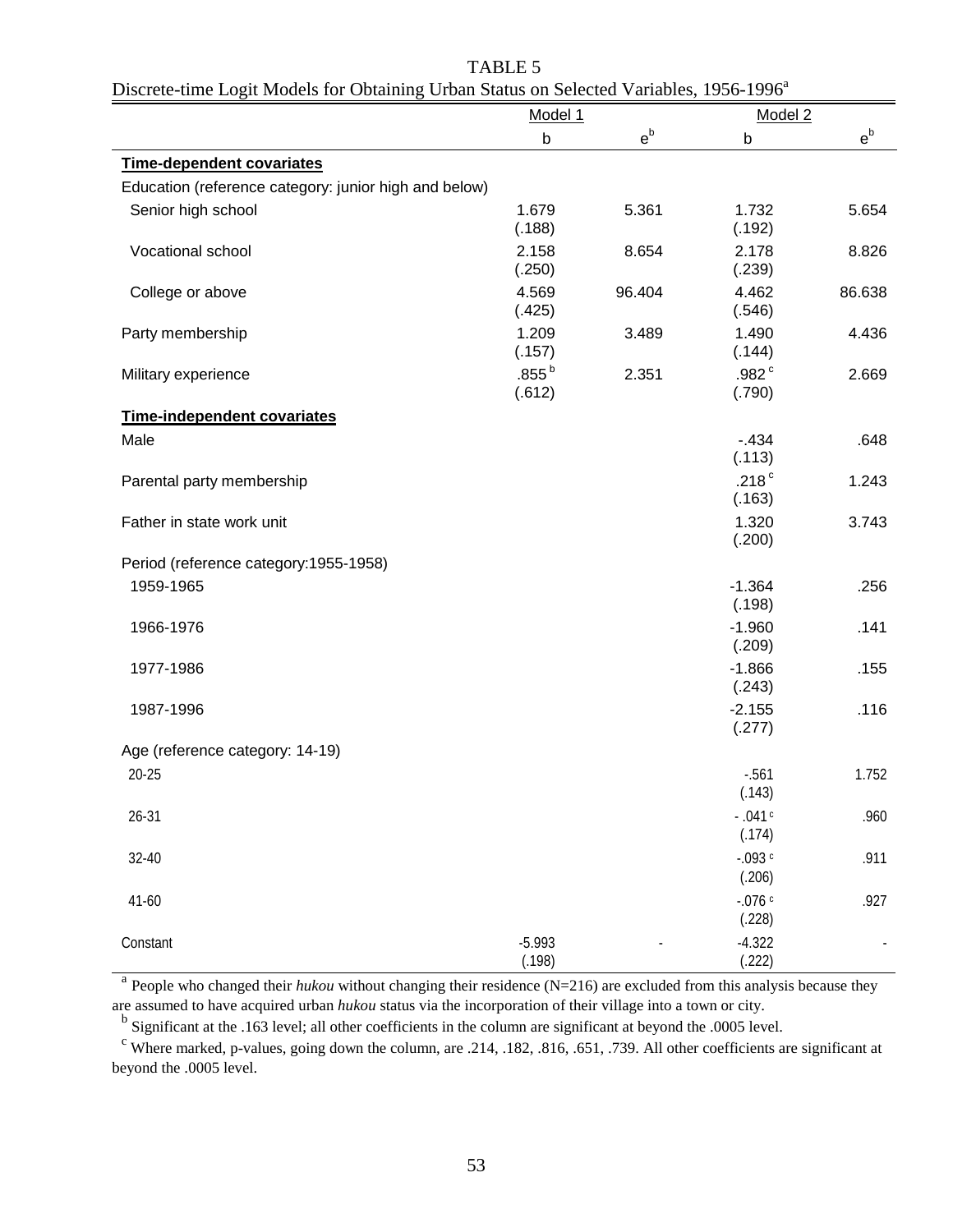TABLE 5

Discrete-time Logit Models for Obtaining Urban Status on Selected Variables, 1956-1996[a]

| | Model 1 | | Model 2 | |
|---|---|---|---|---|
| | b | $e^b$ | b | $e^b$ |
| **Time-dependent covariates** | | | | |
| Education (reference category: junior high and below) | | | | |
| Senior high school | 1.679 (.188) | 5.361 | 1.732 (.192) | 5.654 |
| Vocational school | 2.158 (.250) | 8.654 | 2.178 (.239) | 8.826 |
| College or above | 4.569 (.425) | 96.404 | 4.462 (.546) | 86.638 |
| Party membership | 1.209 (.157) | 3.489 | 1.490 (.144) | 4.436 |
| Military experience | .855[b] (.612) | 2.351 | .982[c] (.790) | 2.669 |
| **Time-independent covariates** | | | | |
| Male | | | -.434 (.113) | .648 |
| Parental party membership | | | .218[c] (.163) | 1.243 |
| Father in state work unit | | | 1.320 (.200) | 3.743 |
| Period (reference category:1955-1958) | | | | |
| 1959-1965 | | | -1.364 (.198) | .256 |
| 1966-1976 | | | -1.960 (.209) | .141 |
| 1977-1986 | | | -1.866 (.243) | .155 |
| 1987-1996 | | | -2.155 (.277) | .116 |
| Age (reference category: 14-19) | | | | |
| 20-25 | | | -.561 (.143) | 1.752 |
| 26-31 | | | - .041[c] (.174) | .960 |
| 32-40 | | | -.093[c] (.206) | .911 |
| 41-60 | | | -.076[c] (.228) | .927 |
| Constant | -5.993 (.198) | - | -4.322 (.222) | - |

[a] People who changed their *hukou* without changing their residence (N=216) are excluded from this analysis because they are assumed to have acquired urban *hukou* status via the incorporation of their village into a town or city.

[b] Significant at the .163 level; all other coefficients in the column are significant at beyond the .0005 level.

[c] Where marked, p-values, going down the column, are .214, .182, .816, .651, .739. All other coefficients are significant at beyond the .0005 level.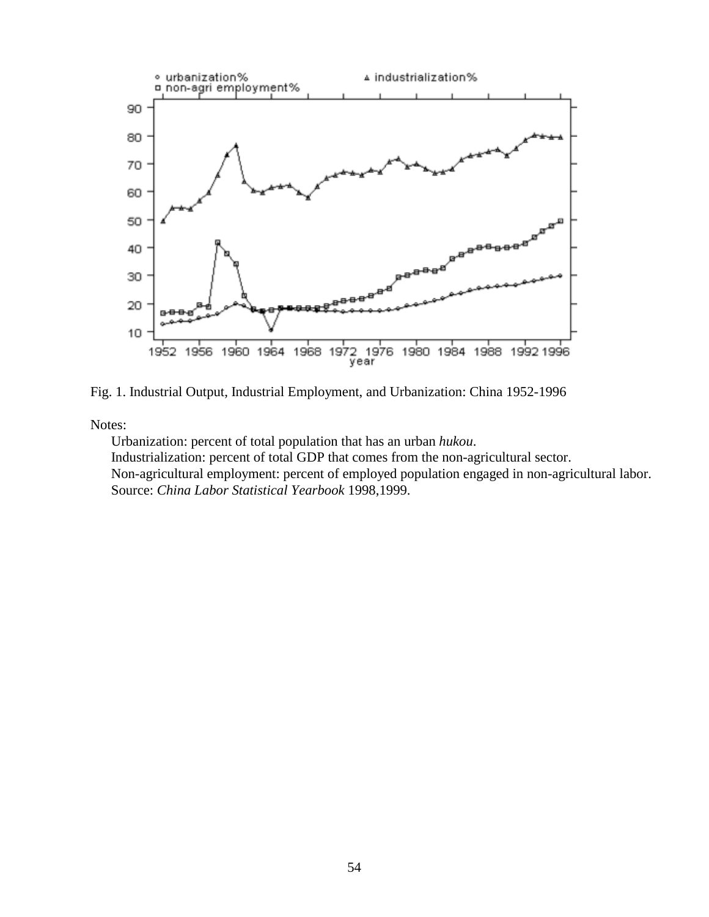Fig. 1. Industrial Output, Industrial Employment, and Urbanization: China 1952-1996

Notes:

Urbanization: percent of total population that has an urban *hukou*.

Industrialization: percent of total GDP that comes from the non-agricultural sector.

Non-agricultural employment: percent of employed population engaged in non-agricultural labor.

Source: *China Labor Statistical Yearbook* 1998,1999.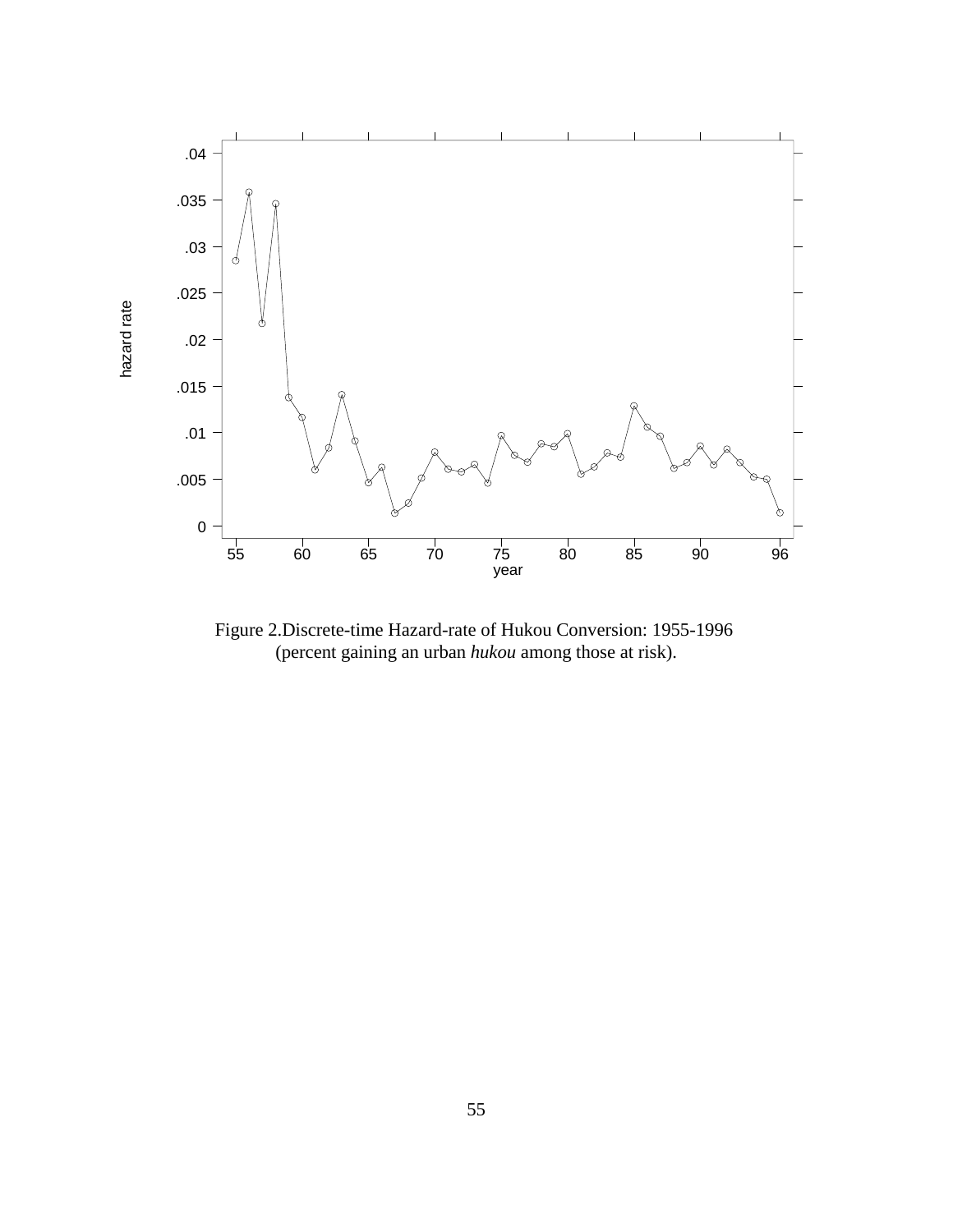.04

.035

.03

.025

.02

.015

.01

.005

0

hazard rate

55 60 65 70 75 80 85 90 96

year

Figure 2.Discrete-time Hazard-rate of Hukou Conversion: 1955-1996
(percent gaining an urban *hukou* among those at risk).